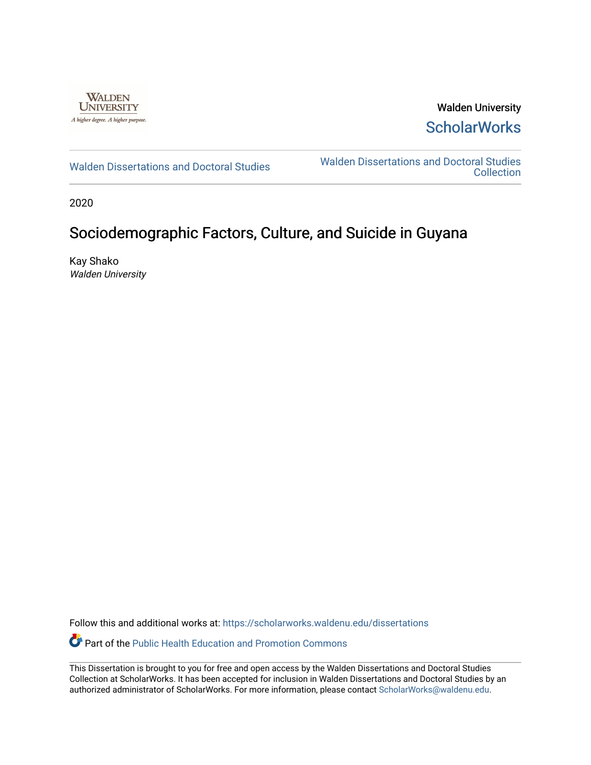Walden University

ScholarWorks

Walden Dissertations and Doctoral Studies

Walden Dissertations and Doctoral Studies Collection

2020

# Sociodemographic Factors, Culture, and Suicide in Guyana

Kay Shako
*Walden University*

Follow this and additional works at: https://scholarworks.waldenu.edu/dissertations

Part of the Public Health Education and Promotion Commons

This Dissertation is brought to you for free and open access by the Walden Dissertations and Doctoral Studies Collection at ScholarWorks. It has been accepted for inclusion in Walden Dissertations and Doctoral Studies by an authorized administrator of ScholarWorks. For more information, please contact ScholarWorks@waldenu.edu.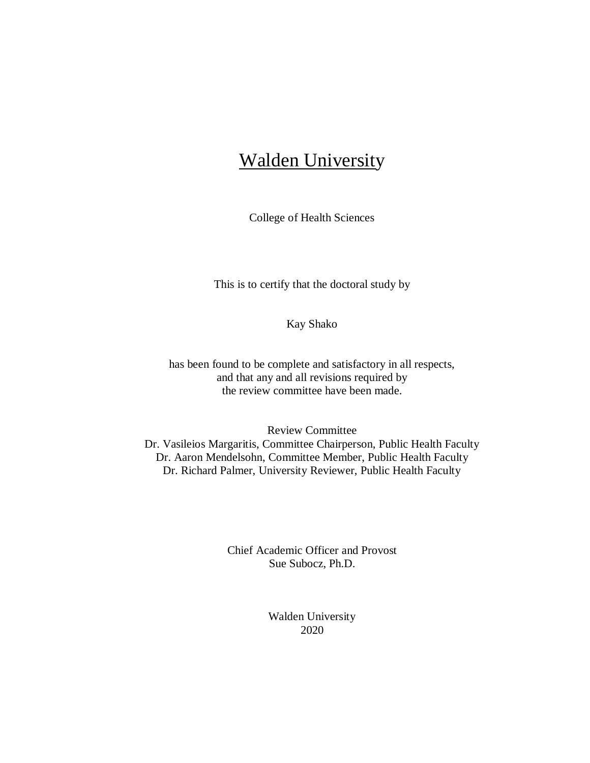# Walden University

College of Health Sciences

This is to certify that the doctoral study by

Kay Shako

has been found to be complete and satisfactory in all respects,
and that any and all revisions required by
the review committee have been made.

Review Committee
Dr. Vasileios Margaritis, Committee Chairperson, Public Health Faculty
Dr. Aaron Mendelsohn, Committee Member, Public Health Faculty
Dr. Richard Palmer, University Reviewer, Public Health Faculty

Chief Academic Officer and Provost
Sue Subocz, Ph.D.

Walden University
2020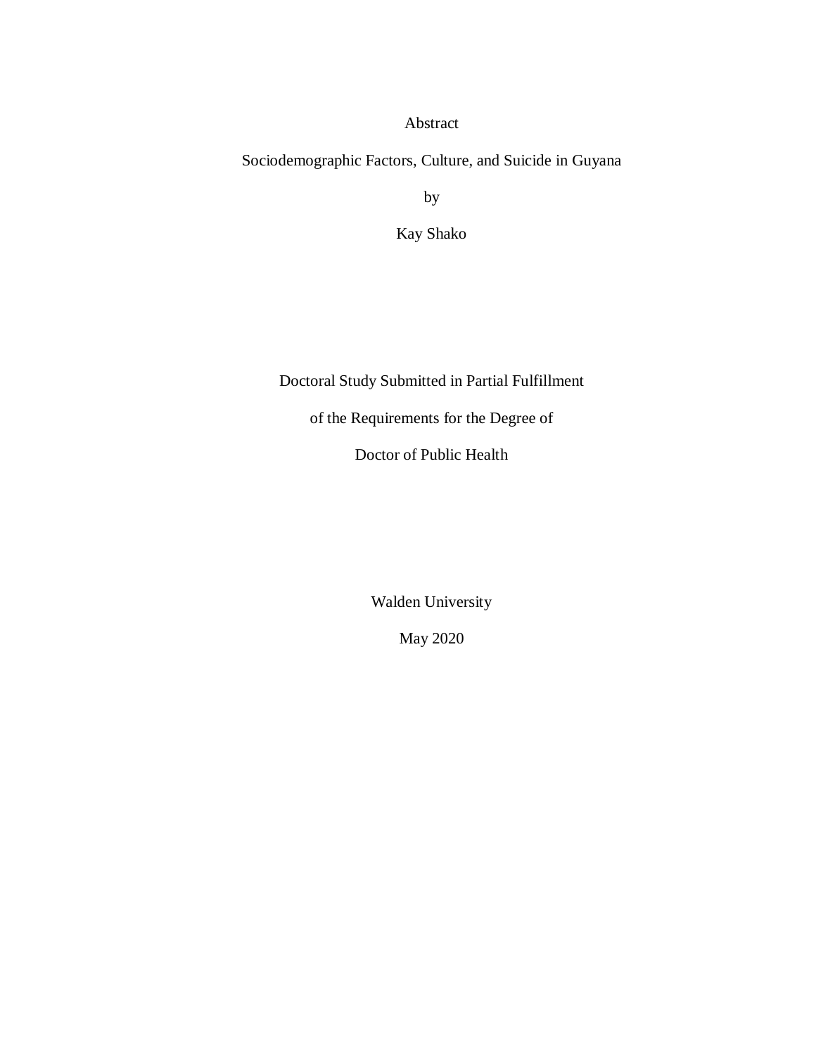# Abstract

Sociodemographic Factors, Culture, and Suicide in Guyana

by

Kay Shako

Doctoral Study Submitted in Partial Fulfillment

of the Requirements for the Degree of

Doctor of Public Health

Walden University

May 2020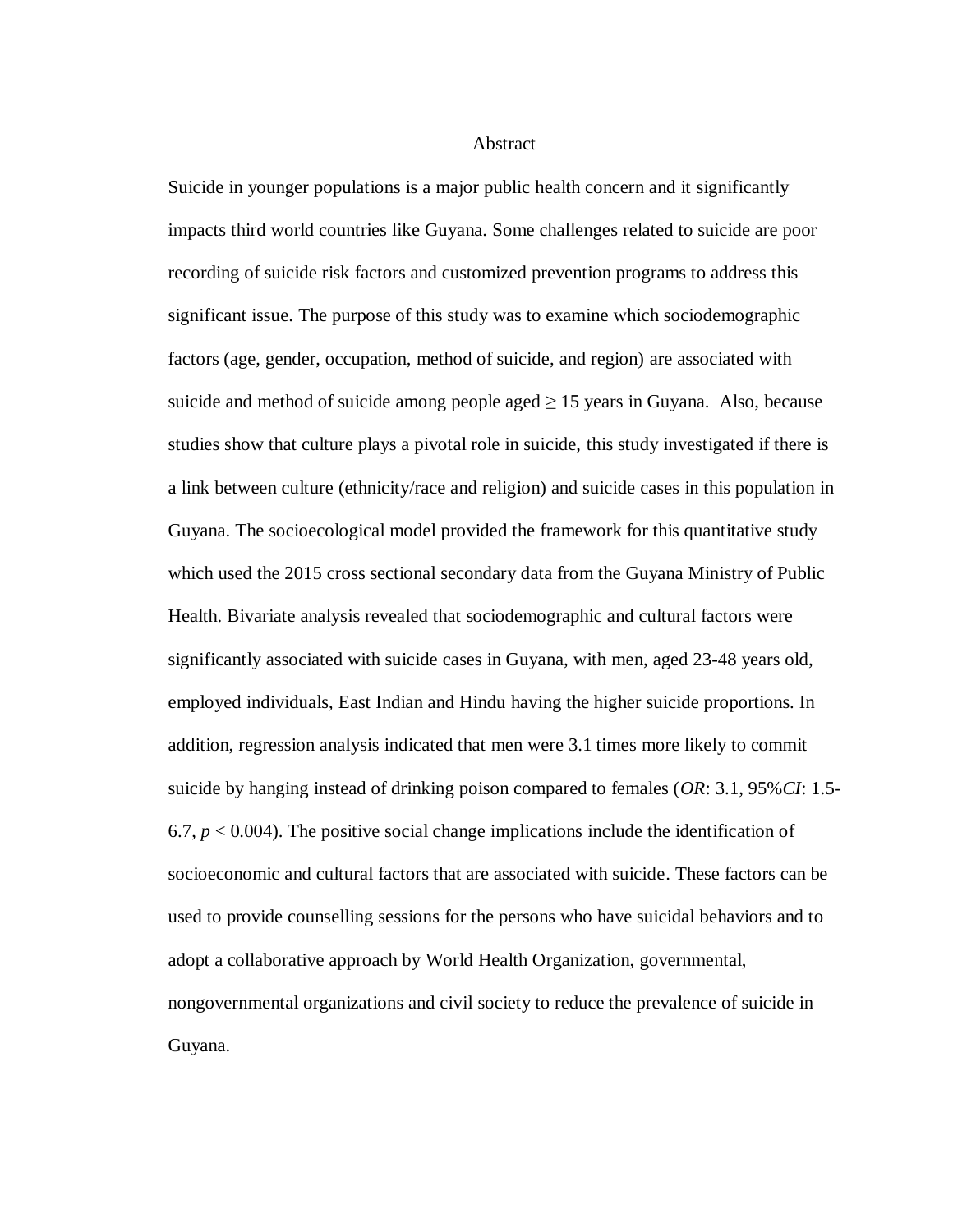# Abstract

Suicide in younger populations is a major public health concern and it significantly impacts third world countries like Guyana. Some challenges related to suicide are poor recording of suicide risk factors and customized prevention programs to address this significant issue. The purpose of this study was to examine which sociodemographic factors (age, gender, occupation, method of suicide, and region) are associated with suicide and method of suicide among people aged $\geq 15$ years in Guyana. Also, because studies show that culture plays a pivotal role in suicide, this study investigated if there is a link between culture (ethnicity/race and religion) and suicide cases in this population in Guyana. The socioecological model provided the framework for this quantitative study which used the 2015 cross sectional secondary data from the Guyana Ministry of Public Health. Bivariate analysis revealed that sociodemographic and cultural factors were significantly associated with suicide cases in Guyana, with men, aged 23-48 years old, employed individuals, East Indian and Hindu having the higher suicide proportions. In addition, regression analysis indicated that men were 3.1 times more likely to commit suicide by hanging instead of drinking poison compared to females (*OR*: 3.1, 95%*CI*: 1.5-6.7, $p < 0.004$). The positive social change implications include the identification of socioeconomic and cultural factors that are associated with suicide. These factors can be used to provide counselling sessions for the persons who have suicidal behaviors and to adopt a collaborative approach by World Health Organization, governmental, nongovernmental organizations and civil society to reduce the prevalence of suicide in Guyana.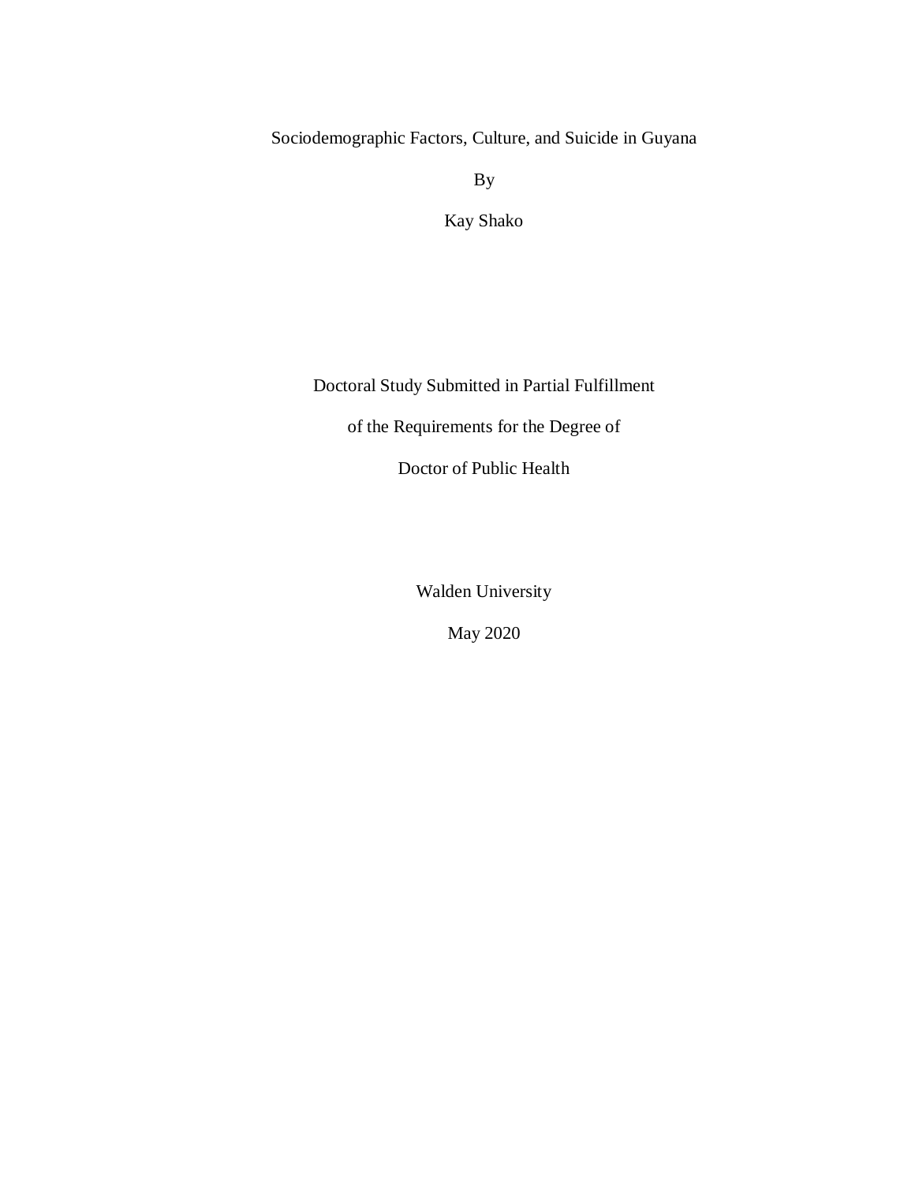Sociodemographic Factors, Culture, and Suicide in Guyana

By

Kay Shako

Doctoral Study Submitted in Partial Fulfillment

of the Requirements for the Degree of

Doctor of Public Health

Walden University

May 2020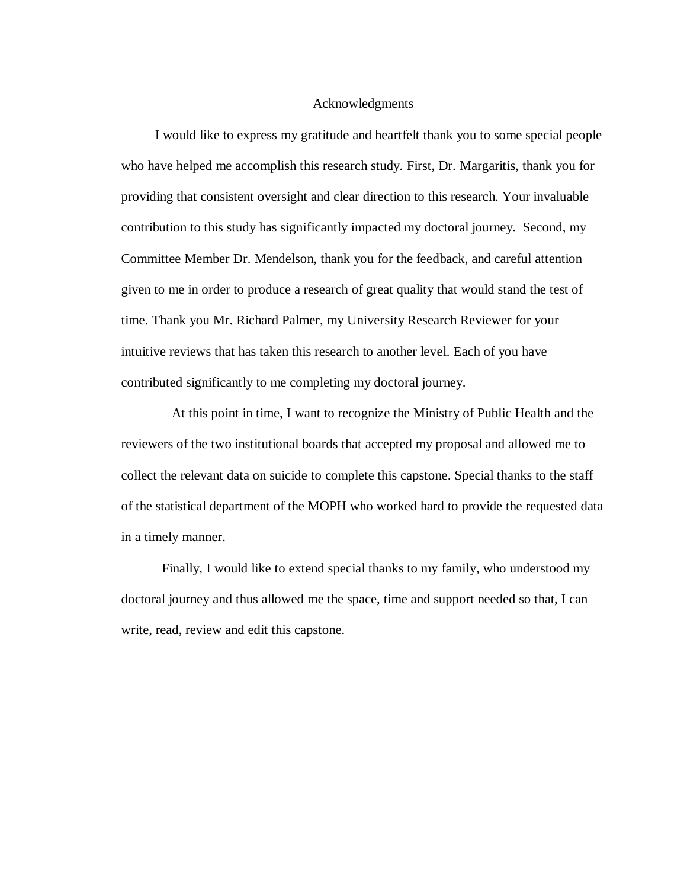# Acknowledgments

I would like to express my gratitude and heartfelt thank you to some special people who have helped me accomplish this research study. First, Dr. Margaritis, thank you for providing that consistent oversight and clear direction to this research. Your invaluable contribution to this study has significantly impacted my doctoral journey. Second, my Committee Member Dr. Mendelson, thank you for the feedback, and careful attention given to me in order to produce a research of great quality that would stand the test of time. Thank you Mr. Richard Palmer, my University Research Reviewer for your intuitive reviews that has taken this research to another level. Each of you have contributed significantly to me completing my doctoral journey.

At this point in time, I want to recognize the Ministry of Public Health and the reviewers of the two institutional boards that accepted my proposal and allowed me to collect the relevant data on suicide to complete this capstone. Special thanks to the staff of the statistical department of the MOPH who worked hard to provide the requested data in a timely manner.

Finally, I would like to extend special thanks to my family, who understood my doctoral journey and thus allowed me the space, time and support needed so that, I can write, read, review and edit this capstone.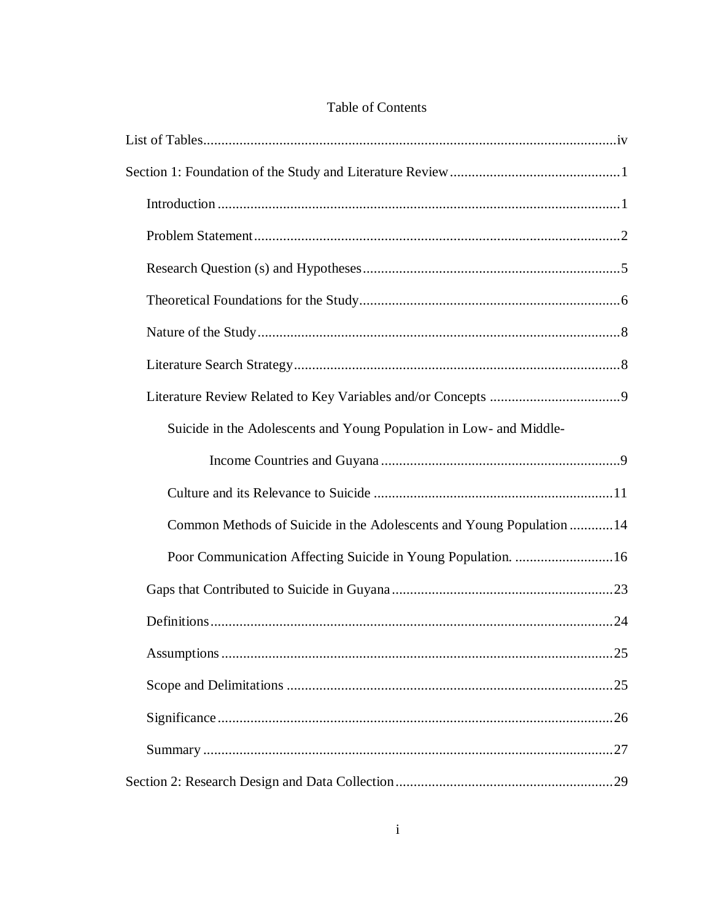# Table of Contents

List of Tables....................................................................................................................iv

Section 1: Foundation of the Study and Literature Review...............................................1

- Introduction ..............................................................................................................1
- Problem Statement....................................................................................................2
- Research Question (s) and Hypotheses.......................................................................5
- Theoretical Foundations for the Study........................................................................6
- Nature of the Study....................................................................................................8
- Literature Search Strategy..........................................................................................8
- Literature Review Related to Key Variables and/or Concepts ....................................9
  - Suicide in the Adolescents and Young Population in Low- and Middle-Income Countries and Guyana ..................................................................9
  - Culture and its Relevance to Suicide .................................................................11
  - Common Methods of Suicide in the Adolescents and Young Population ............14
  - Poor Communication Affecting Suicide in Young Population. ...........................16
- Gaps that Contributed to Suicide in Guyana.............................................................23
- Definitions...............................................................................................................24
- Assumptions...........................................................................................................25
- Scope and Delimitations .........................................................................................25
- Significance............................................................................................................26
- Summary ................................................................................................................27

Section 2: Research Design and Data Collection...........................................................29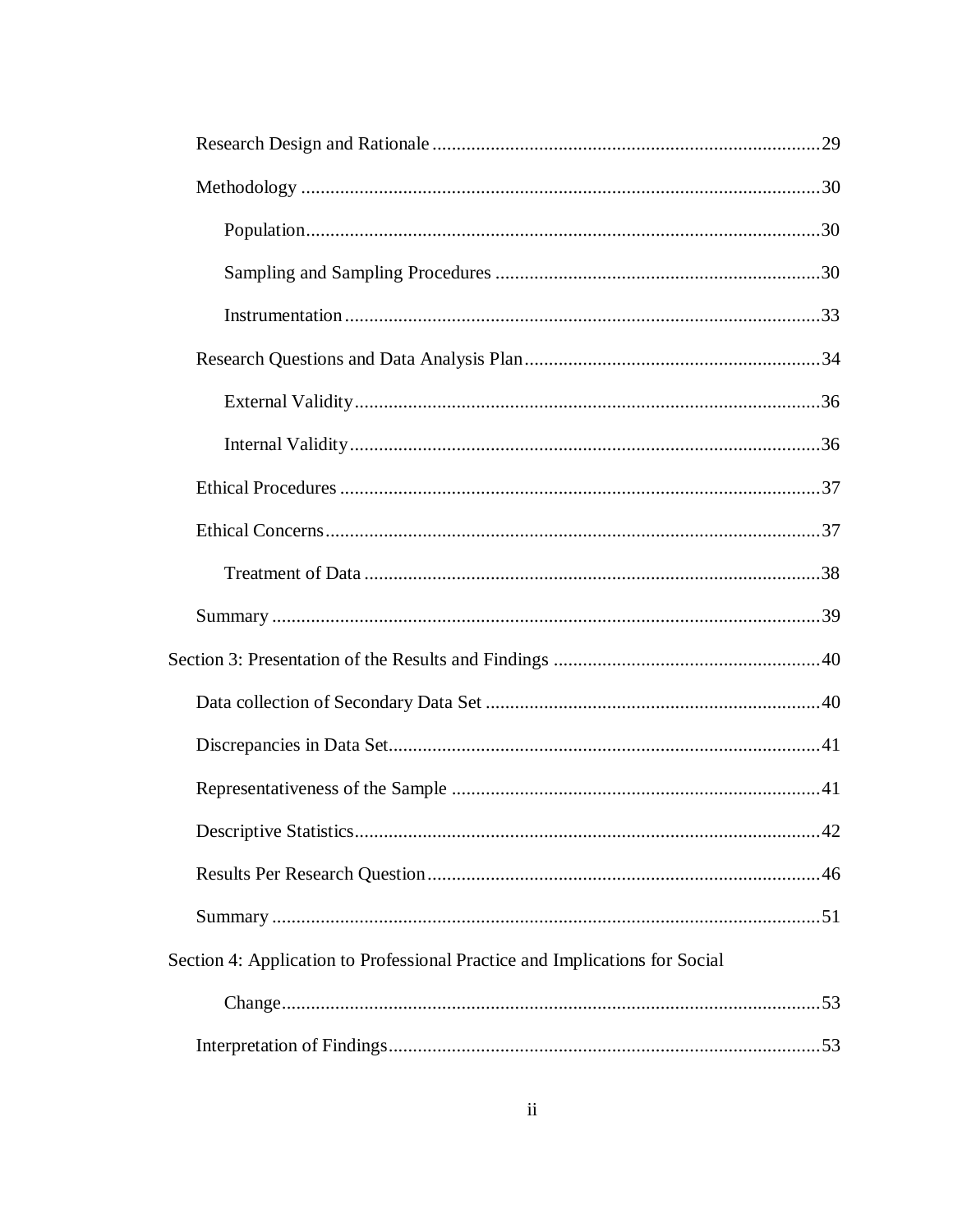Research Design and Rationale ................................................................................29

Methodology ..........................................................................................................30

Population.........................................................................................................30

Sampling and Sampling Procedures ..................................................................30

Instrumentation .................................................................................................33

Research Questions and Data Analysis Plan............................................................34

External Validity...............................................................................................36

Internal Validity................................................................................................36

Ethical Procedures ..................................................................................................37

Ethical Concerns.....................................................................................................37

Treatment of Data .............................................................................................38

Summary ................................................................................................................39

Section 3: Presentation of the Results and Findings ......................................................40

Data collection of Secondary Data Set ....................................................................40

Discrepancies in Data Set........................................................................................41

Representativeness of the Sample ...........................................................................41

Descriptive Statistics...............................................................................................42

Results Per Research Question................................................................................46

Summary ................................................................................................................51

Section 4: Application to Professional Practice and Implications for Social

Change..............................................................................................................53

Interpretation of Findings........................................................................................53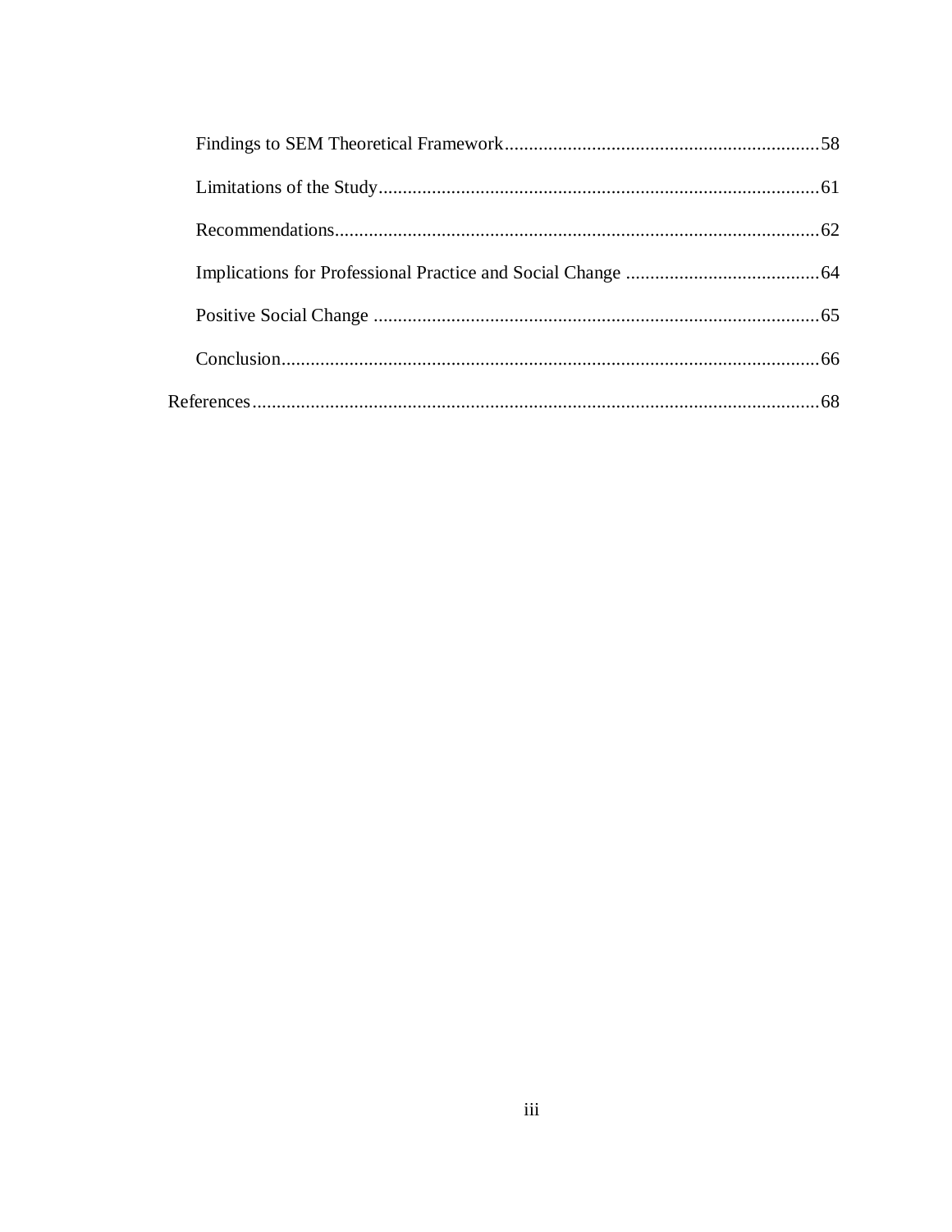Findings to SEM Theoretical Framework .......... 58

Limitations of the Study .......... 61

Recommendations .......... 62

Implications for Professional Practice and Social Change .......... 64

Positive Social Change .......... 65

Conclusion .......... 66

References .......... 68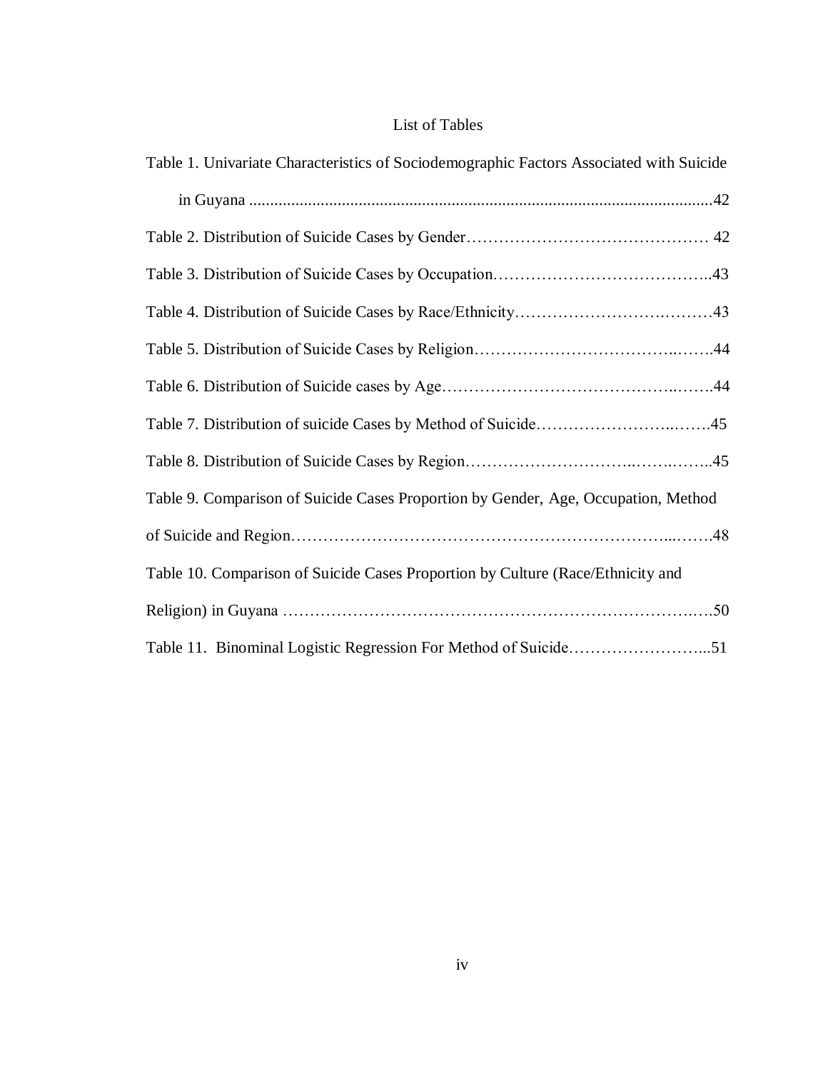# List of Tables

Table 1. Univariate Characteristics of Sociodemographic Factors Associated with Suicide in Guyana ............................................................................................................42

Table 2. Distribution of Suicide Cases by Gender……………………………………… 42

Table 3. Distribution of Suicide Cases by Occupation…………………………………..43

Table 4. Distribution of Suicide Cases by Race/Ethnicity………………………….……43

Table 5. Distribution of Suicide Cases by Religion……………………………..…….44

Table 6. Distribution of Suicide cases by Age…………………………….……..…….44

Table 7. Distribution of suicide Cases by Method of Suicide……………………..…….45

Table 8. Distribution of Suicide Cases by Region………………………..…….……..45

Table 9. Comparison of Suicide Cases Proportion by Gender, Age, Occupation, Method of Suicide and Region……………………………………………………………...…….48

Table 10. Comparison of Suicide Cases Proportion by Culture (Race/Ethnicity and Religion) in Guyana ……………………………………………………………….….50

Table 11. Binominal Logistic Regression For Method of Suicide……………………...51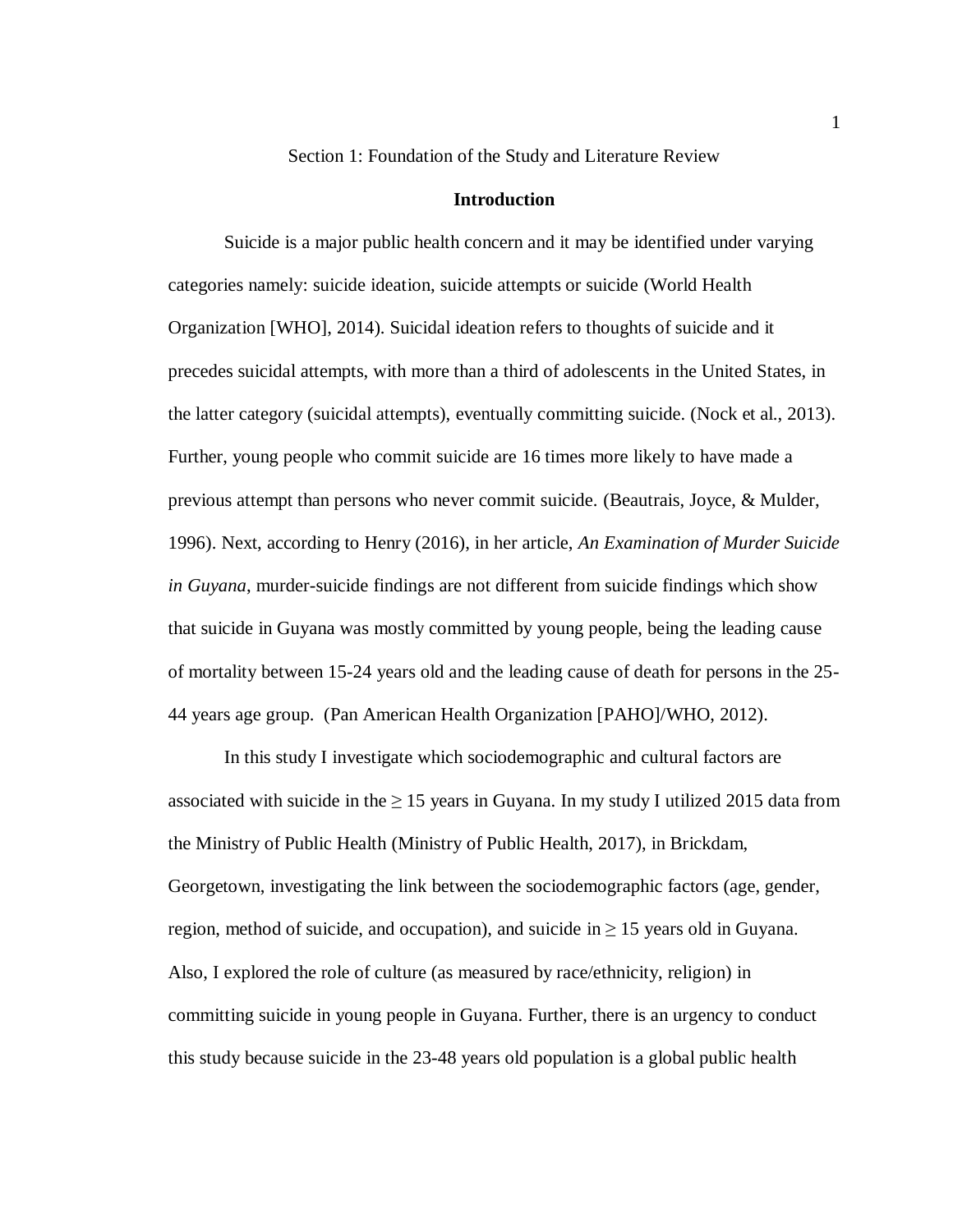Section 1: Foundation of the Study and Literature Review

## Introduction

Suicide is a major public health concern and it may be identified under varying categories namely: suicide ideation, suicide attempts or suicide (World Health Organization [WHO], 2014). Suicidal ideation refers to thoughts of suicide and it precedes suicidal attempts, with more than a third of adolescents in the United States, in the latter category (suicidal attempts), eventually committing suicide. (Nock et al., 2013). Further, young people who commit suicide are 16 times more likely to have made a previous attempt than persons who never commit suicide. (Beautrais, Joyce, & Mulder, 1996). Next, according to Henry (2016), in her article, *An Examination of Murder Suicide in Guyana*, murder-suicide findings are not different from suicide findings which show that suicide in Guyana was mostly committed by young people, being the leading cause of mortality between 15-24 years old and the leading cause of death for persons in the 25-44 years age group. (Pan American Health Organization [PAHO]/WHO, 2012).

In this study I investigate which sociodemographic and cultural factors are associated with suicide in the ≥ 15 years in Guyana. In my study I utilized 2015 data from the Ministry of Public Health (Ministry of Public Health, 2017), in Brickdam, Georgetown, investigating the link between the sociodemographic factors (age, gender, region, method of suicide, and occupation), and suicide in ≥ 15 years old in Guyana. Also, I explored the role of culture (as measured by race/ethnicity, religion) in committing suicide in young people in Guyana. Further, there is an urgency to conduct this study because suicide in the 23-48 years old population is a global public health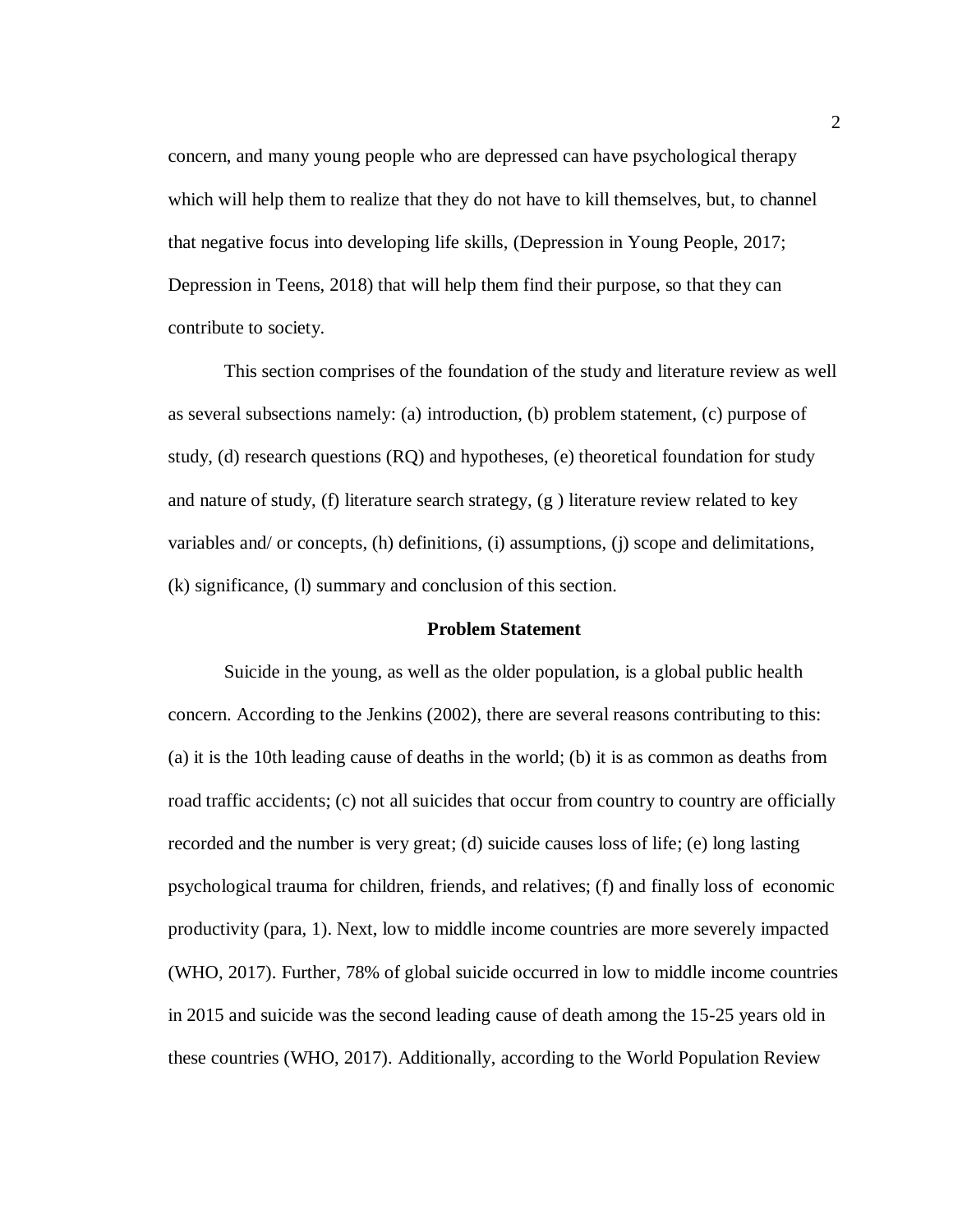concern, and many young people who are depressed can have psychological therapy which will help them to realize that they do not have to kill themselves, but, to channel that negative focus into developing life skills, (Depression in Young People, 2017; Depression in Teens, 2018) that will help them find their purpose, so that they can contribute to society.

This section comprises of the foundation of the study and literature review as well as several subsections namely: (a) introduction, (b) problem statement, (c) purpose of study, (d) research questions (RQ) and hypotheses, (e) theoretical foundation for study and nature of study, (f) literature search strategy, (g ) literature review related to key variables and/ or concepts, (h) definitions, (i) assumptions, (j) scope and delimitations, (k) significance, (l) summary and conclusion of this section.

## Problem Statement

Suicide in the young, as well as the older population, is a global public health concern. According to the Jenkins (2002), there are several reasons contributing to this: (a) it is the 10th leading cause of deaths in the world; (b) it is as common as deaths from road traffic accidents; (c) not all suicides that occur from country to country are officially recorded and the number is very great; (d) suicide causes loss of life; (e) long lasting psychological trauma for children, friends, and relatives; (f) and finally loss of economic productivity (para, 1). Next, low to middle income countries are more severely impacted (WHO, 2017). Further, 78% of global suicide occurred in low to middle income countries in 2015 and suicide was the second leading cause of death among the 15-25 years old in these countries (WHO, 2017). Additionally, according to the World Population Review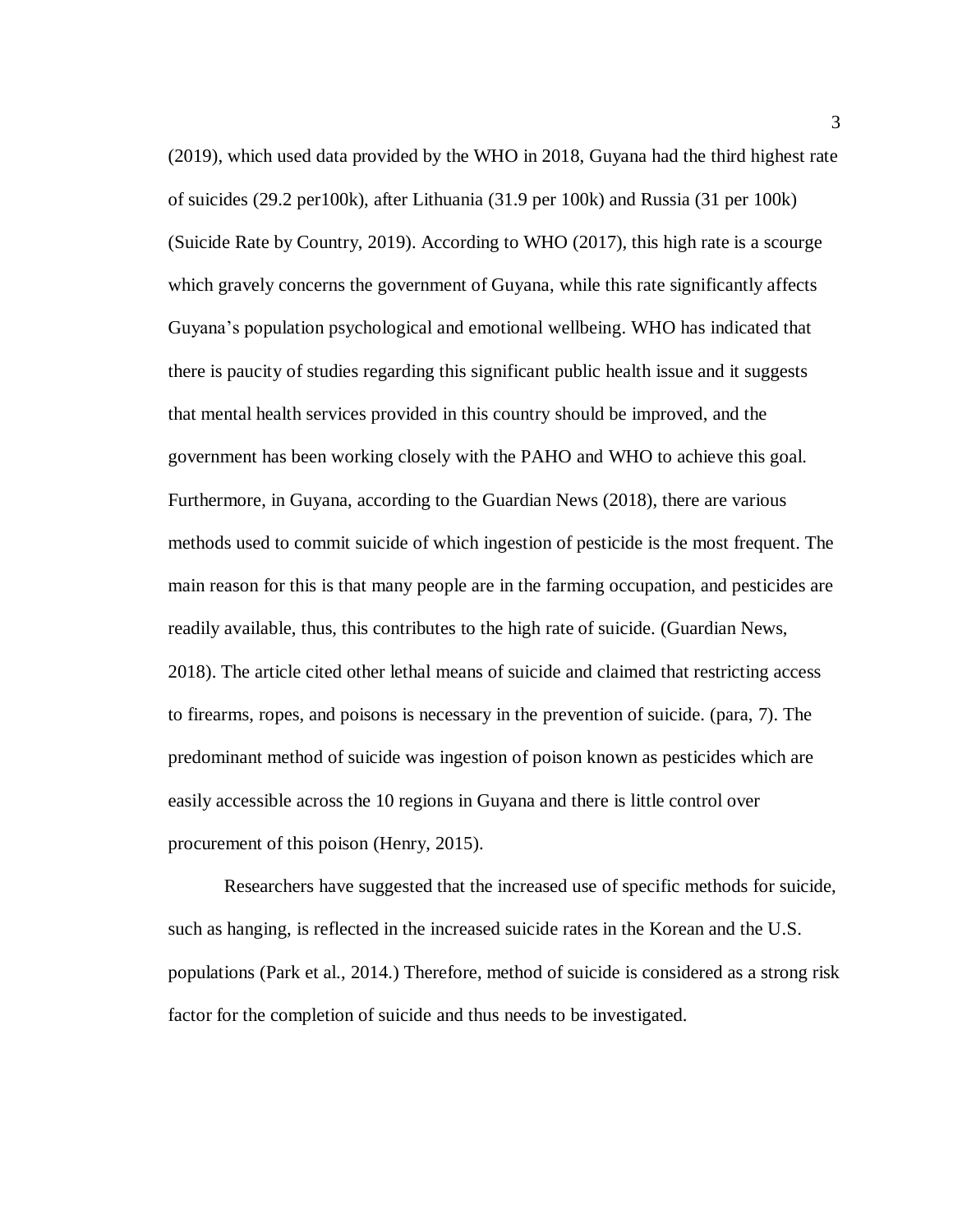(2019), which used data provided by the WHO in 2018, Guyana had the third highest rate of suicides (29.2 per100k), after Lithuania (31.9 per 100k) and Russia (31 per 100k) (Suicide Rate by Country, 2019). According to WHO (2017), this high rate is a scourge which gravely concerns the government of Guyana, while this rate significantly affects Guyana's population psychological and emotional wellbeing. WHO has indicated that there is paucity of studies regarding this significant public health issue and it suggests that mental health services provided in this country should be improved, and the government has been working closely with the PAHO and WHO to achieve this goal. Furthermore, in Guyana, according to the Guardian News (2018), there are various methods used to commit suicide of which ingestion of pesticide is the most frequent. The main reason for this is that many people are in the farming occupation, and pesticides are readily available, thus, this contributes to the high rate of suicide. (Guardian News, 2018). The article cited other lethal means of suicide and claimed that restricting access to firearms, ropes, and poisons is necessary in the prevention of suicide. (para, 7). The predominant method of suicide was ingestion of poison known as pesticides which are easily accessible across the 10 regions in Guyana and there is little control over procurement of this poison (Henry, 2015).

Researchers have suggested that the increased use of specific methods for suicide, such as hanging, is reflected in the increased suicide rates in the Korean and the U.S. populations (Park et al., 2014.) Therefore, method of suicide is considered as a strong risk factor for the completion of suicide and thus needs to be investigated.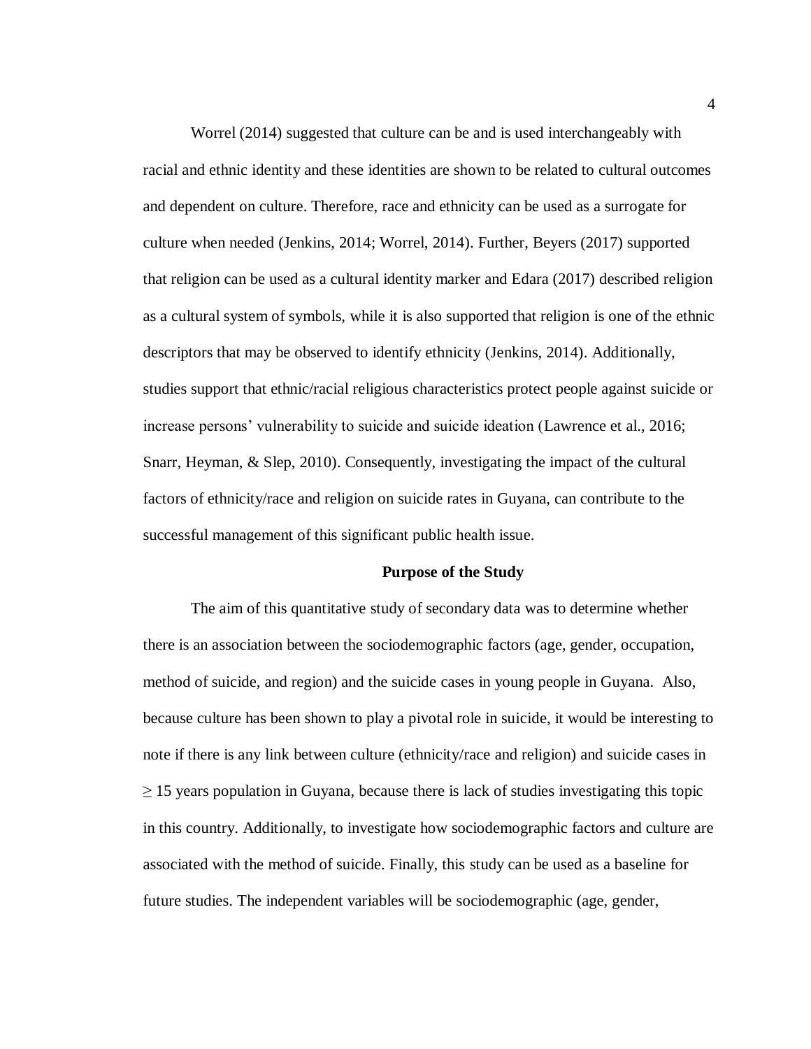Worrel (2014) suggested that culture can be and is used interchangeably with racial and ethnic identity and these identities are shown to be related to cultural outcomes and dependent on culture. Therefore, race and ethnicity can be used as a surrogate for culture when needed (Jenkins, 2014; Worrel, 2014). Further, Beyers (2017) supported that religion can be used as a cultural identity marker and Edara (2017) described religion as a cultural system of symbols, while it is also supported that religion is one of the ethnic descriptors that may be observed to identify ethnicity (Jenkins, 2014). Additionally, studies support that ethnic/racial religious characteristics protect people against suicide or increase persons' vulnerability to suicide and suicide ideation (Lawrence et al., 2016; Snarr, Heyman, & Slep, 2010). Consequently, investigating the impact of the cultural factors of ethnicity/race and religion on suicide rates in Guyana, can contribute to the successful management of this significant public health issue.

## Purpose of the Study

The aim of this quantitative study of secondary data was to determine whether there is an association between the sociodemographic factors (age, gender, occupation, method of suicide, and region) and the suicide cases in young people in Guyana. Also, because culture has been shown to play a pivotal role in suicide, it would be interesting to note if there is any link between culture (ethnicity/race and religion) and suicide cases in $\geq$ 15 years population in Guyana, because there is lack of studies investigating this topic in this country. Additionally, to investigate how sociodemographic factors and culture are associated with the method of suicide. Finally, this study can be used as a baseline for future studies. The independent variables will be sociodemographic (age, gender,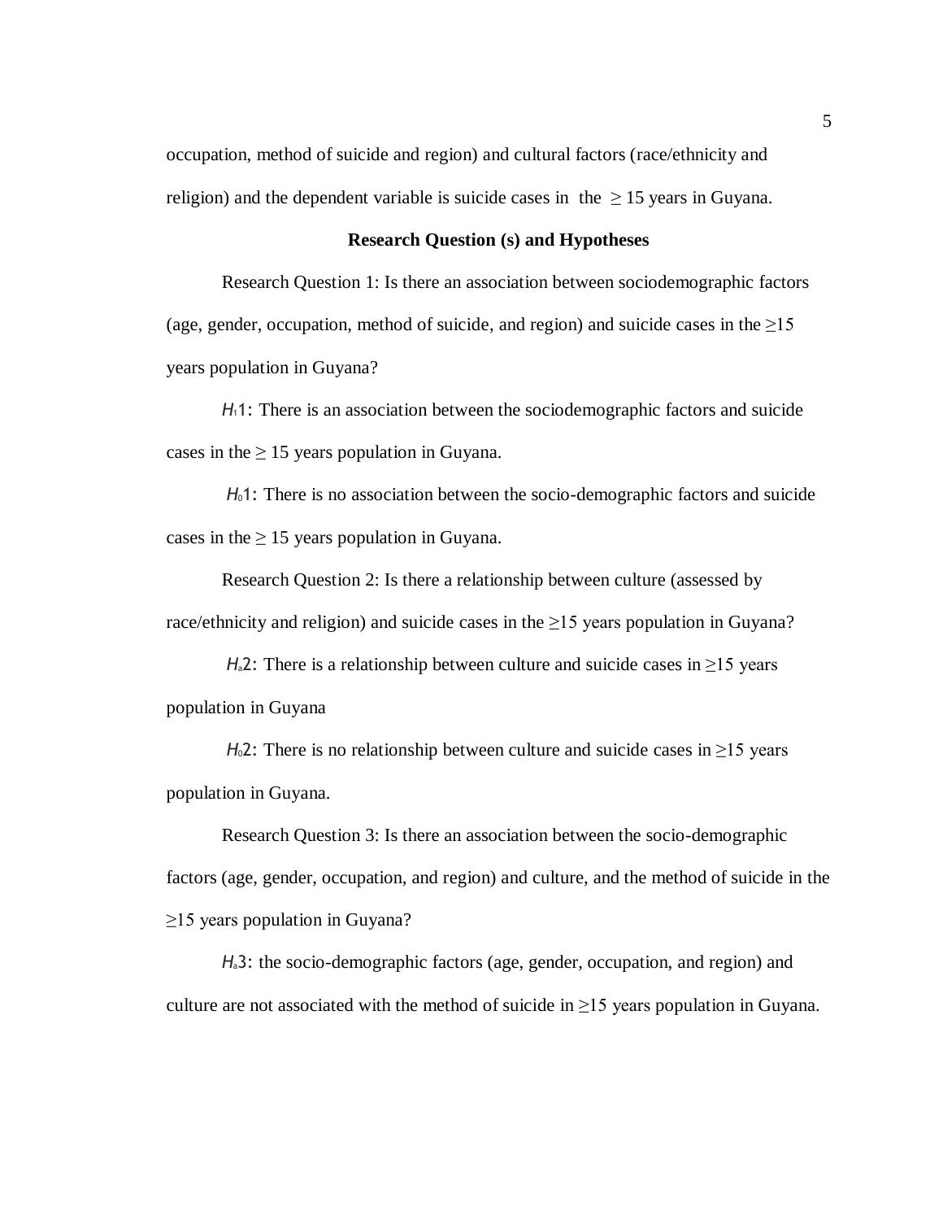occupation, method of suicide and region) and cultural factors (race/ethnicity and religion) and the dependent variable is suicide cases in the $\geq 15$ years in Guyana.

## Research Question (s) and Hypotheses

Research Question 1: Is there an association between sociodemographic factors (age, gender, occupation, method of suicide, and region) and suicide cases in the $\geq$15 years population in Guyana?

$H_1$1: There is an association between the sociodemographic factors and suicide cases in the $\geq 15$ years population in Guyana.

$H_0$1: There is no association between the socio-demographic factors and suicide cases in the $\geq 15$ years population in Guyana.

Research Question 2: Is there a relationship between culture (assessed by race/ethnicity and religion) and suicide cases in the $\geq$15 years population in Guyana?

$H_a$2: There is a relationship between culture and suicide cases in $\geq$15 years population in Guyana

$H_0$2: There is no relationship between culture and suicide cases in $\geq$15 years population in Guyana.

Research Question 3: Is there an association between the socio-demographic factors (age, gender, occupation, and region) and culture, and the method of suicide in the $\geq$15 years population in Guyana?

$H_a$3: the socio-demographic factors (age, gender, occupation, and region) and culture are not associated with the method of suicide in $\geq$15 years population in Guyana.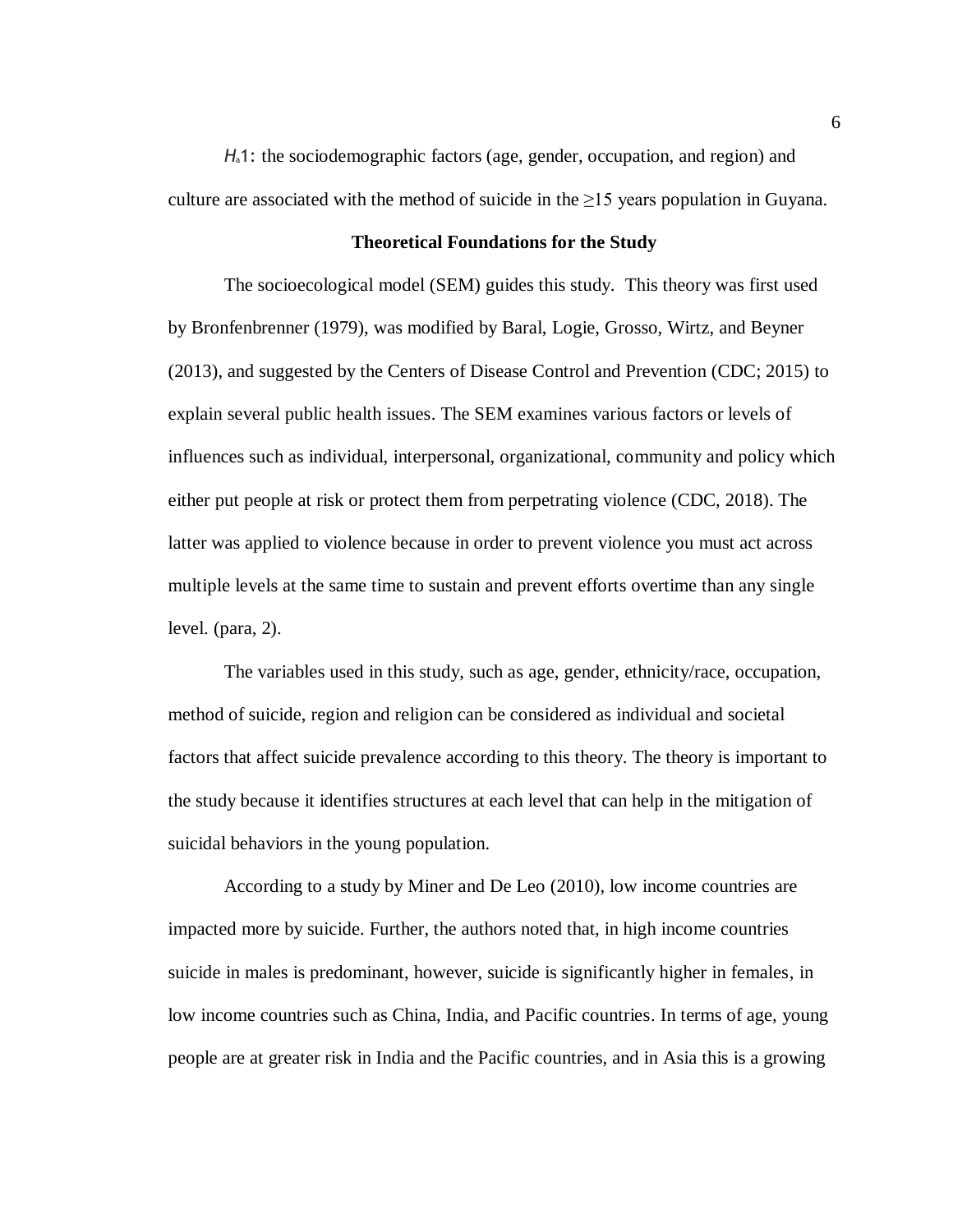$H_a1$: the sociodemographic factors (age, gender, occupation, and region) and culture are associated with the method of suicide in the ≥15 years population in Guyana.

## Theoretical Foundations for the Study

The socioecological model (SEM) guides this study. This theory was first used by Bronfenbrenner (1979), was modified by Baral, Logie, Grosso, Wirtz, and Beyner (2013), and suggested by the Centers of Disease Control and Prevention (CDC; 2015) to explain several public health issues. The SEM examines various factors or levels of influences such as individual, interpersonal, organizational, community and policy which either put people at risk or protect them from perpetrating violence (CDC, 2018). The latter was applied to violence because in order to prevent violence you must act across multiple levels at the same time to sustain and prevent efforts overtime than any single level. (para, 2).

The variables used in this study, such as age, gender, ethnicity/race, occupation, method of suicide, region and religion can be considered as individual and societal factors that affect suicide prevalence according to this theory. The theory is important to the study because it identifies structures at each level that can help in the mitigation of suicidal behaviors in the young population.

According to a study by Miner and De Leo (2010), low income countries are impacted more by suicide. Further, the authors noted that, in high income countries suicide in males is predominant, however, suicide is significantly higher in females, in low income countries such as China, India, and Pacific countries. In terms of age, young people are at greater risk in India and the Pacific countries, and in Asia this is a growing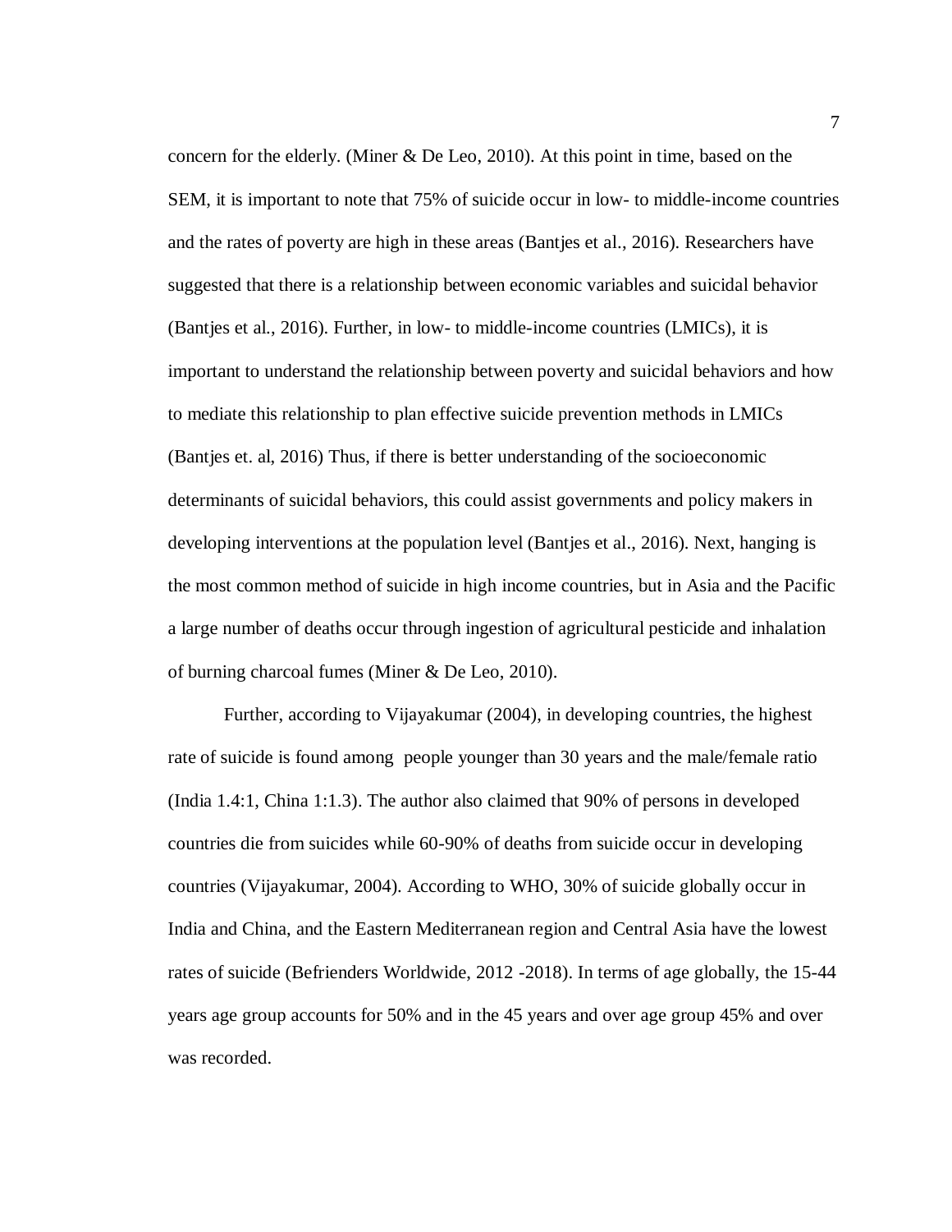concern for the elderly. (Miner & De Leo, 2010). At this point in time, based on the SEM, it is important to note that 75% of suicide occur in low- to middle-income countries and the rates of poverty are high in these areas (Bantjes et al., 2016). Researchers have suggested that there is a relationship between economic variables and suicidal behavior (Bantjes et al., 2016). Further, in low- to middle-income countries (LMICs), it is important to understand the relationship between poverty and suicidal behaviors and how to mediate this relationship to plan effective suicide prevention methods in LMICs (Bantjes et. al, 2016) Thus, if there is better understanding of the socioeconomic determinants of suicidal behaviors, this could assist governments and policy makers in developing interventions at the population level (Bantjes et al., 2016). Next, hanging is the most common method of suicide in high income countries, but in Asia and the Pacific a large number of deaths occur through ingestion of agricultural pesticide and inhalation of burning charcoal fumes (Miner & De Leo, 2010).

Further, according to Vijayakumar (2004), in developing countries, the highest rate of suicide is found among people younger than 30 years and the male/female ratio (India 1.4:1, China 1:1.3). The author also claimed that 90% of persons in developed countries die from suicides while 60-90% of deaths from suicide occur in developing countries (Vijayakumar, 2004). According to WHO, 30% of suicide globally occur in India and China, and the Eastern Mediterranean region and Central Asia have the lowest rates of suicide (Befrienders Worldwide, 2012 -2018). In terms of age globally, the 15-44 years age group accounts for 50% and in the 45 years and over age group 45% and over was recorded.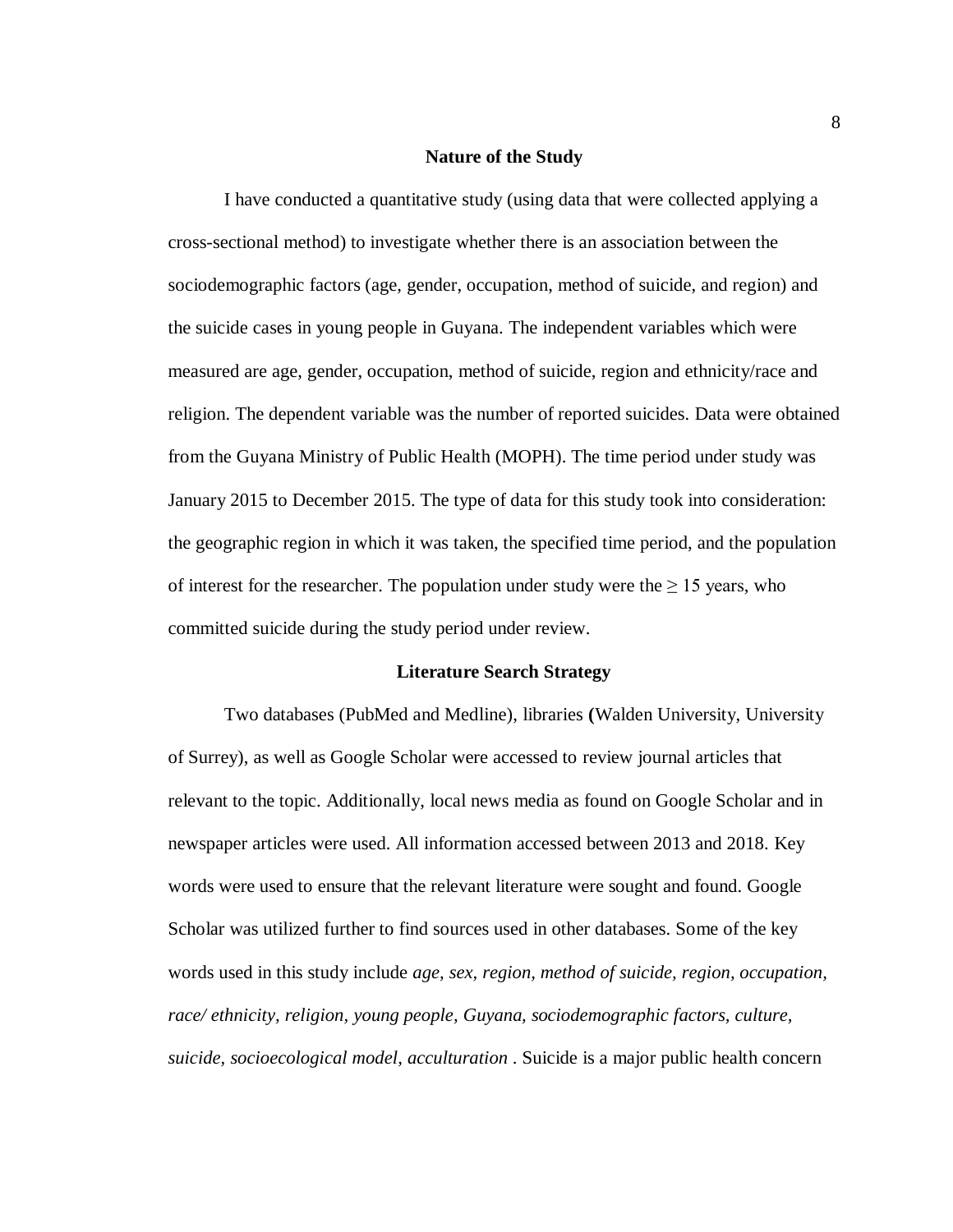## Nature of the Study

I have conducted a quantitative study (using data that were collected applying a cross-sectional method) to investigate whether there is an association between the sociodemographic factors (age, gender, occupation, method of suicide, and region) and the suicide cases in young people in Guyana. The independent variables which were measured are age, gender, occupation, method of suicide, region and ethnicity/race and religion. The dependent variable was the number of reported suicides. Data were obtained from the Guyana Ministry of Public Health (MOPH). The time period under study was January 2015 to December 2015. The type of data for this study took into consideration: the geographic region in which it was taken, the specified time period, and the population of interest for the researcher. The population under study were the $\geq$ 15 years, who committed suicide during the study period under review.

## Literature Search Strategy

Two databases (PubMed and Medline), libraries **(**Walden University, University of Surrey), as well as Google Scholar were accessed to review journal articles that relevant to the topic. Additionally, local news media as found on Google Scholar and in newspaper articles were used. All information accessed between 2013 and 2018. Key words were used to ensure that the relevant literature were sought and found. Google Scholar was utilized further to find sources used in other databases. Some of the key words used in this study include *age, sex, region, method of suicide, region, occupation, race/ ethnicity, religion, young people, Guyana, sociodemographic factors, culture, suicide, socioecological model, acculturation* . Suicide is a major public health concern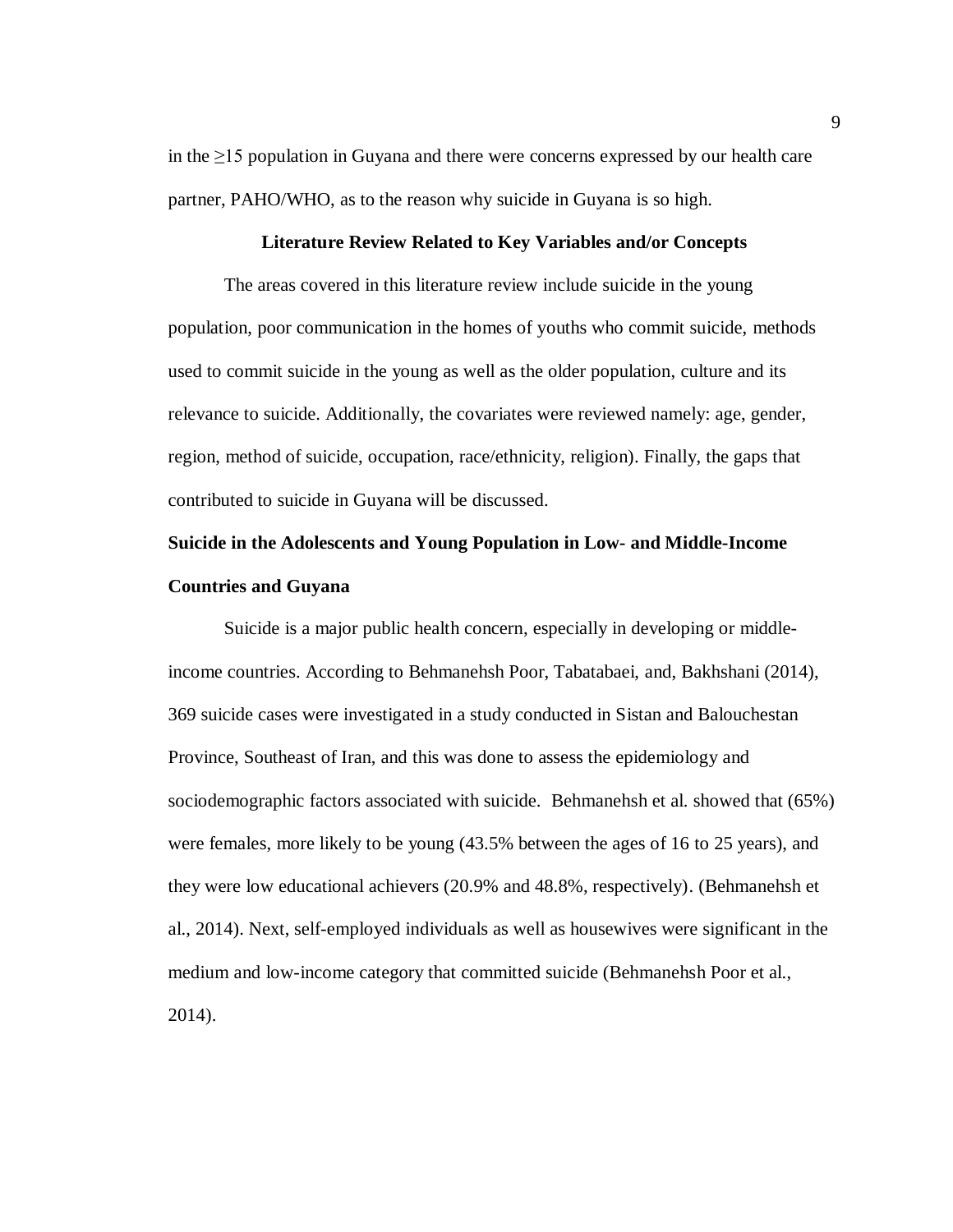in the ≥15 population in Guyana and there were concerns expressed by our health care partner, PAHO/WHO, as to the reason why suicide in Guyana is so high.

## Literature Review Related to Key Variables and/or Concepts

The areas covered in this literature review include suicide in the young population, poor communication in the homes of youths who commit suicide, methods used to commit suicide in the young as well as the older population, culture and its relevance to suicide. Additionally, the covariates were reviewed namely: age, gender, region, method of suicide, occupation, race/ethnicity, religion). Finally, the gaps that contributed to suicide in Guyana will be discussed.

### Suicide in the Adolescents and Young Population in Low- and Middle-Income Countries and Guyana

Suicide is a major public health concern, especially in developing or middle-income countries. According to Behmanehsh Poor, Tabatabaei, and, Bakhshani (2014), 369 suicide cases were investigated in a study conducted in Sistan and Balouchestan Province, Southeast of Iran, and this was done to assess the epidemiology and sociodemographic factors associated with suicide. Behmanehsh et al. showed that (65%) were females, more likely to be young (43.5% between the ages of 16 to 25 years), and they were low educational achievers (20.9% and 48.8%, respectively). (Behmanehsh et al., 2014). Next, self-employed individuals as well as housewives were significant in the medium and low-income category that committed suicide (Behmanehsh Poor et al., 2014).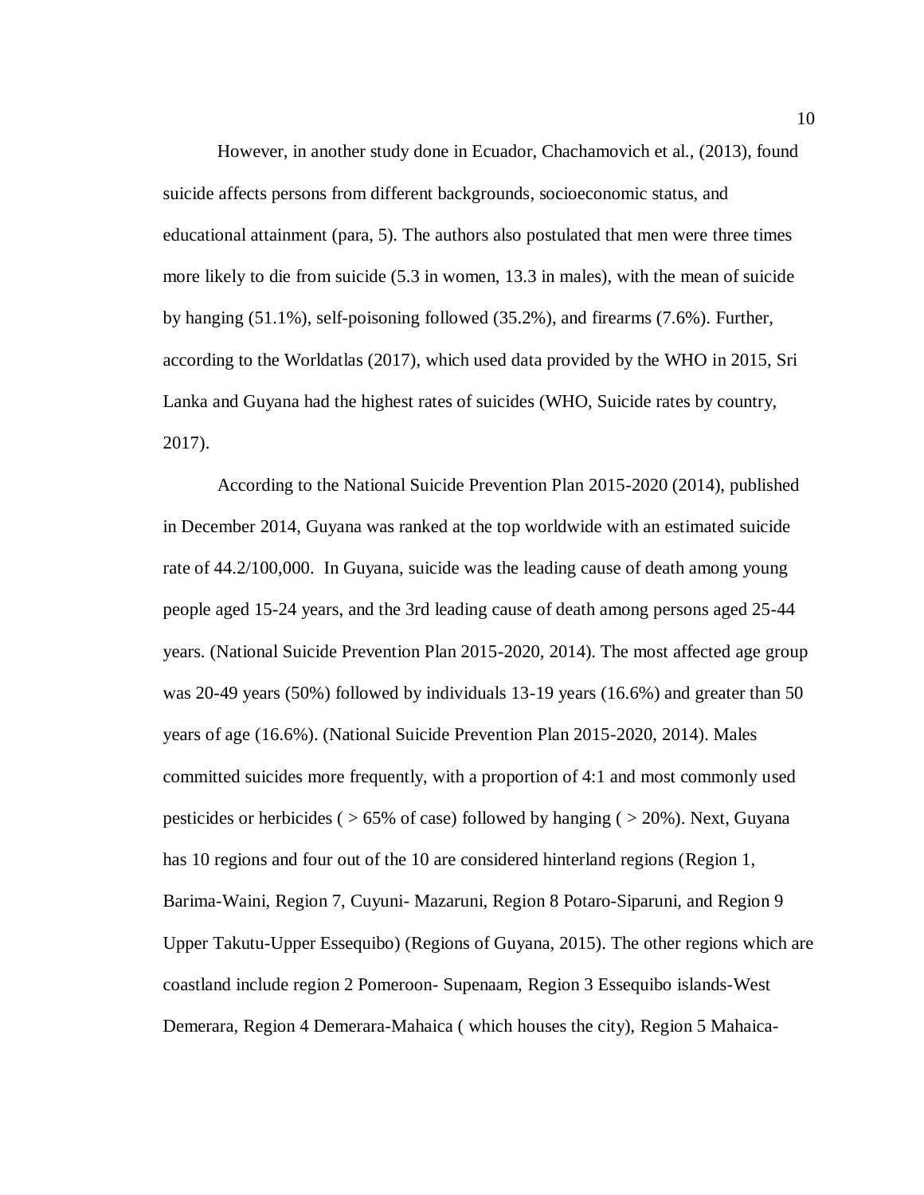However, in another study done in Ecuador, Chachamovich et al., (2013), found suicide affects persons from different backgrounds, socioeconomic status, and educational attainment (para, 5). The authors also postulated that men were three times more likely to die from suicide (5.3 in women, 13.3 in males), with the mean of suicide by hanging (51.1%), self-poisoning followed (35.2%), and firearms (7.6%). Further, according to the Worldatlas (2017), which used data provided by the WHO in 2015, Sri Lanka and Guyana had the highest rates of suicides (WHO, Suicide rates by country, 2017).

According to the National Suicide Prevention Plan 2015-2020 (2014), published in December 2014, Guyana was ranked at the top worldwide with an estimated suicide rate of 44.2/100,000. In Guyana, suicide was the leading cause of death among young people aged 15-24 years, and the 3rd leading cause of death among persons aged 25-44 years. (National Suicide Prevention Plan 2015-2020, 2014). The most affected age group was 20-49 years (50%) followed by individuals 13-19 years (16.6%) and greater than 50 years of age (16.6%). (National Suicide Prevention Plan 2015-2020, 2014). Males committed suicides more frequently, with a proportion of 4:1 and most commonly used pesticides or herbicides ( > 65% of case) followed by hanging ( > 20%). Next, Guyana has 10 regions and four out of the 10 are considered hinterland regions (Region 1, Barima-Waini, Region 7, Cuyuni- Mazaruni, Region 8 Potaro-Siparuni, and Region 9 Upper Takutu-Upper Essequibo) (Regions of Guyana, 2015). The other regions which are coastland include region 2 Pomeroon- Supenaam, Region 3 Essequibo islands-West Demerara, Region 4 Demerara-Mahaica ( which houses the city), Region 5 Mahaica-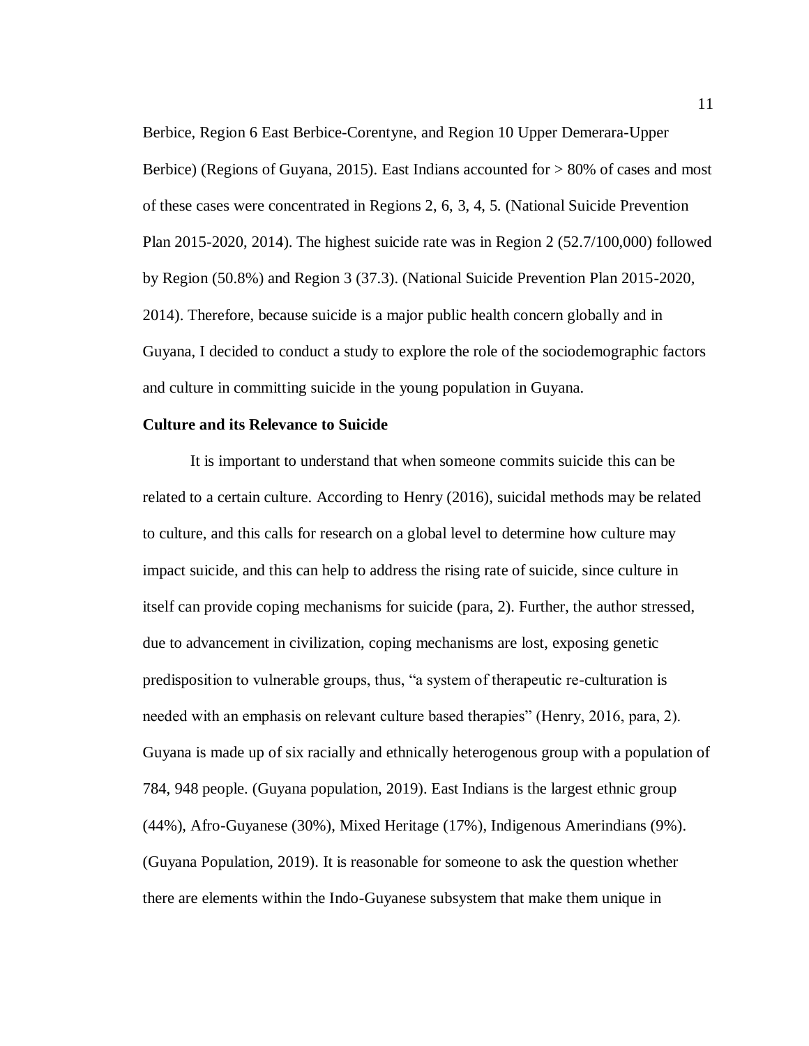Berbice, Region 6 East Berbice-Corentyne, and Region 10 Upper Demerara-Upper Berbice) (Regions of Guyana, 2015). East Indians accounted for > 80% of cases and most of these cases were concentrated in Regions 2, 6, 3, 4, 5. (National Suicide Prevention Plan 2015-2020, 2014). The highest suicide rate was in Region 2 (52.7/100,000) followed by Region (50.8%) and Region 3 (37.3). (National Suicide Prevention Plan 2015-2020, 2014). Therefore, because suicide is a major public health concern globally and in Guyana, I decided to conduct a study to explore the role of the sociodemographic factors and culture in committing suicide in the young population in Guyana.

**Culture and its Relevance to Suicide**

It is important to understand that when someone commits suicide this can be related to a certain culture. According to Henry (2016), suicidal methods may be related to culture, and this calls for research on a global level to determine how culture may impact suicide, and this can help to address the rising rate of suicide, since culture in itself can provide coping mechanisms for suicide (para, 2). Further, the author stressed, due to advancement in civilization, coping mechanisms are lost, exposing genetic predisposition to vulnerable groups, thus, "a system of therapeutic re-culturation is needed with an emphasis on relevant culture based therapies" (Henry, 2016, para, 2). Guyana is made up of six racially and ethnically heterogenous group with a population of 784, 948 people. (Guyana population, 2019). East Indians is the largest ethnic group (44%), Afro-Guyanese (30%), Mixed Heritage (17%), Indigenous Amerindians (9%). (Guyana Population, 2019). It is reasonable for someone to ask the question whether there are elements within the Indo-Guyanese subsystem that make them unique in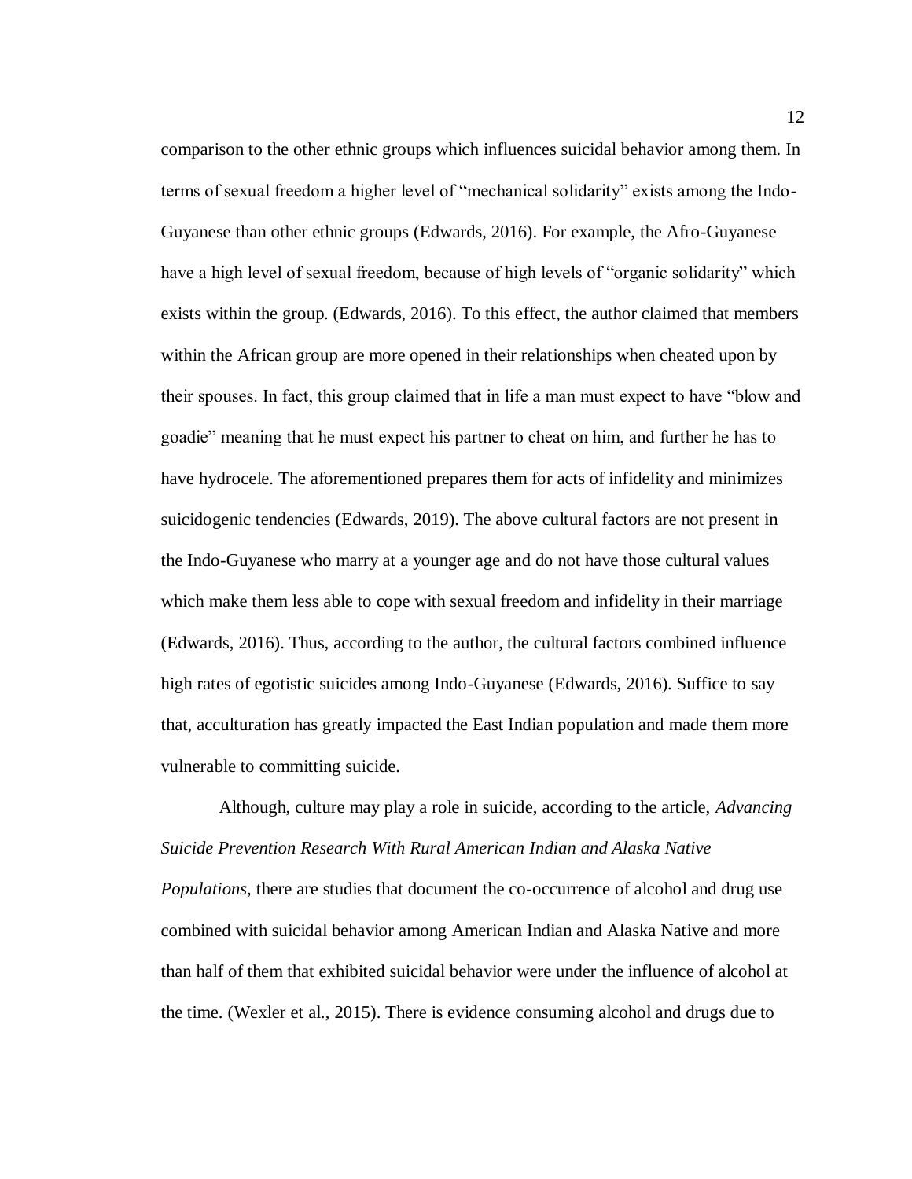comparison to the other ethnic groups which influences suicidal behavior among them. In terms of sexual freedom a higher level of "mechanical solidarity" exists among the Indo-Guyanese than other ethnic groups (Edwards, 2016). For example, the Afro-Guyanese have a high level of sexual freedom, because of high levels of "organic solidarity" which exists within the group. (Edwards, 2016). To this effect, the author claimed that members within the African group are more opened in their relationships when cheated upon by their spouses. In fact, this group claimed that in life a man must expect to have "blow and goadie" meaning that he must expect his partner to cheat on him, and further he has to have hydrocele. The aforementioned prepares them for acts of infidelity and minimizes suicidogenic tendencies (Edwards, 2019). The above cultural factors are not present in the Indo-Guyanese who marry at a younger age and do not have those cultural values which make them less able to cope with sexual freedom and infidelity in their marriage (Edwards, 2016). Thus, according to the author, the cultural factors combined influence high rates of egotistic suicides among Indo-Guyanese (Edwards, 2016). Suffice to say that, acculturation has greatly impacted the East Indian population and made them more vulnerable to committing suicide.

Although, culture may play a role in suicide, according to the article, *Advancing Suicide Prevention Research With Rural American Indian and Alaska Native Populations*, there are studies that document the co-occurrence of alcohol and drug use combined with suicidal behavior among American Indian and Alaska Native and more than half of them that exhibited suicidal behavior were under the influence of alcohol at the time. (Wexler et al., 2015). There is evidence consuming alcohol and drugs due to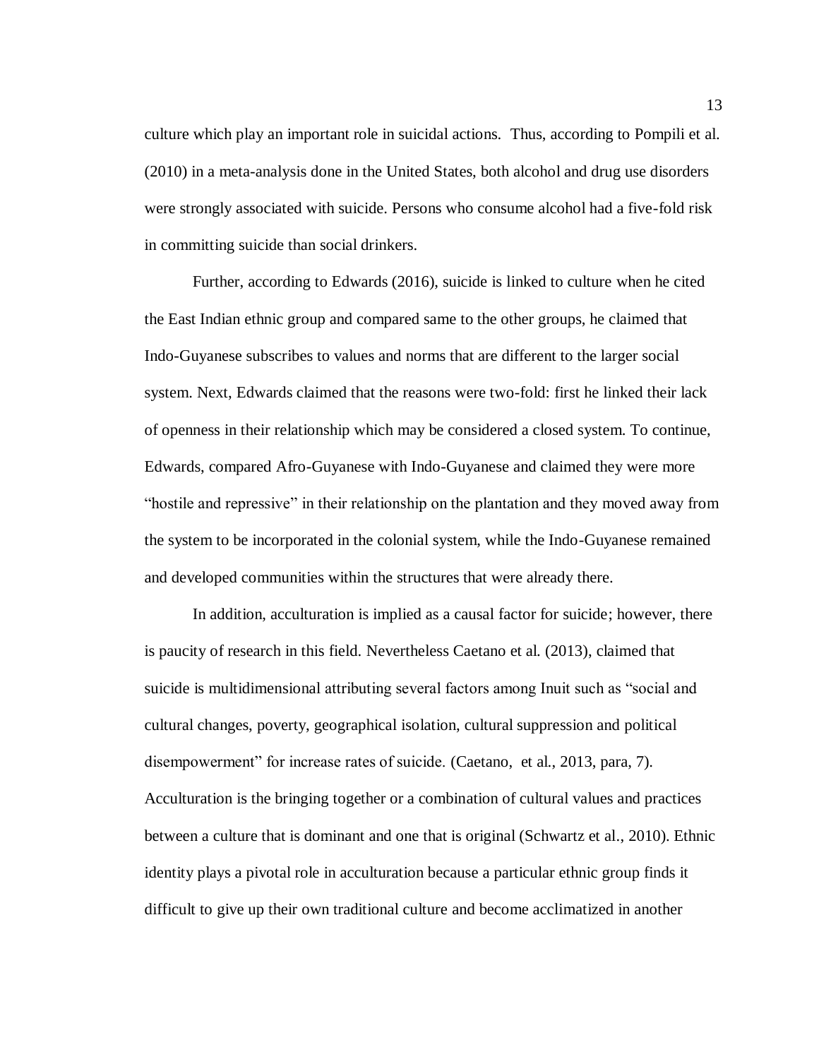culture which play an important role in suicidal actions.  Thus, according to Pompili et al. (2010) in a meta-analysis done in the United States, both alcohol and drug use disorders were strongly associated with suicide. Persons who consume alcohol had a five-fold risk in committing suicide than social drinkers.

Further, according to Edwards (2016), suicide is linked to culture when he cited the East Indian ethnic group and compared same to the other groups, he claimed that Indo-Guyanese subscribes to values and norms that are different to the larger social system. Next, Edwards claimed that the reasons were two-fold: first he linked their lack of openness in their relationship which may be considered a closed system. To continue, Edwards, compared Afro-Guyanese with Indo-Guyanese and claimed they were more "hostile and repressive" in their relationship on the plantation and they moved away from the system to be incorporated in the colonial system, while the Indo-Guyanese remained and developed communities within the structures that were already there.

In addition, acculturation is implied as a causal factor for suicide; however, there is paucity of research in this field. Nevertheless Caetano et al. (2013), claimed that suicide is multidimensional attributing several factors among Inuit such as "social and cultural changes, poverty, geographical isolation, cultural suppression and political disempowerment" for increase rates of suicide. (Caetano,  et al., 2013, para, 7). Acculturation is the bringing together or a combination of cultural values and practices between a culture that is dominant and one that is original (Schwartz et al., 2010). Ethnic identity plays a pivotal role in acculturation because a particular ethnic group finds it difficult to give up their own traditional culture and become acclimatized in another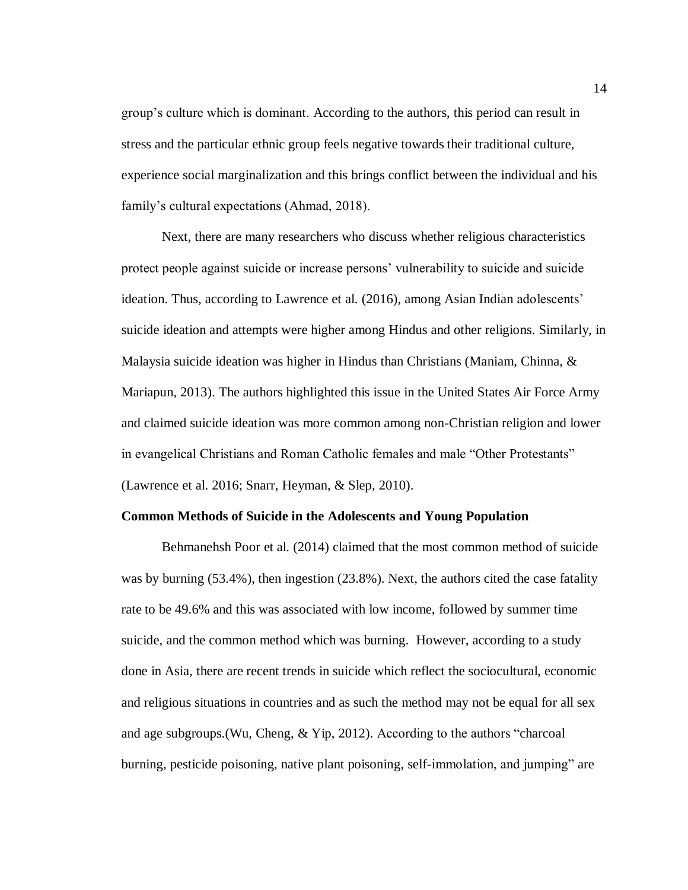group's culture which is dominant. According to the authors, this period can result in stress and the particular ethnic group feels negative towards their traditional culture, experience social marginalization and this brings conflict between the individual and his family's cultural expectations (Ahmad, 2018).

Next, there are many researchers who discuss whether religious characteristics protect people against suicide or increase persons' vulnerability to suicide and suicide ideation. Thus, according to Lawrence et al. (2016), among Asian Indian adolescents' suicide ideation and attempts were higher among Hindus and other religions. Similarly, in Malaysia suicide ideation was higher in Hindus than Christians (Maniam, Chinna, & Mariapun, 2013). The authors highlighted this issue in the United States Air Force Army and claimed suicide ideation was more common among non-Christian religion and lower in evangelical Christians and Roman Catholic females and male "Other Protestants" (Lawrence et al. 2016; Snarr, Heyman, & Slep, 2010).

**Common Methods of Suicide in the Adolescents and Young Population**

Behmanehsh Poor et al. (2014) claimed that the most common method of suicide was by burning (53.4%), then ingestion (23.8%). Next, the authors cited the case fatality rate to be 49.6% and this was associated with low income, followed by summer time suicide, and the common method which was burning. However, according to a study done in Asia, there are recent trends in suicide which reflect the sociocultural, economic and religious situations in countries and as such the method may not be equal for all sex and age subgroups.(Wu, Cheng, & Yip, 2012). According to the authors "charcoal burning, pesticide poisoning, native plant poisoning, self-immolation, and jumping" are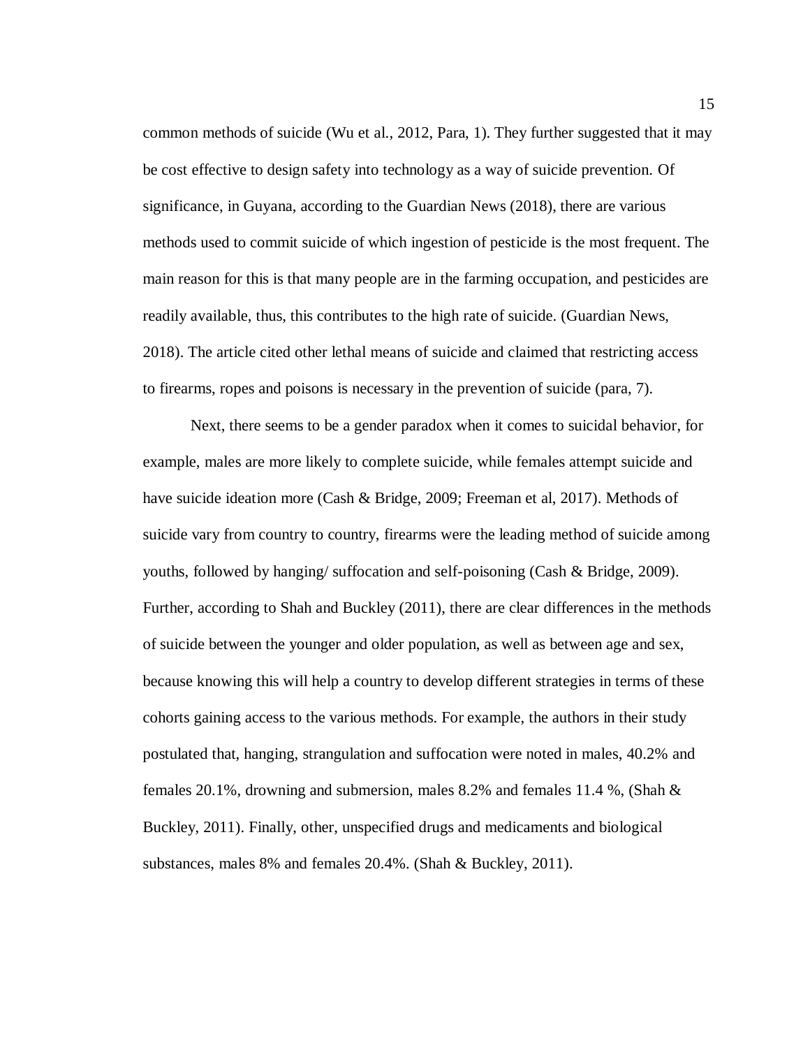common methods of suicide (Wu et al., 2012, Para, 1). They further suggested that it may be cost effective to design safety into technology as a way of suicide prevention. Of significance, in Guyana, according to the Guardian News (2018), there are various methods used to commit suicide of which ingestion of pesticide is the most frequent. The main reason for this is that many people are in the farming occupation, and pesticides are readily available, thus, this contributes to the high rate of suicide. (Guardian News, 2018). The article cited other lethal means of suicide and claimed that restricting access to firearms, ropes and poisons is necessary in the prevention of suicide (para, 7).

Next, there seems to be a gender paradox when it comes to suicidal behavior, for example, males are more likely to complete suicide, while females attempt suicide and have suicide ideation more (Cash & Bridge, 2009; Freeman et al, 2017). Methods of suicide vary from country to country, firearms were the leading method of suicide among youths, followed by hanging/ suffocation and self-poisoning (Cash & Bridge, 2009). Further, according to Shah and Buckley (2011), there are clear differences in the methods of suicide between the younger and older population, as well as between age and sex, because knowing this will help a country to develop different strategies in terms of these cohorts gaining access to the various methods. For example, the authors in their study postulated that, hanging, strangulation and suffocation were noted in males, 40.2% and females 20.1%, drowning and submersion, males 8.2% and females 11.4 %, (Shah & Buckley, 2011). Finally, other, unspecified drugs and medicaments and biological substances, males 8% and females 20.4%. (Shah & Buckley, 2011).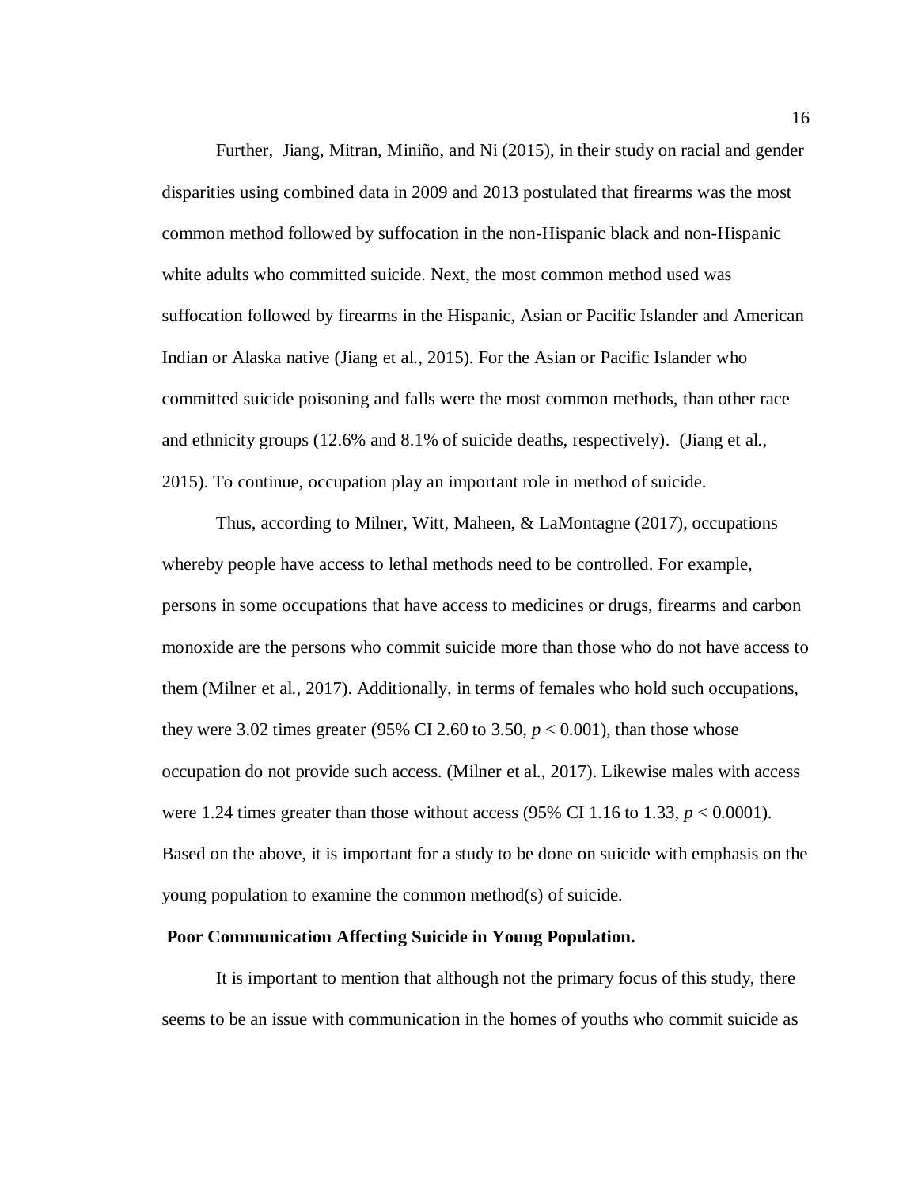Further, Jiang, Mitran, Miniño, and Ni (2015), in their study on racial and gender disparities using combined data in 2009 and 2013 postulated that firearms was the most common method followed by suffocation in the non-Hispanic black and non-Hispanic white adults who committed suicide. Next, the most common method used was suffocation followed by firearms in the Hispanic, Asian or Pacific Islander and American Indian or Alaska native (Jiang et al., 2015). For the Asian or Pacific Islander who committed suicide poisoning and falls were the most common methods, than other race and ethnicity groups (12.6% and 8.1% of suicide deaths, respectively). (Jiang et al., 2015). To continue, occupation play an important role in method of suicide.

Thus, according to Milner, Witt, Maheen, & LaMontagne (2017), occupations whereby people have access to lethal methods need to be controlled. For example, persons in some occupations that have access to medicines or drugs, firearms and carbon monoxide are the persons who commit suicide more than those who do not have access to them (Milner et al., 2017). Additionally, in terms of females who hold such occupations, they were 3.02 times greater (95% CI 2.60 to 3.50, $p < 0.001$), than those whose occupation do not provide such access. (Milner et al., 2017). Likewise males with access were 1.24 times greater than those without access (95% CI 1.16 to 1.33, $p < 0.0001$). Based on the above, it is important for a study to be done on suicide with emphasis on the young population to examine the common method(s) of suicide.

**Poor Communication Affecting Suicide in Young Population.**

It is important to mention that although not the primary focus of this study, there seems to be an issue with communication in the homes of youths who commit suicide as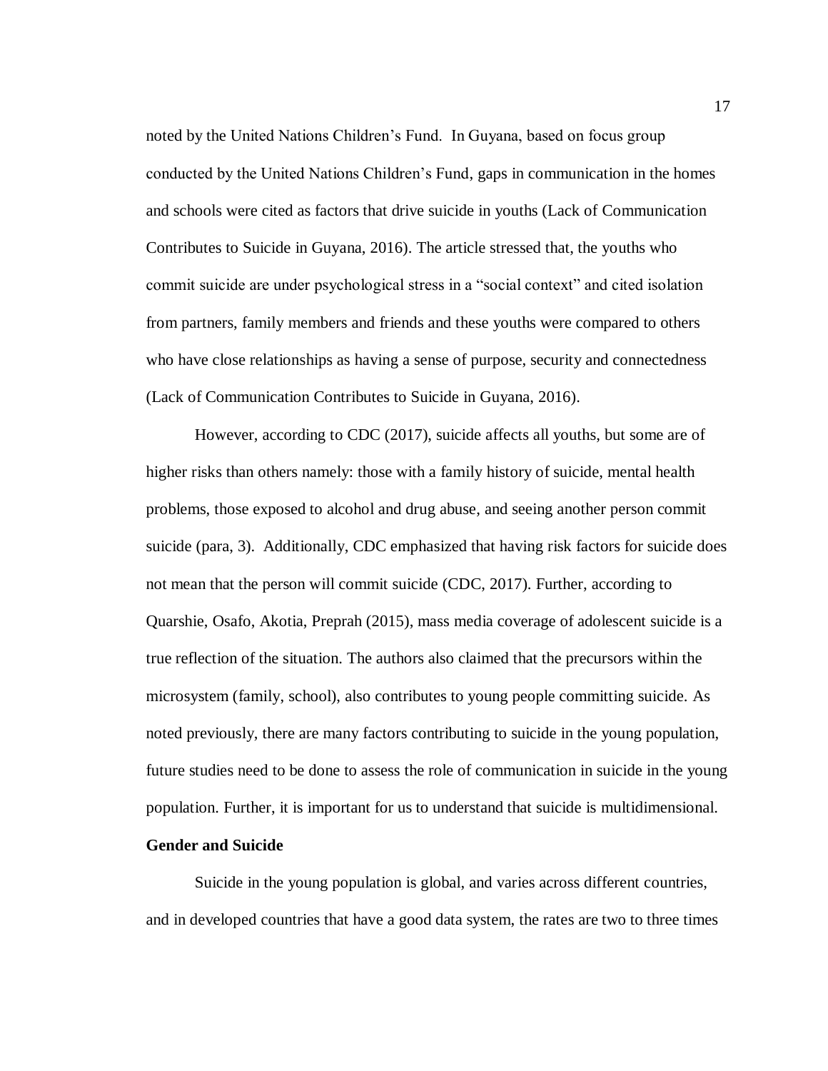noted by the United Nations Children's Fund. In Guyana, based on focus group conducted by the United Nations Children's Fund, gaps in communication in the homes and schools were cited as factors that drive suicide in youths (Lack of Communication Contributes to Suicide in Guyana, 2016). The article stressed that, the youths who commit suicide are under psychological stress in a "social context" and cited isolation from partners, family members and friends and these youths were compared to others who have close relationships as having a sense of purpose, security and connectedness (Lack of Communication Contributes to Suicide in Guyana, 2016).

However, according to CDC (2017), suicide affects all youths, but some are of higher risks than others namely: those with a family history of suicide, mental health problems, those exposed to alcohol and drug abuse, and seeing another person commit suicide (para, 3). Additionally, CDC emphasized that having risk factors for suicide does not mean that the person will commit suicide (CDC, 2017). Further, according to Quarshie, Osafo, Akotia, Preprah (2015), mass media coverage of adolescent suicide is a true reflection of the situation. The authors also claimed that the precursors within the microsystem (family, school), also contributes to young people committing suicide. As noted previously, there are many factors contributing to suicide in the young population, future studies need to be done to assess the role of communication in suicide in the young population. Further, it is important for us to understand that suicide is multidimensional.

**Gender and Suicide**

Suicide in the young population is global, and varies across different countries, and in developed countries that have a good data system, the rates are two to three times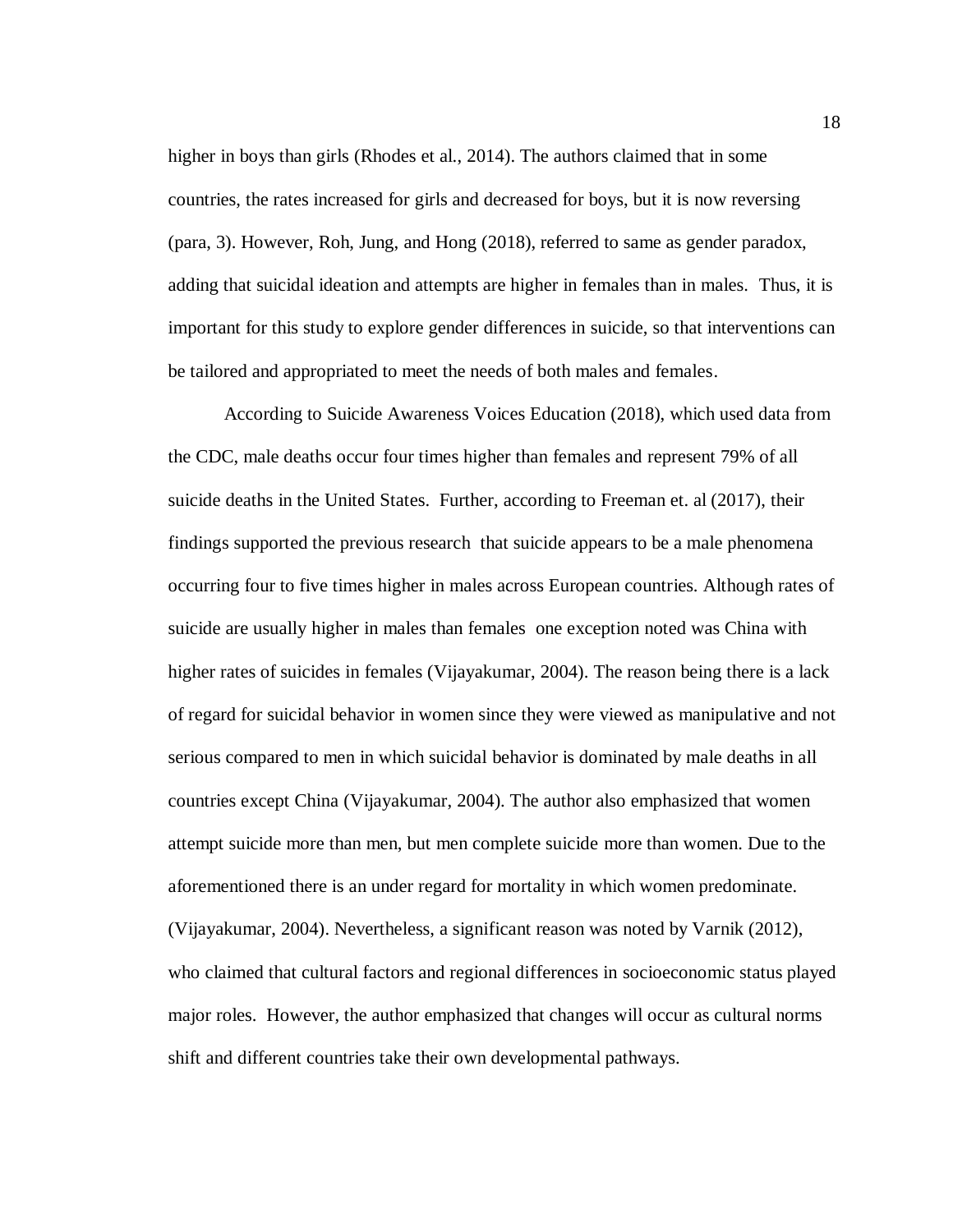higher in boys than girls (Rhodes et al., 2014). The authors claimed that in some countries, the rates increased for girls and decreased for boys, but it is now reversing (para, 3). However, Roh, Jung, and Hong (2018), referred to same as gender paradox, adding that suicidal ideation and attempts are higher in females than in males. Thus, it is important for this study to explore gender differences in suicide, so that interventions can be tailored and appropriated to meet the needs of both males and females.

According to Suicide Awareness Voices Education (2018), which used data from the CDC, male deaths occur four times higher than females and represent 79% of all suicide deaths in the United States. Further, according to Freeman et. al (2017), their findings supported the previous research that suicide appears to be a male phenomena occurring four to five times higher in males across European countries. Although rates of suicide are usually higher in males than females one exception noted was China with higher rates of suicides in females (Vijayakumar, 2004). The reason being there is a lack of regard for suicidal behavior in women since they were viewed as manipulative and not serious compared to men in which suicidal behavior is dominated by male deaths in all countries except China (Vijayakumar, 2004). The author also emphasized that women attempt suicide more than men, but men complete suicide more than women. Due to the aforementioned there is an under regard for mortality in which women predominate. (Vijayakumar, 2004). Nevertheless, a significant reason was noted by Varnik (2012), who claimed that cultural factors and regional differences in socioeconomic status played major roles. However, the author emphasized that changes will occur as cultural norms shift and different countries take their own developmental pathways.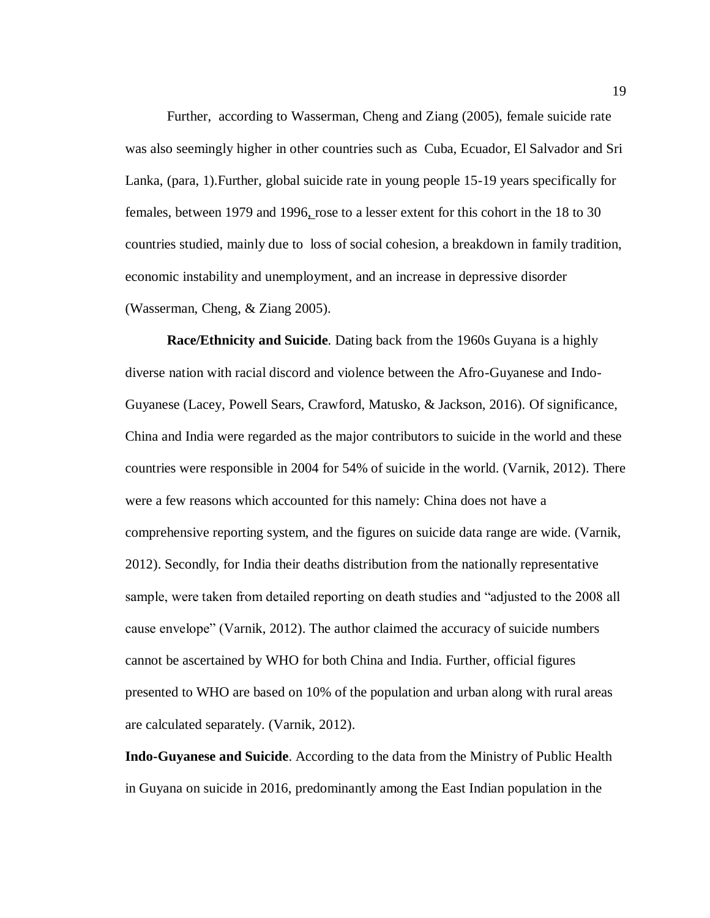Further, according to Wasserman, Cheng and Ziang (2005), female suicide rate was also seemingly higher in other countries such as Cuba, Ecuador, El Salvador and Sri Lanka, (para, 1).Further, global suicide rate in young people 15-19 years specifically for females, between 1979 and 1996, rose to a lesser extent for this cohort in the 18 to 30 countries studied, mainly due to loss of social cohesion, a breakdown in family tradition, economic instability and unemployment, and an increase in depressive disorder (Wasserman, Cheng, & Ziang 2005).

**Race/Ethnicity and Suicide**. Dating back from the 1960s Guyana is a highly diverse nation with racial discord and violence between the Afro-Guyanese and Indo-Guyanese (Lacey, Powell Sears, Crawford, Matusko, & Jackson, 2016). Of significance, China and India were regarded as the major contributors to suicide in the world and these countries were responsible in 2004 for 54% of suicide in the world. (Varnik, 2012). There were a few reasons which accounted for this namely: China does not have a comprehensive reporting system, and the figures on suicide data range are wide. (Varnik, 2012). Secondly, for India their deaths distribution from the nationally representative sample, were taken from detailed reporting on death studies and "adjusted to the 2008 all cause envelope" (Varnik, 2012). The author claimed the accuracy of suicide numbers cannot be ascertained by WHO for both China and India. Further, official figures presented to WHO are based on 10% of the population and urban along with rural areas are calculated separately. (Varnik, 2012).

**Indo-Guyanese and Suicide**. According to the data from the Ministry of Public Health in Guyana on suicide in 2016, predominantly among the East Indian population in the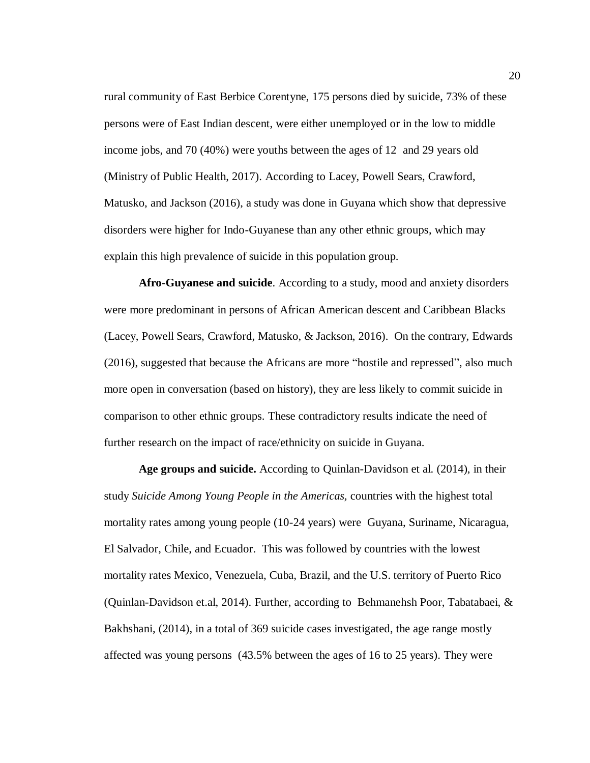rural community of East Berbice Corentyne, 175 persons died by suicide, 73% of these persons were of East Indian descent, were either unemployed or in the low to middle income jobs, and 70 (40%) were youths between the ages of 12 and 29 years old (Ministry of Public Health, 2017). According to Lacey, Powell Sears, Crawford, Matusko, and Jackson (2016), a study was done in Guyana which show that depressive disorders were higher for Indo-Guyanese than any other ethnic groups, which may explain this high prevalence of suicide in this population group.

**Afro-Guyanese and suicide**. According to a study, mood and anxiety disorders were more predominant in persons of African American descent and Caribbean Blacks (Lacey, Powell Sears, Crawford, Matusko, & Jackson, 2016). On the contrary, Edwards (2016), suggested that because the Africans are more "hostile and repressed", also much more open in conversation (based on history), they are less likely to commit suicide in comparison to other ethnic groups. These contradictory results indicate the need of further research on the impact of race/ethnicity on suicide in Guyana.

**Age groups and suicide.** According to Quinlan-Davidson et al. (2014), in their study *Suicide Among Young People in the Americas,* countries with the highest total mortality rates among young people (10-24 years) were Guyana, Suriname, Nicaragua, El Salvador, Chile, and Ecuador. This was followed by countries with the lowest mortality rates Mexico, Venezuela, Cuba, Brazil, and the U.S. territory of Puerto Rico (Quinlan-Davidson et.al, 2014). Further, according to Behmanehsh Poor, Tabatabaei, & Bakhshani, (2014), in a total of 369 suicide cases investigated, the age range mostly affected was young persons (43.5% between the ages of 16 to 25 years). They were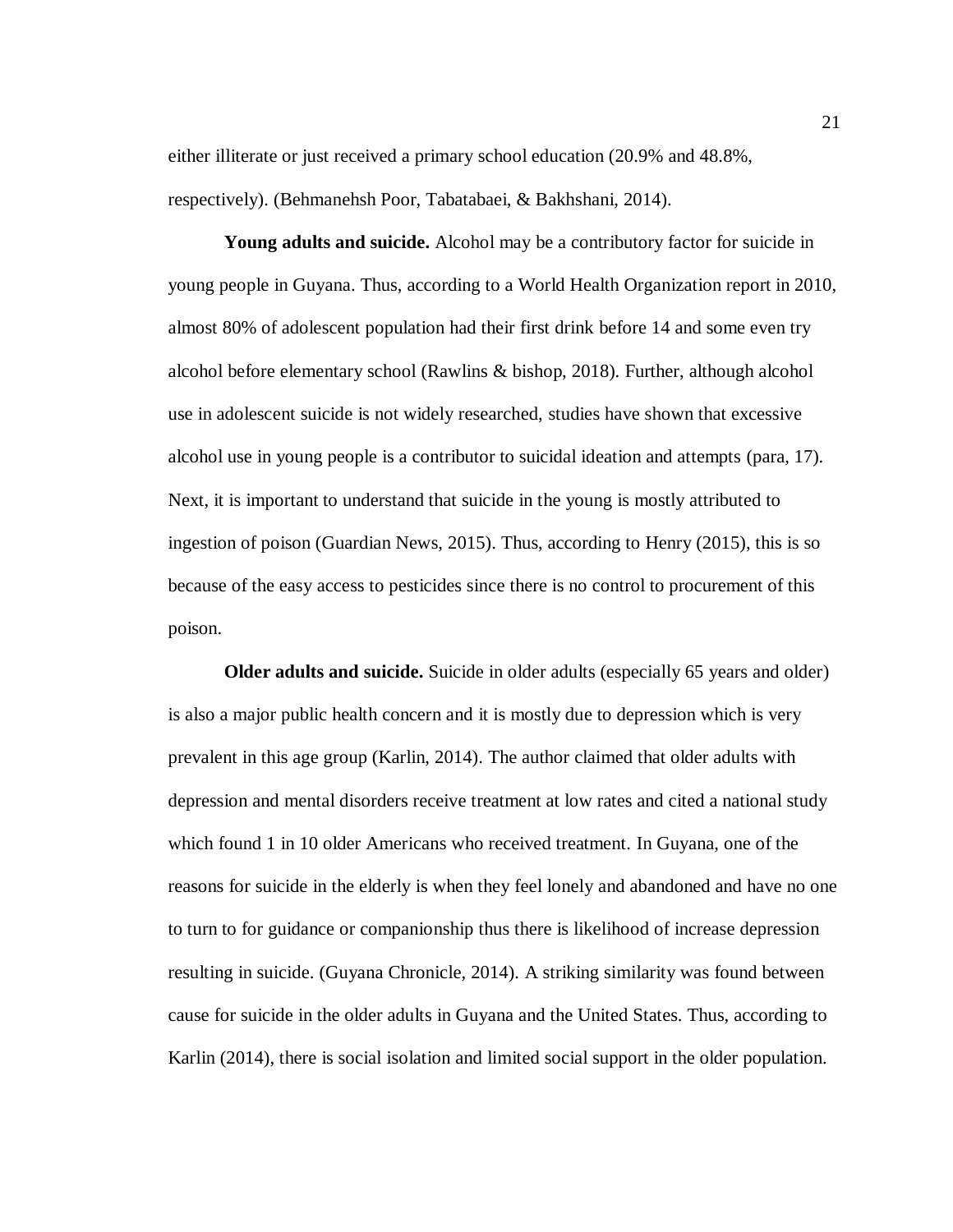either illiterate or just received a primary school education (20.9% and 48.8%, respectively). (Behmanehsh Poor, Tabatabaei, & Bakhshani, 2014).

**Young adults and suicide.** Alcohol may be a contributory factor for suicide in young people in Guyana. Thus, according to a World Health Organization report in 2010, almost 80% of adolescent population had their first drink before 14 and some even try alcohol before elementary school (Rawlins & bishop, 2018). Further, although alcohol use in adolescent suicide is not widely researched, studies have shown that excessive alcohol use in young people is a contributor to suicidal ideation and attempts (para, 17). Next, it is important to understand that suicide in the young is mostly attributed to ingestion of poison (Guardian News, 2015). Thus, according to Henry (2015), this is so because of the easy access to pesticides since there is no control to procurement of this poison.

**Older adults and suicide.** Suicide in older adults (especially 65 years and older) is also a major public health concern and it is mostly due to depression which is very prevalent in this age group (Karlin, 2014). The author claimed that older adults with depression and mental disorders receive treatment at low rates and cited a national study which found 1 in 10 older Americans who received treatment. In Guyana, one of the reasons for suicide in the elderly is when they feel lonely and abandoned and have no one to turn to for guidance or companionship thus there is likelihood of increase depression resulting in suicide. (Guyana Chronicle, 2014). A striking similarity was found between cause for suicide in the older adults in Guyana and the United States. Thus, according to Karlin (2014), there is social isolation and limited social support in the older population.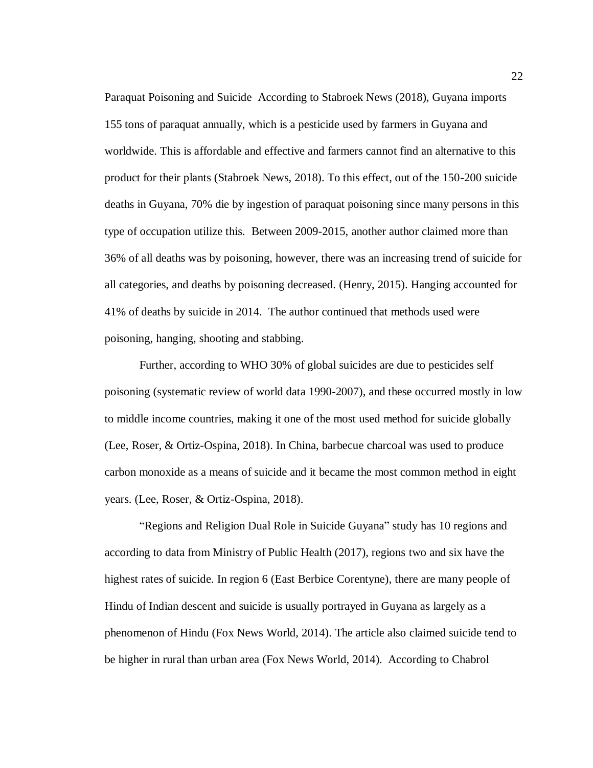Paraquat Poisoning and Suicide According to Stabroek News (2018), Guyana imports 155 tons of paraquat annually, which is a pesticide used by farmers in Guyana and worldwide. This is affordable and effective and farmers cannot find an alternative to this product for their plants (Stabroek News, 2018). To this effect, out of the 150-200 suicide deaths in Guyana, 70% die by ingestion of paraquat poisoning since many persons in this type of occupation utilize this. Between 2009-2015, another author claimed more than 36% of all deaths was by poisoning, however, there was an increasing trend of suicide for all categories, and deaths by poisoning decreased. (Henry, 2015). Hanging accounted for 41% of deaths by suicide in 2014. The author continued that methods used were poisoning, hanging, shooting and stabbing.

Further, according to WHO 30% of global suicides are due to pesticides self poisoning (systematic review of world data 1990-2007), and these occurred mostly in low to middle income countries, making it one of the most used method for suicide globally (Lee, Roser, & Ortiz-Ospina, 2018). In China, barbecue charcoal was used to produce carbon monoxide as a means of suicide and it became the most common method in eight years. (Lee, Roser, & Ortiz-Ospina, 2018).

"Regions and Religion Dual Role in Suicide Guyana" study has 10 regions and according to data from Ministry of Public Health (2017), regions two and six have the highest rates of suicide. In region 6 (East Berbice Corentyne), there are many people of Hindu of Indian descent and suicide is usually portrayed in Guyana as largely as a phenomenon of Hindu (Fox News World, 2014). The article also claimed suicide tend to be higher in rural than urban area (Fox News World, 2014). According to Chabrol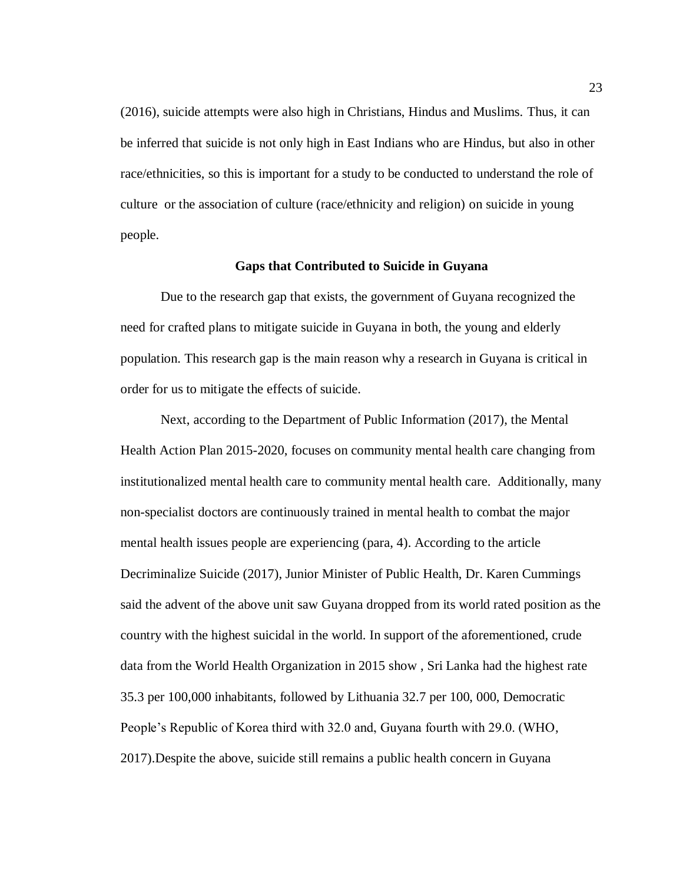(2016), suicide attempts were also high in Christians, Hindus and Muslims. Thus, it can be inferred that suicide is not only high in East Indians who are Hindus, but also in other race/ethnicities, so this is important for a study to be conducted to understand the role of culture or the association of culture (race/ethnicity and religion) on suicide in young people.

**Gaps that Contributed to Suicide in Guyana**

Due to the research gap that exists, the government of Guyana recognized the need for crafted plans to mitigate suicide in Guyana in both, the young and elderly population. This research gap is the main reason why a research in Guyana is critical in order for us to mitigate the effects of suicide.

Next, according to the Department of Public Information (2017), the Mental Health Action Plan 2015-2020, focuses on community mental health care changing from institutionalized mental health care to community mental health care. Additionally, many non-specialist doctors are continuously trained in mental health to combat the major mental health issues people are experiencing (para, 4). According to the article Decriminalize Suicide (2017), Junior Minister of Public Health, Dr. Karen Cummings said the advent of the above unit saw Guyana dropped from its world rated position as the country with the highest suicidal in the world. In support of the aforementioned, crude data from the World Health Organization in 2015 show , Sri Lanka had the highest rate 35.3 per 100,000 inhabitants, followed by Lithuania 32.7 per 100, 000, Democratic People's Republic of Korea third with 32.0 and, Guyana fourth with 29.0. (WHO, 2017).Despite the above, suicide still remains a public health concern in Guyana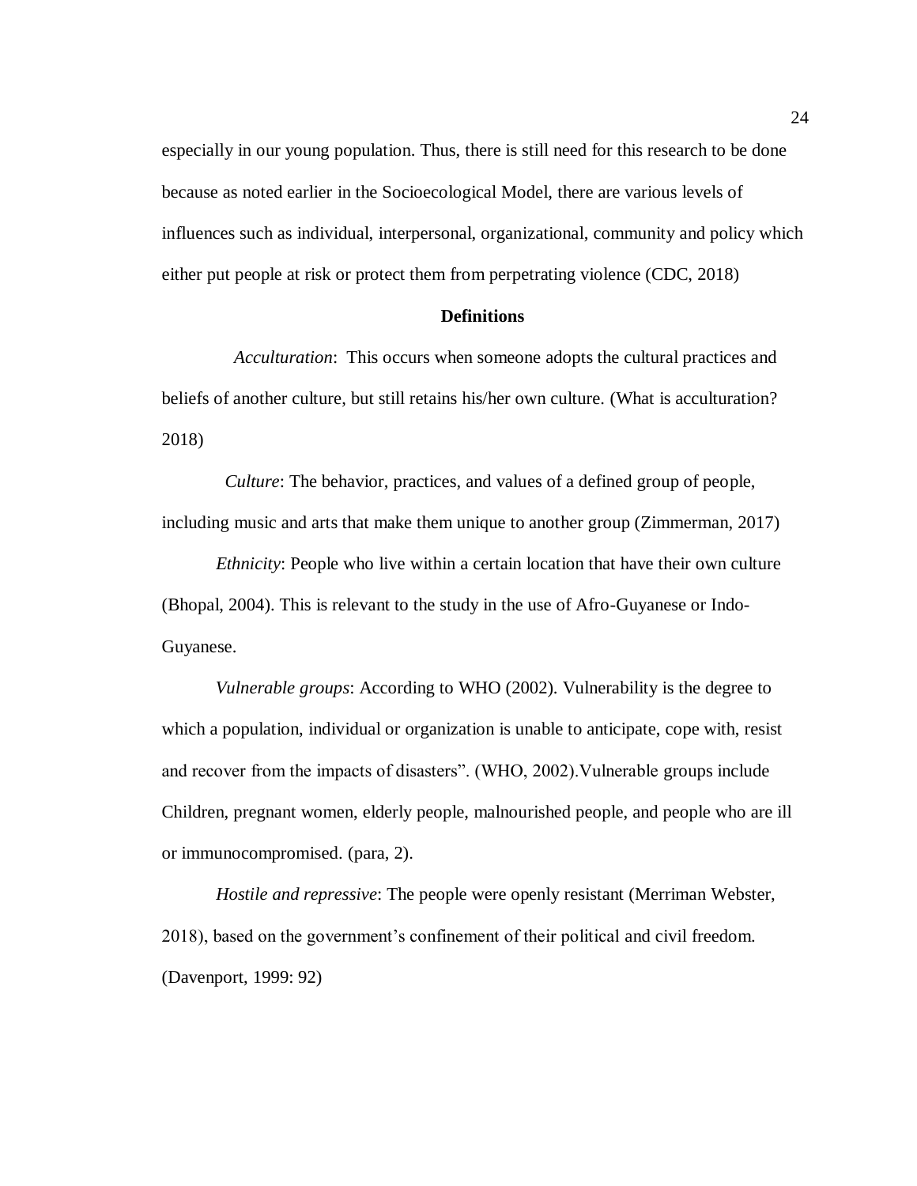especially in our young population. Thus, there is still need for this research to be done because as noted earlier in the Socioecological Model, there are various levels of influences such as individual, interpersonal, organizational, community and policy which either put people at risk or protect them from perpetrating violence (CDC, 2018)

## Definitions

*Acculturation*: This occurs when someone adopts the cultural practices and beliefs of another culture, but still retains his/her own culture. (What is acculturation? 2018)

*Culture*: The behavior, practices, and values of a defined group of people, including music and arts that make them unique to another group (Zimmerman, 2017)

*Ethnicity*: People who live within a certain location that have their own culture (Bhopal, 2004). This is relevant to the study in the use of Afro-Guyanese or Indo-Guyanese.

*Vulnerable groups*: According to WHO (2002). Vulnerability is the degree to which a population, individual or organization is unable to anticipate, cope with, resist and recover from the impacts of disasters". (WHO, 2002).Vulnerable groups include Children, pregnant women, elderly people, malnourished people, and people who are ill or immunocompromised. (para, 2).

*Hostile and repressive*: The people were openly resistant (Merriman Webster, 2018), based on the government's confinement of their political and civil freedom. (Davenport, 1999: 92)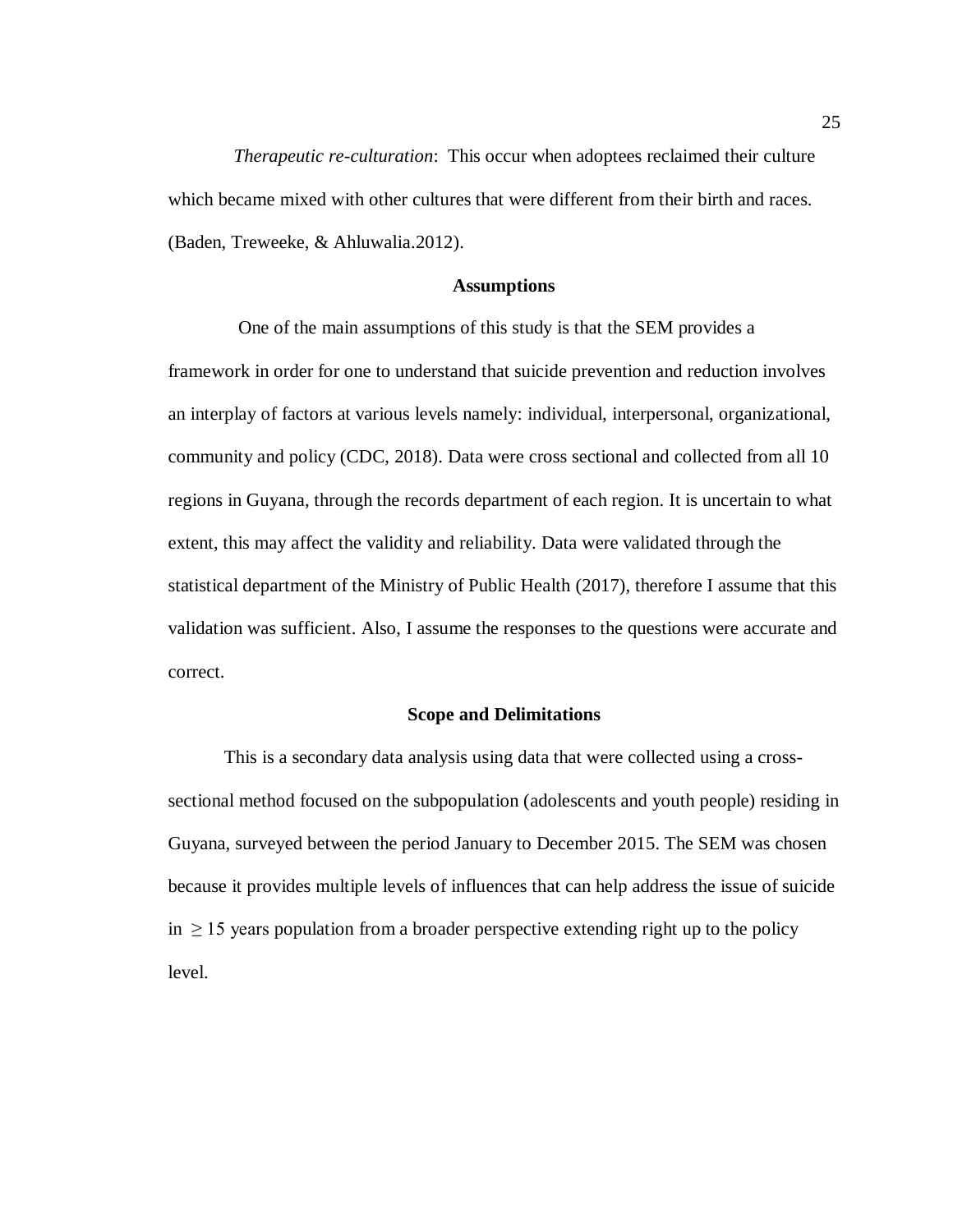*Therapeutic re-culturation*: This occur when adoptees reclaimed their culture which became mixed with other cultures that were different from their birth and races. (Baden, Treweeke, & Ahluwalia.2012).

## Assumptions

One of the main assumptions of this study is that the SEM provides a framework in order for one to understand that suicide prevention and reduction involves an interplay of factors at various levels namely: individual, interpersonal, organizational, community and policy (CDC, 2018). Data were cross sectional and collected from all 10 regions in Guyana, through the records department of each region. It is uncertain to what extent, this may affect the validity and reliability. Data were validated through the statistical department of the Ministry of Public Health (2017), therefore I assume that this validation was sufficient. Also, I assume the responses to the questions were accurate and correct.

## Scope and Delimitations

This is a secondary data analysis using data that were collected using a cross-sectional method focused on the subpopulation (adolescents and youth people) residing in Guyana, surveyed between the period January to December 2015. The SEM was chosen because it provides multiple levels of influences that can help address the issue of suicide in $\geq 15$ years population from a broader perspective extending right up to the policy level.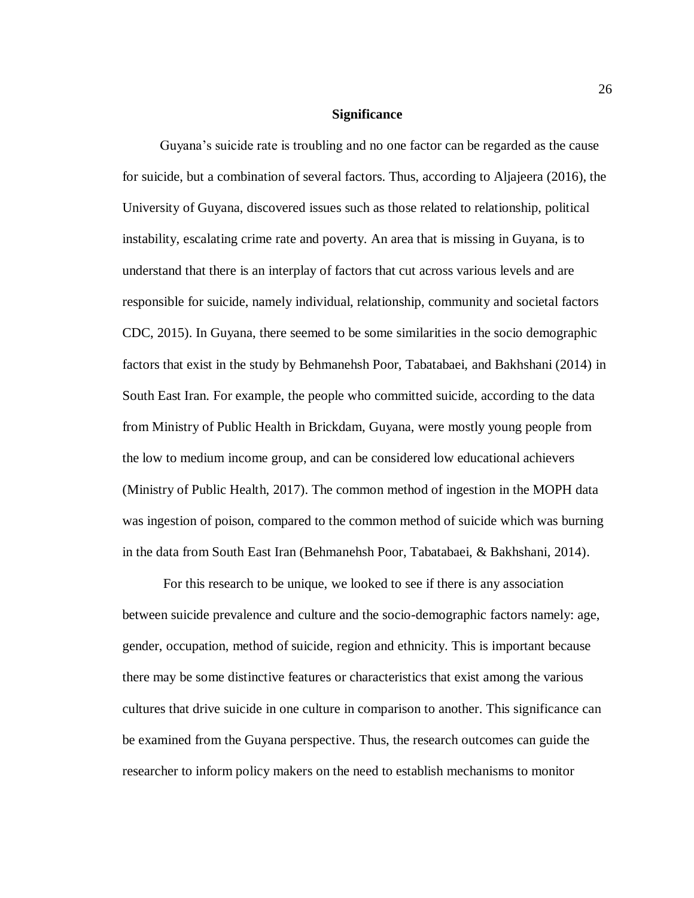**Significance**

Guyana's suicide rate is troubling and no one factor can be regarded as the cause for suicide, but a combination of several factors. Thus, according to Aljajeera (2016), the University of Guyana, discovered issues such as those related to relationship, political instability, escalating crime rate and poverty. An area that is missing in Guyana, is to understand that there is an interplay of factors that cut across various levels and are responsible for suicide, namely individual, relationship, community and societal factors CDC, 2015). In Guyana, there seemed to be some similarities in the socio demographic factors that exist in the study by Behmanehsh Poor, Tabatabaei, and Bakhshani (2014) in South East Iran. For example, the people who committed suicide, according to the data from Ministry of Public Health in Brickdam, Guyana, were mostly young people from the low to medium income group, and can be considered low educational achievers (Ministry of Public Health, 2017). The common method of ingestion in the MOPH data was ingestion of poison, compared to the common method of suicide which was burning in the data from South East Iran (Behmanehsh Poor, Tabatabaei, & Bakhshani, 2014).

For this research to be unique, we looked to see if there is any association between suicide prevalence and culture and the socio-demographic factors namely: age, gender, occupation, method of suicide, region and ethnicity. This is important because there may be some distinctive features or characteristics that exist among the various cultures that drive suicide in one culture in comparison to another. This significance can be examined from the Guyana perspective. Thus, the research outcomes can guide the researcher to inform policy makers on the need to establish mechanisms to monitor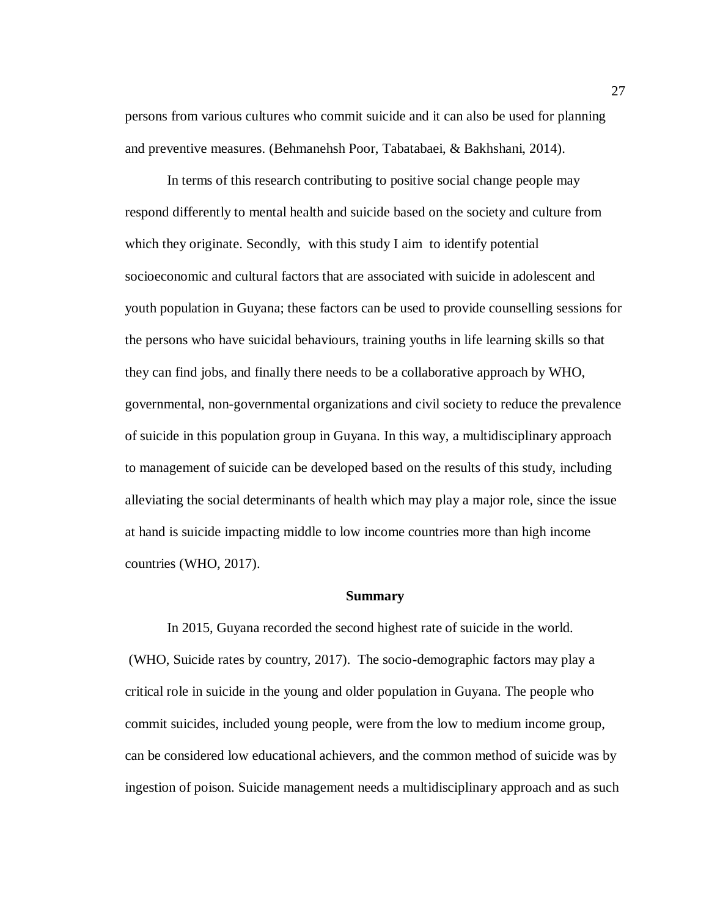persons from various cultures who commit suicide and it can also be used for planning and preventive measures. (Behmanehsh Poor, Tabatabaei, & Bakhshani, 2014).

In terms of this research contributing to positive social change people may respond differently to mental health and suicide based on the society and culture from which they originate. Secondly, with this study I aim to identify potential socioeconomic and cultural factors that are associated with suicide in adolescent and youth population in Guyana; these factors can be used to provide counselling sessions for the persons who have suicidal behaviours, training youths in life learning skills so that they can find jobs, and finally there needs to be a collaborative approach by WHO, governmental, non-governmental organizations and civil society to reduce the prevalence of suicide in this population group in Guyana. In this way, a multidisciplinary approach to management of suicide can be developed based on the results of this study, including alleviating the social determinants of health which may play a major role, since the issue at hand is suicide impacting middle to low income countries more than high income countries (WHO, 2017).

## Summary

In 2015, Guyana recorded the second highest rate of suicide in the world. (WHO, Suicide rates by country, 2017). The socio-demographic factors may play a critical role in suicide in the young and older population in Guyana. The people who commit suicides, included young people, were from the low to medium income group, can be considered low educational achievers, and the common method of suicide was by ingestion of poison. Suicide management needs a multidisciplinary approach and as such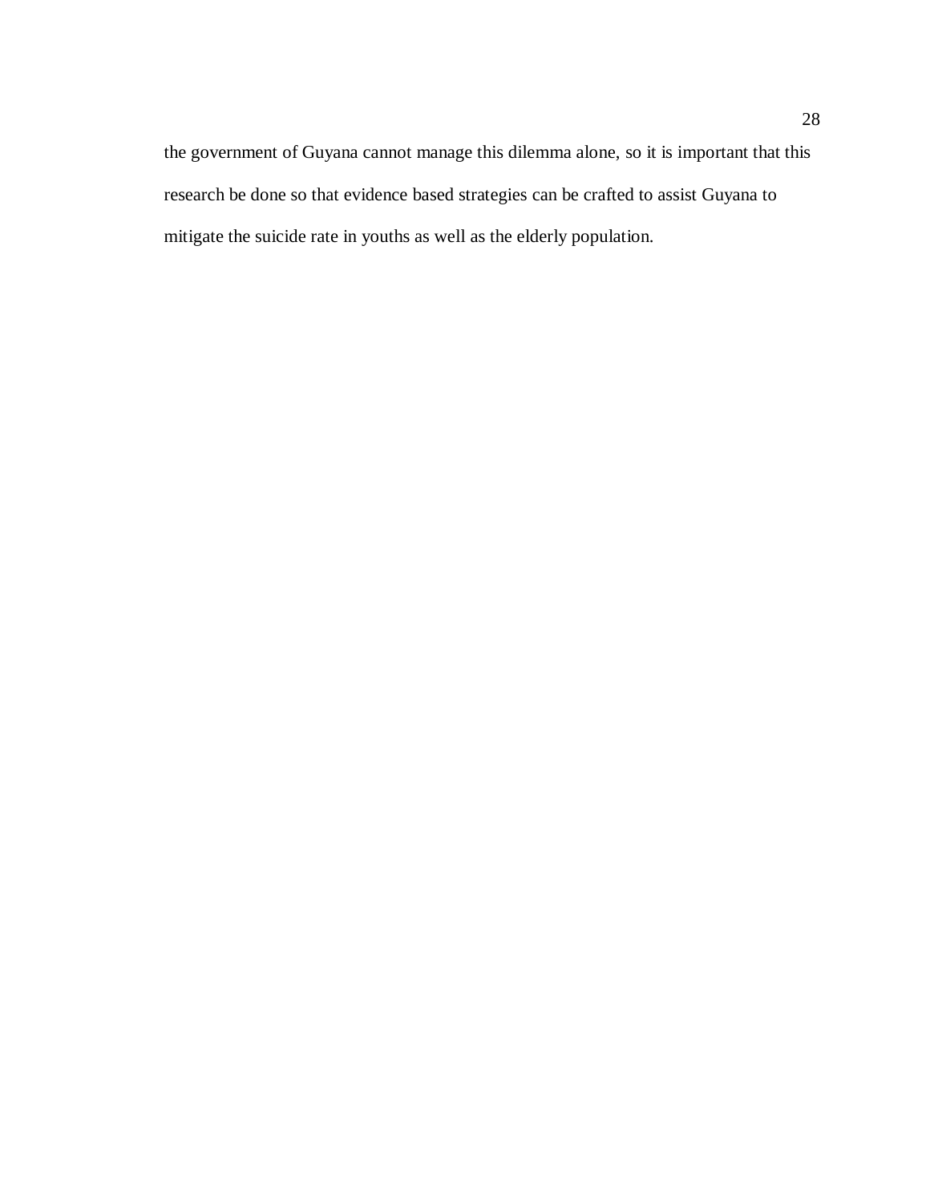the government of Guyana cannot manage this dilemma alone, so it is important that this research be done so that evidence based strategies can be crafted to assist Guyana to mitigate the suicide rate in youths as well as the elderly population.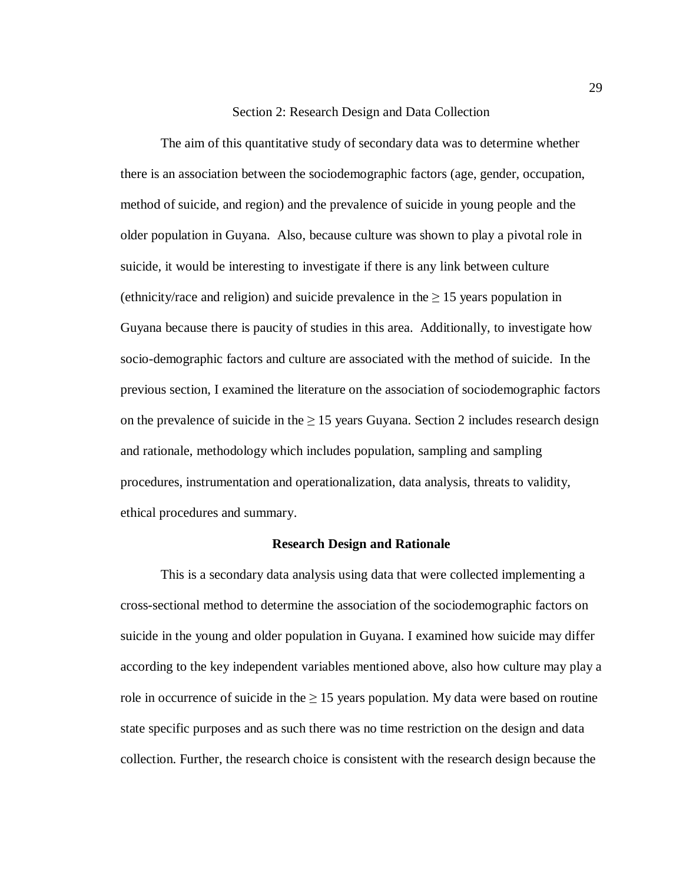## Section 2: Research Design and Data Collection

The aim of this quantitative study of secondary data was to determine whether there is an association between the sociodemographic factors (age, gender, occupation, method of suicide, and region) and the prevalence of suicide in young people and the older population in Guyana. Also, because culture was shown to play a pivotal role in suicide, it would be interesting to investigate if there is any link between culture (ethnicity/race and religion) and suicide prevalence in the $\geq 15$ years population in Guyana because there is paucity of studies in this area. Additionally, to investigate how socio-demographic factors and culture are associated with the method of suicide. In the previous section, I examined the literature on the association of sociodemographic factors on the prevalence of suicide in the $\geq 15$ years Guyana. Section 2 includes research design and rationale, methodology which includes population, sampling and sampling procedures, instrumentation and operationalization, data analysis, threats to validity, ethical procedures and summary.

### Research Design and Rationale

This is a secondary data analysis using data that were collected implementing a cross-sectional method to determine the association of the sociodemographic factors on suicide in the young and older population in Guyana. I examined how suicide may differ according to the key independent variables mentioned above, also how culture may play a role in occurrence of suicide in the $\geq 15$ years population. My data were based on routine state specific purposes and as such there was no time restriction on the design and data collection. Further, the research choice is consistent with the research design because the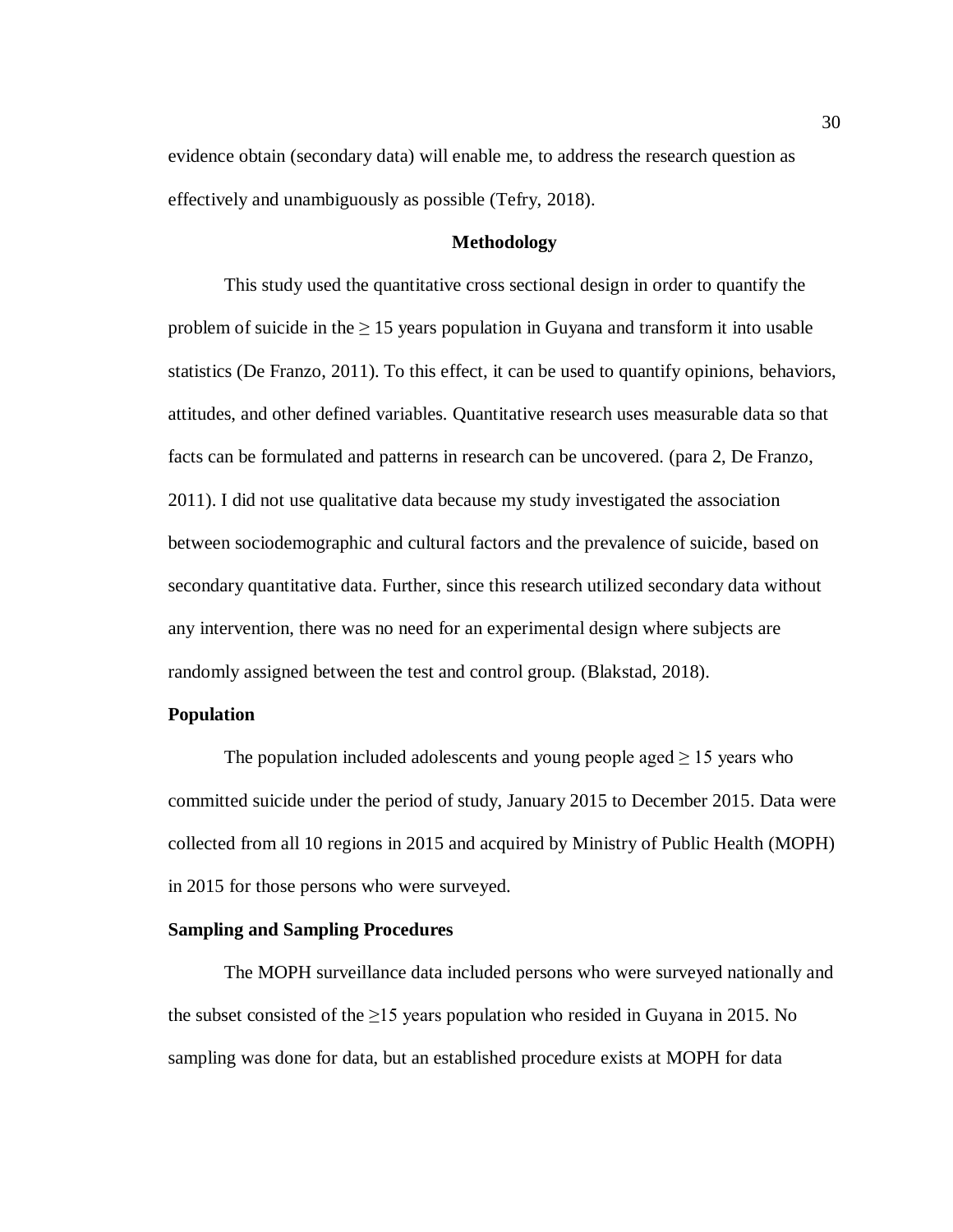evidence obtain (secondary data) will enable me, to address the research question as effectively and unambiguously as possible (Tefry, 2018).

## Methodology

This study used the quantitative cross sectional design in order to quantify the problem of suicide in the $\geq$ 15 years population in Guyana and transform it into usable statistics (De Franzo, 2011). To this effect, it can be used to quantify opinions, behaviors, attitudes, and other defined variables. Quantitative research uses measurable data so that facts can be formulated and patterns in research can be uncovered. (para 2, De Franzo, 2011). I did not use qualitative data because my study investigated the association between sociodemographic and cultural factors and the prevalence of suicide, based on secondary quantitative data. Further, since this research utilized secondary data without any intervention, there was no need for an experimental design where subjects are randomly assigned between the test and control group. (Blakstad, 2018).

### Population

The population included adolescents and young people aged $\geq$ 15 years who committed suicide under the period of study, January 2015 to December 2015. Data were collected from all 10 regions in 2015 and acquired by Ministry of Public Health (MOPH) in 2015 for those persons who were surveyed.

### Sampling and Sampling Procedures

The MOPH surveillance data included persons who were surveyed nationally and the subset consisted of the $\geq$15 years population who resided in Guyana in 2015. No sampling was done for data, but an established procedure exists at MOPH for data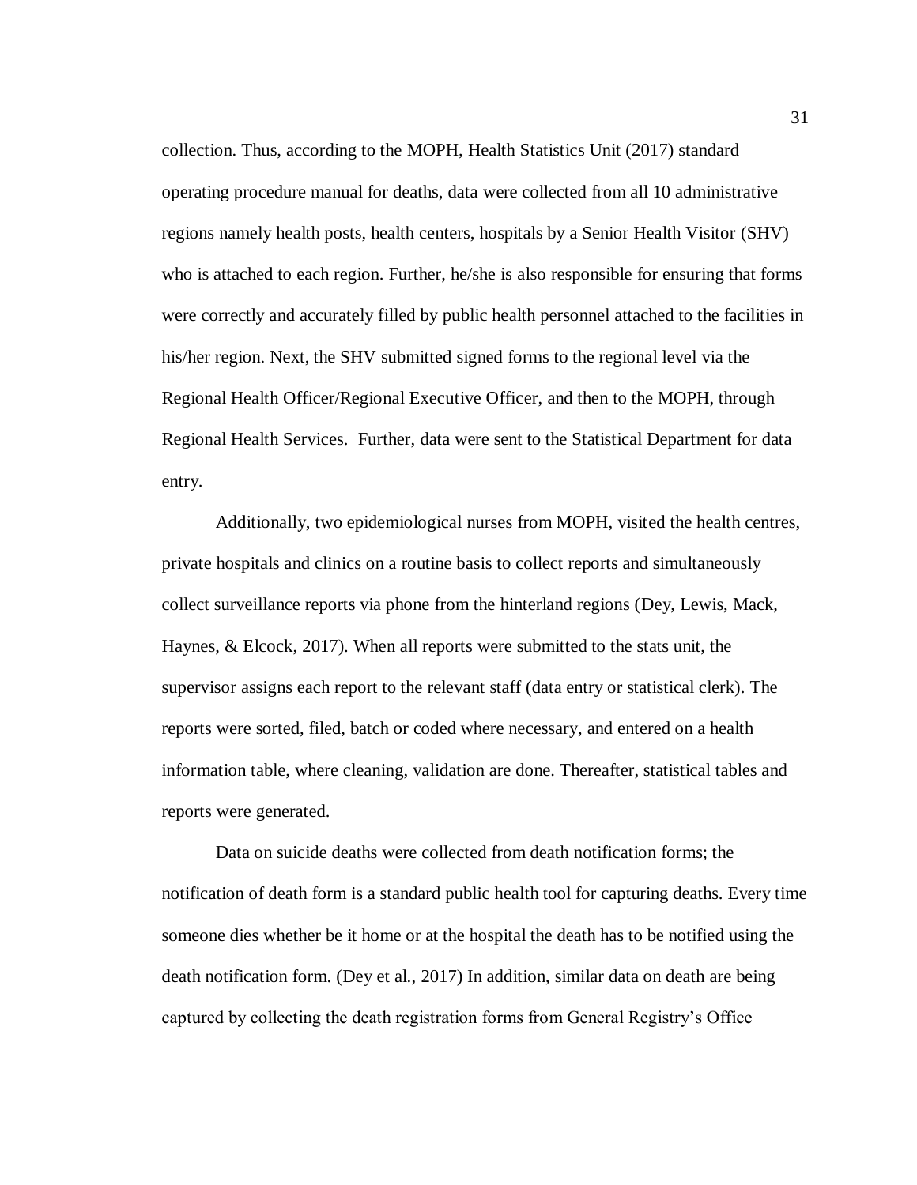collection. Thus, according to the MOPH, Health Statistics Unit (2017) standard operating procedure manual for deaths, data were collected from all 10 administrative regions namely health posts, health centers, hospitals by a Senior Health Visitor (SHV) who is attached to each region. Further, he/she is also responsible for ensuring that forms were correctly and accurately filled by public health personnel attached to the facilities in his/her region. Next, the SHV submitted signed forms to the regional level via the Regional Health Officer/Regional Executive Officer, and then to the MOPH, through Regional Health Services. Further, data were sent to the Statistical Department for data entry.

Additionally, two epidemiological nurses from MOPH, visited the health centres, private hospitals and clinics on a routine basis to collect reports and simultaneously collect surveillance reports via phone from the hinterland regions (Dey, Lewis, Mack, Haynes, & Elcock, 2017). When all reports were submitted to the stats unit, the supervisor assigns each report to the relevant staff (data entry or statistical clerk). The reports were sorted, filed, batch or coded where necessary, and entered on a health information table, where cleaning, validation are done. Thereafter, statistical tables and reports were generated.

Data on suicide deaths were collected from death notification forms; the notification of death form is a standard public health tool for capturing deaths. Every time someone dies whether be it home or at the hospital the death has to be notified using the death notification form. (Dey et al., 2017) In addition, similar data on death are being captured by collecting the death registration forms from General Registry's Office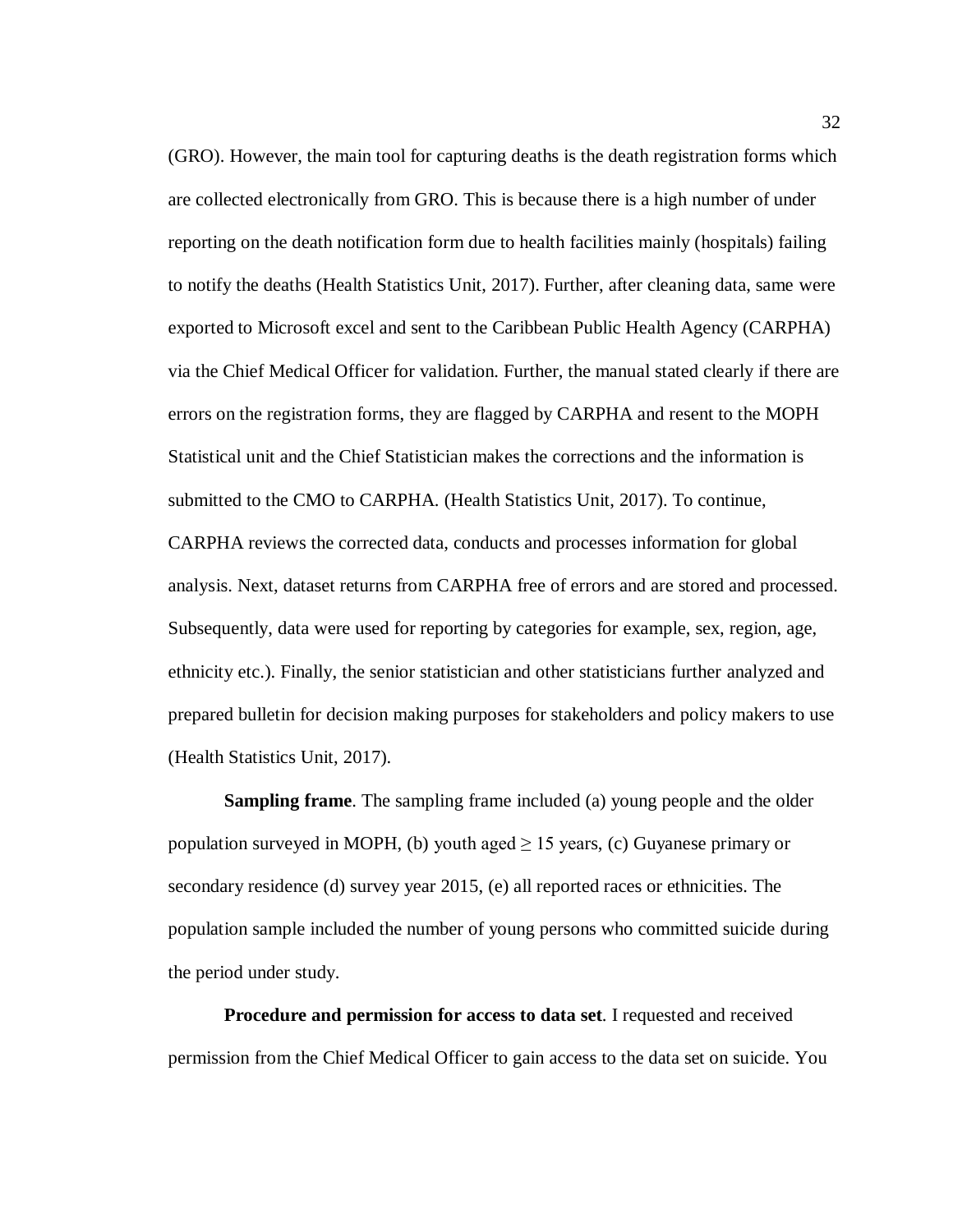(GRO). However, the main tool for capturing deaths is the death registration forms which are collected electronically from GRO. This is because there is a high number of under reporting on the death notification form due to health facilities mainly (hospitals) failing to notify the deaths (Health Statistics Unit, 2017). Further, after cleaning data, same were exported to Microsoft excel and sent to the Caribbean Public Health Agency (CARPHA) via the Chief Medical Officer for validation. Further, the manual stated clearly if there are errors on the registration forms, they are flagged by CARPHA and resent to the MOPH Statistical unit and the Chief Statistician makes the corrections and the information is submitted to the CMO to CARPHA. (Health Statistics Unit, 2017). To continue, CARPHA reviews the corrected data, conducts and processes information for global analysis. Next, dataset returns from CARPHA free of errors and are stored and processed. Subsequently, data were used for reporting by categories for example, sex, region, age, ethnicity etc.). Finally, the senior statistician and other statisticians further analyzed and prepared bulletin for decision making purposes for stakeholders and policy makers to use (Health Statistics Unit, 2017).

**Sampling frame**. The sampling frame included (a) young people and the older population surveyed in MOPH, (b) youth aged $\geq$ 15 years, (c) Guyanese primary or secondary residence (d) survey year 2015, (e) all reported races or ethnicities. The population sample included the number of young persons who committed suicide during the period under study.

**Procedure and permission for access to data set**. I requested and received permission from the Chief Medical Officer to gain access to the data set on suicide. You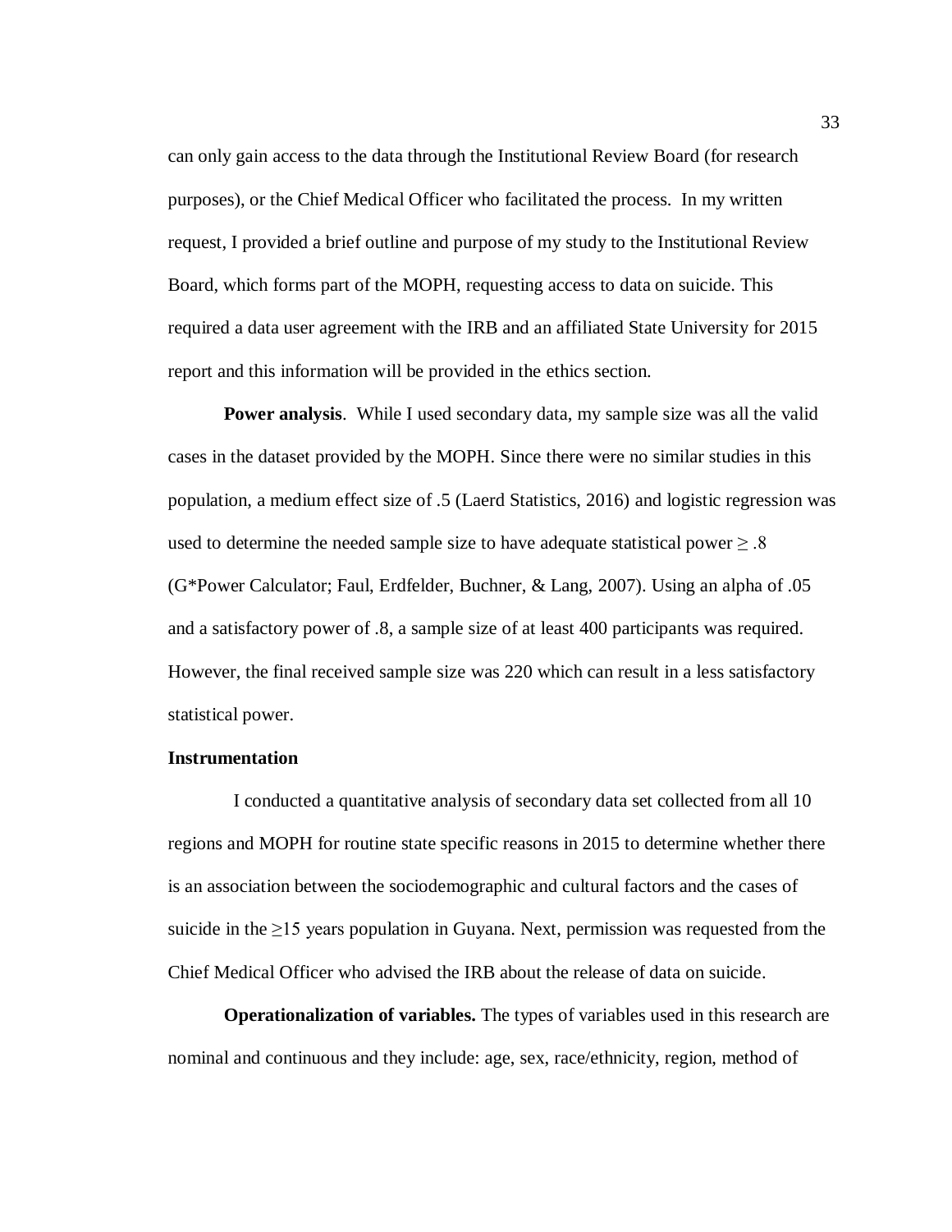can only gain access to the data through the Institutional Review Board (for research purposes), or the Chief Medical Officer who facilitated the process. In my written request, I provided a brief outline and purpose of my study to the Institutional Review Board, which forms part of the MOPH, requesting access to data on suicide. This required a data user agreement with the IRB and an affiliated State University for 2015 report and this information will be provided in the ethics section.

**Power analysis**. While I used secondary data, my sample size was all the valid cases in the dataset provided by the MOPH. Since there were no similar studies in this population, a medium effect size of .5 (Laerd Statistics, 2016) and logistic regression was used to determine the needed sample size to have adequate statistical power $\geq .8$ (G*Power Calculator; Faul, Erdfelder, Buchner, & Lang, 2007). Using an alpha of .05 and a satisfactory power of .8, a sample size of at least 400 participants was required. However, the final received sample size was 220 which can result in a less satisfactory statistical power.

## Instrumentation

I conducted a quantitative analysis of secondary data set collected from all 10 regions and MOPH for routine state specific reasons in 2015 to determine whether there is an association between the sociodemographic and cultural factors and the cases of suicide in the $\geq$15 years population in Guyana. Next, permission was requested from the Chief Medical Officer who advised the IRB about the release of data on suicide.

**Operationalization of variables.** The types of variables used in this research are nominal and continuous and they include: age, sex, race/ethnicity, region, method of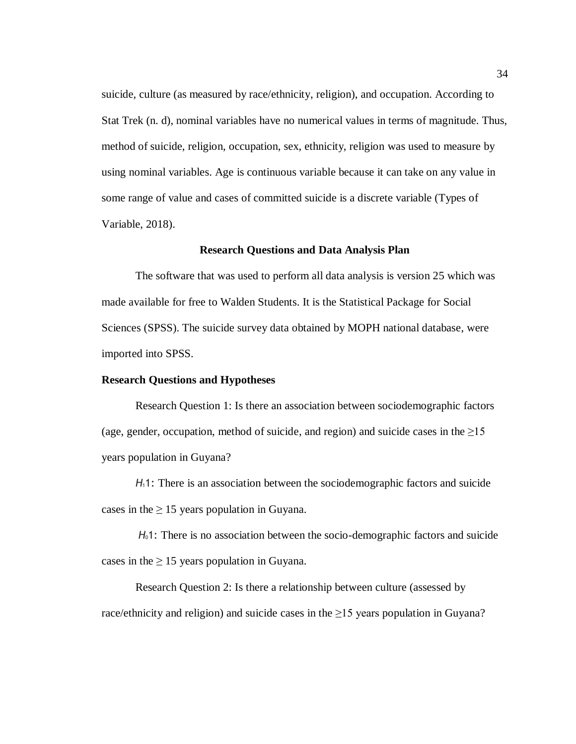suicide, culture (as measured by race/ethnicity, religion), and occupation. According to Stat Trek (n. d), nominal variables have no numerical values in terms of magnitude. Thus, method of suicide, religion, occupation, sex, ethnicity, religion was used to measure by using nominal variables. Age is continuous variable because it can take on any value in some range of value and cases of committed suicide is a discrete variable (Types of Variable, 2018).

## Research Questions and Data Analysis Plan

The software that was used to perform all data analysis is version 25 which was made available for free to Walden Students. It is the Statistical Package for Social Sciences (SPSS). The suicide survey data obtained by MOPH national database, were imported into SPSS.

### Research Questions and Hypotheses

Research Question 1: Is there an association between sociodemographic factors (age, gender, occupation, method of suicide, and region) and suicide cases in the ≥15 years population in Guyana?

$H_1$1: There is an association between the sociodemographic factors and suicide cases in the ≥ 15 years population in Guyana.

$H_0$1: There is no association between the socio-demographic factors and suicide cases in the ≥ 15 years population in Guyana.

Research Question 2: Is there a relationship between culture (assessed by race/ethnicity and religion) and suicide cases in the ≥15 years population in Guyana?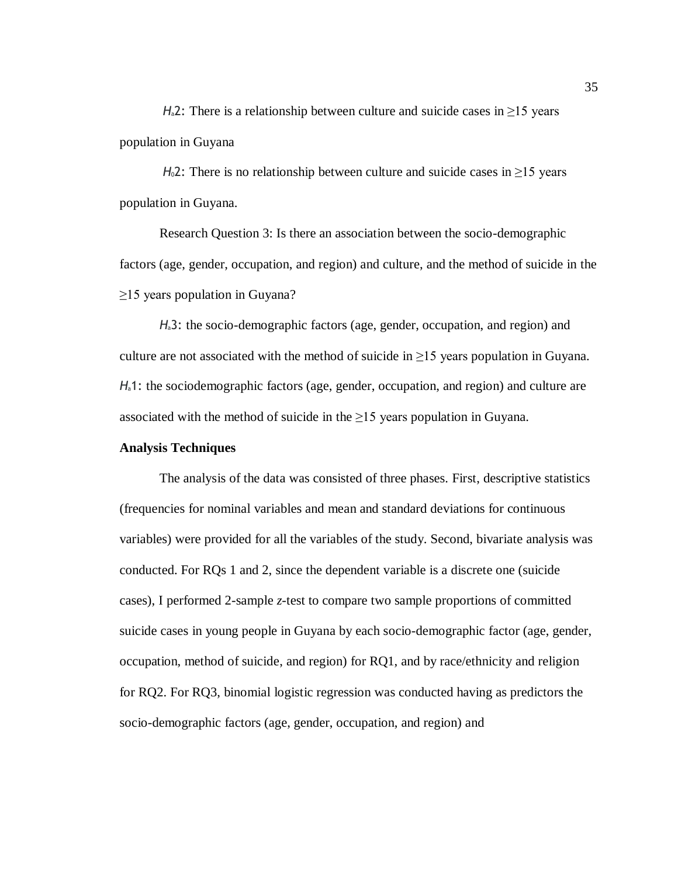$H_a2$: There is a relationship between culture and suicide cases in ≥15 years population in Guyana

$H_02$: There is no relationship between culture and suicide cases in ≥15 years population in Guyana.

Research Question 3: Is there an association between the socio-demographic factors (age, gender, occupation, and region) and culture, and the method of suicide in the ≥15 years population in Guyana?

$H_a3$: the socio-demographic factors (age, gender, occupation, and region) and culture are not associated with the method of suicide in ≥15 years population in Guyana.
$H_a1$: the sociodemographic factors (age, gender, occupation, and region) and culture are associated with the method of suicide in the ≥15 years population in Guyana.

**Analysis Techniques**

The analysis of the data was consisted of three phases. First, descriptive statistics (frequencies for nominal variables and mean and standard deviations for continuous variables) were provided for all the variables of the study. Second, bivariate analysis was conducted. For RQs 1 and 2, since the dependent variable is a discrete one (suicide cases), I performed 2-sample *z*-test to compare two sample proportions of committed suicide cases in young people in Guyana by each socio-demographic factor (age, gender, occupation, method of suicide, and region) for RQ1, and by race/ethnicity and religion for RQ2. For RQ3, binomial logistic regression was conducted having as predictors the socio-demographic factors (age, gender, occupation, and region) and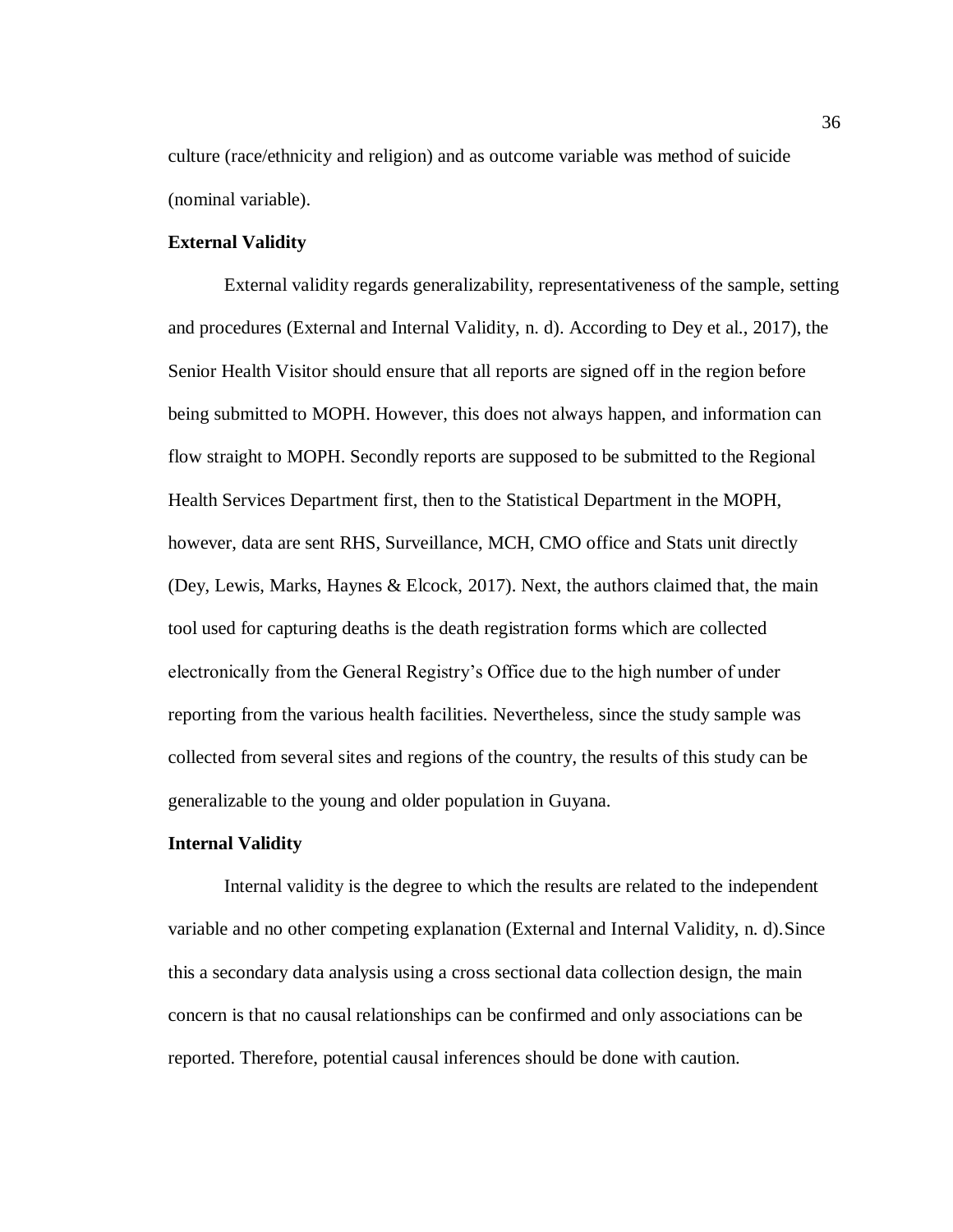culture (race/ethnicity and religion) and as outcome variable was method of suicide (nominal variable).

**External Validity**

External validity regards generalizability, representativeness of the sample, setting and procedures (External and Internal Validity, n. d). According to Dey et al., 2017), the Senior Health Visitor should ensure that all reports are signed off in the region before being submitted to MOPH. However, this does not always happen, and information can flow straight to MOPH. Secondly reports are supposed to be submitted to the Regional Health Services Department first, then to the Statistical Department in the MOPH, however, data are sent RHS, Surveillance, MCH, CMO office and Stats unit directly (Dey, Lewis, Marks, Haynes & Elcock, 2017). Next, the authors claimed that, the main tool used for capturing deaths is the death registration forms which are collected electronically from the General Registry's Office due to the high number of under reporting from the various health facilities. Nevertheless, since the study sample was collected from several sites and regions of the country, the results of this study can be generalizable to the young and older population in Guyana.

**Internal Validity**

Internal validity is the degree to which the results are related to the independent variable and no other competing explanation (External and Internal Validity, n. d). Since this a secondary data analysis using a cross sectional data collection design, the main concern is that no causal relationships can be confirmed and only associations can be reported. Therefore, potential causal inferences should be done with caution.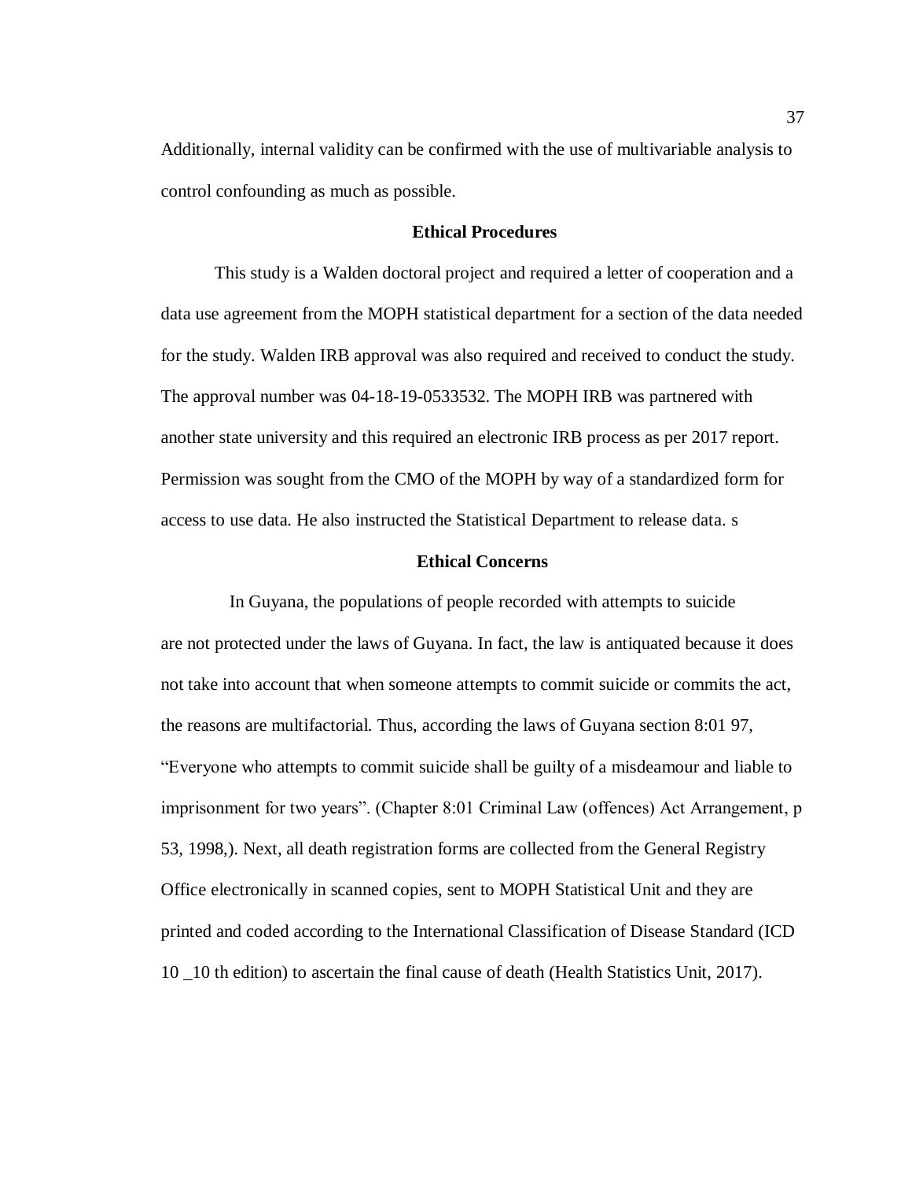Additionally, internal validity can be confirmed with the use of multivariable analysis to control confounding as much as possible.

### Ethical Procedures

This study is a Walden doctoral project and required a letter of cooperation and a data use agreement from the MOPH statistical department for a section of the data needed for the study. Walden IRB approval was also required and received to conduct the study. The approval number was 04-18-19-0533532. The MOPH IRB was partnered with another state university and this required an electronic IRB process as per 2017 report. Permission was sought from the CMO of the MOPH by way of a standardized form for access to use data. He also instructed the Statistical Department to release data. s

### Ethical Concerns

In Guyana, the populations of people recorded with attempts to suicide are not protected under the laws of Guyana. In fact, the law is antiquated because it does not take into account that when someone attempts to commit suicide or commits the act, the reasons are multifactorial. Thus, according the laws of Guyana section 8:01 97, "Everyone who attempts to commit suicide shall be guilty of a misdeamour and liable to imprisonment for two years". (Chapter 8:01 Criminal Law (offences) Act Arrangement, p 53, 1998,). Next, all death registration forms are collected from the General Registry Office electronically in scanned copies, sent to MOPH Statistical Unit and they are printed and coded according to the International Classification of Disease Standard (ICD 10 _10 th edition) to ascertain the final cause of death (Health Statistics Unit, 2017).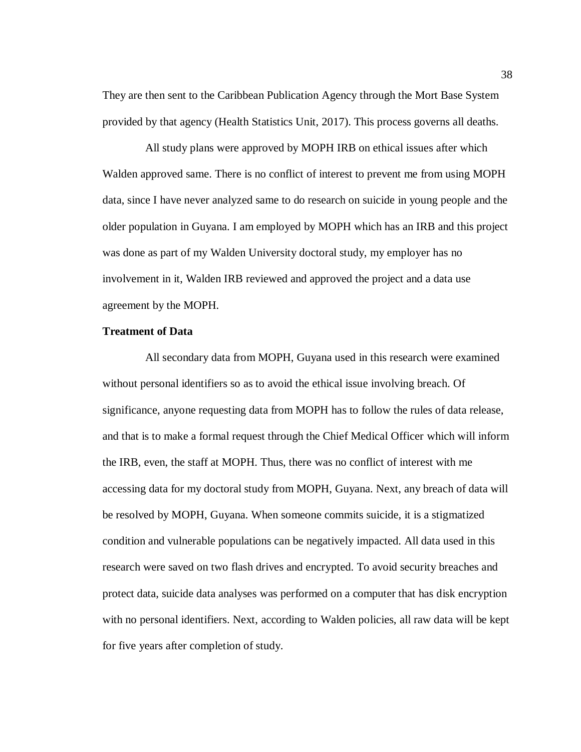They are then sent to the Caribbean Publication Agency through the Mort Base System provided by that agency (Health Statistics Unit, 2017). This process governs all deaths.

All study plans were approved by MOPH IRB on ethical issues after which Walden approved same. There is no conflict of interest to prevent me from using MOPH data, since I have never analyzed same to do research on suicide in young people and the older population in Guyana. I am employed by MOPH which has an IRB and this project was done as part of my Walden University doctoral study, my employer has no involvement in it, Walden IRB reviewed and approved the project and a data use agreement by the MOPH.

**Treatment of Data**

All secondary data from MOPH, Guyana used in this research were examined without personal identifiers so as to avoid the ethical issue involving breach. Of significance, anyone requesting data from MOPH has to follow the rules of data release, and that is to make a formal request through the Chief Medical Officer which will inform the IRB, even, the staff at MOPH. Thus, there was no conflict of interest with me accessing data for my doctoral study from MOPH, Guyana. Next, any breach of data will be resolved by MOPH, Guyana. When someone commits suicide, it is a stigmatized condition and vulnerable populations can be negatively impacted. All data used in this research were saved on two flash drives and encrypted. To avoid security breaches and protect data, suicide data analyses was performed on a computer that has disk encryption with no personal identifiers. Next, according to Walden policies, all raw data will be kept for five years after completion of study.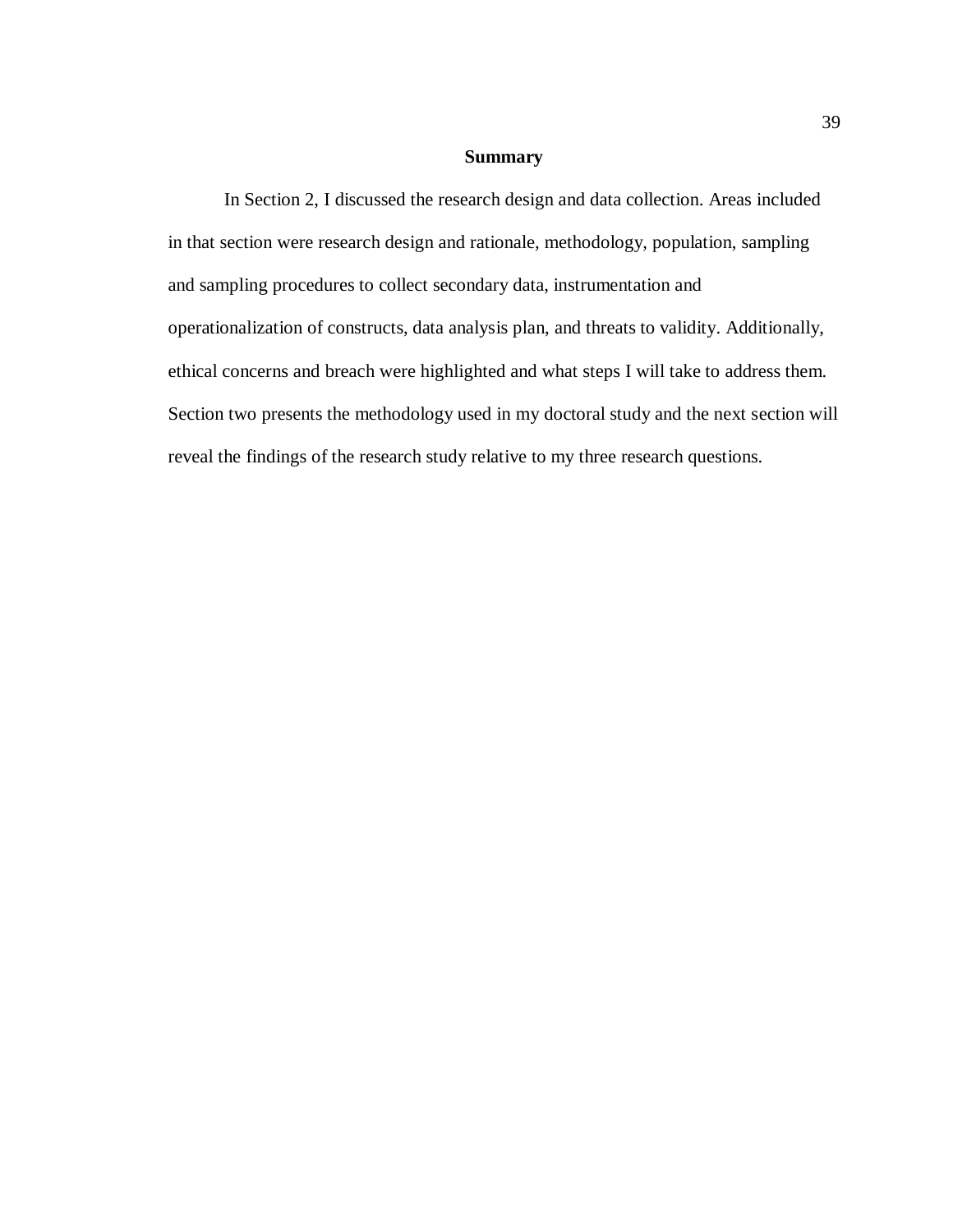## Summary

In Section 2, I discussed the research design and data collection. Areas included in that section were research design and rationale, methodology, population, sampling and sampling procedures to collect secondary data, instrumentation and operationalization of constructs, data analysis plan, and threats to validity. Additionally, ethical concerns and breach were highlighted and what steps I will take to address them. Section two presents the methodology used in my doctoral study and the next section will reveal the findings of the research study relative to my three research questions.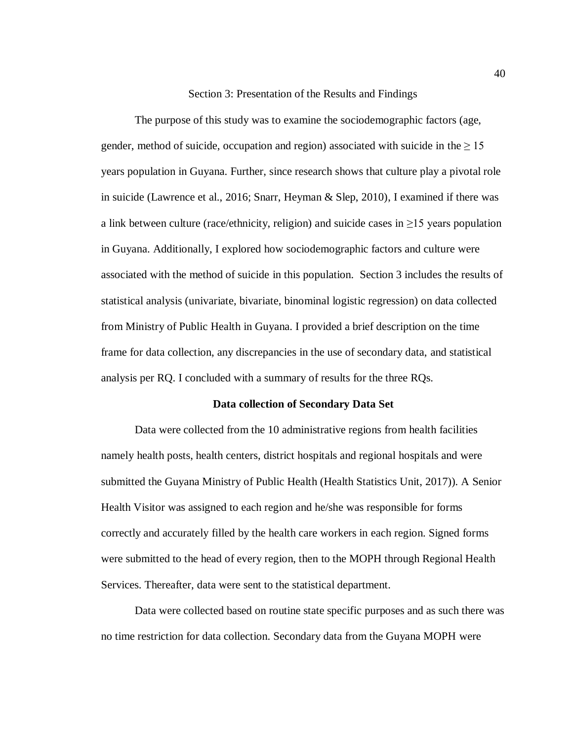# Section 3: Presentation of the Results and Findings

The purpose of this study was to examine the sociodemographic factors (age, gender, method of suicide, occupation and region) associated with suicide in the $\geq 15$ years population in Guyana. Further, since research shows that culture play a pivotal role in suicide (Lawrence et al., 2016; Snarr, Heyman & Slep, 2010), I examined if there was a link between culture (race/ethnicity, religion) and suicide cases in $\geq 15$ years population in Guyana. Additionally, I explored how sociodemographic factors and culture were associated with the method of suicide in this population. Section 3 includes the results of statistical analysis (univariate, bivariate, binominal logistic regression) on data collected from Ministry of Public Health in Guyana. I provided a brief description on the time frame for data collection, any discrepancies in the use of secondary data, and statistical analysis per RQ. I concluded with a summary of results for the three RQs.

## Data collection of Secondary Data Set

Data were collected from the 10 administrative regions from health facilities namely health posts, health centers, district hospitals and regional hospitals and were submitted the Guyana Ministry of Public Health (Health Statistics Unit, 2017)). A Senior Health Visitor was assigned to each region and he/she was responsible for forms correctly and accurately filled by the health care workers in each region. Signed forms were submitted to the head of every region, then to the MOPH through Regional Health Services. Thereafter, data were sent to the statistical department.

Data were collected based on routine state specific purposes and as such there was no time restriction for data collection. Secondary data from the Guyana MOPH were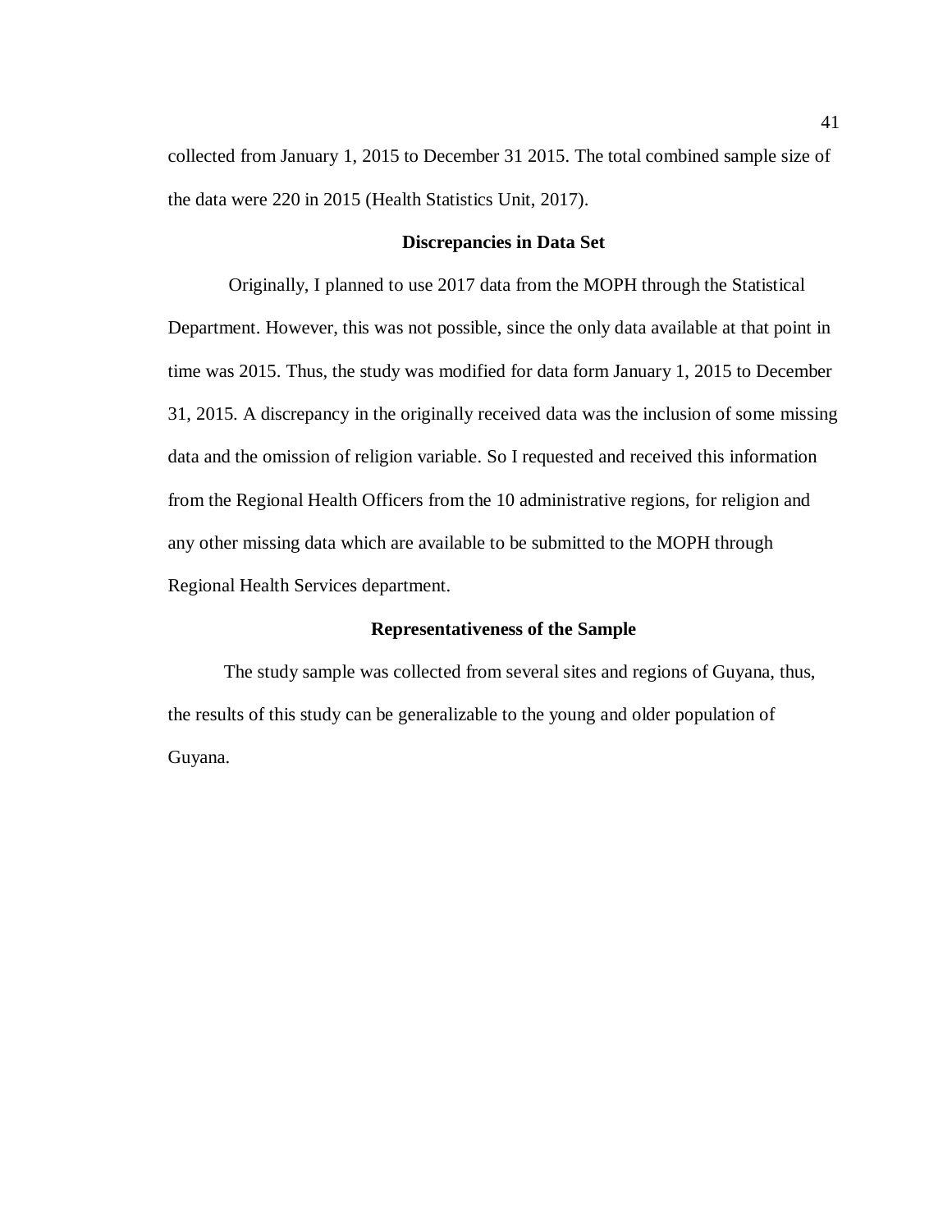collected from January 1, 2015 to December 31 2015. The total combined sample size of the data were 220 in 2015 (Health Statistics Unit, 2017).

## Discrepancies in Data Set

Originally, I planned to use 2017 data from the MOPH through the Statistical Department. However, this was not possible, since the only data available at that point in time was 2015. Thus, the study was modified for data form January 1, 2015 to December 31, 2015. A discrepancy in the originally received data was the inclusion of some missing data and the omission of religion variable. So I requested and received this information from the Regional Health Officers from the 10 administrative regions, for religion and any other missing data which are available to be submitted to the MOPH through Regional Health Services department.

## Representativeness of the Sample

The study sample was collected from several sites and regions of Guyana, thus, the results of this study can be generalizable to the young and older population of Guyana.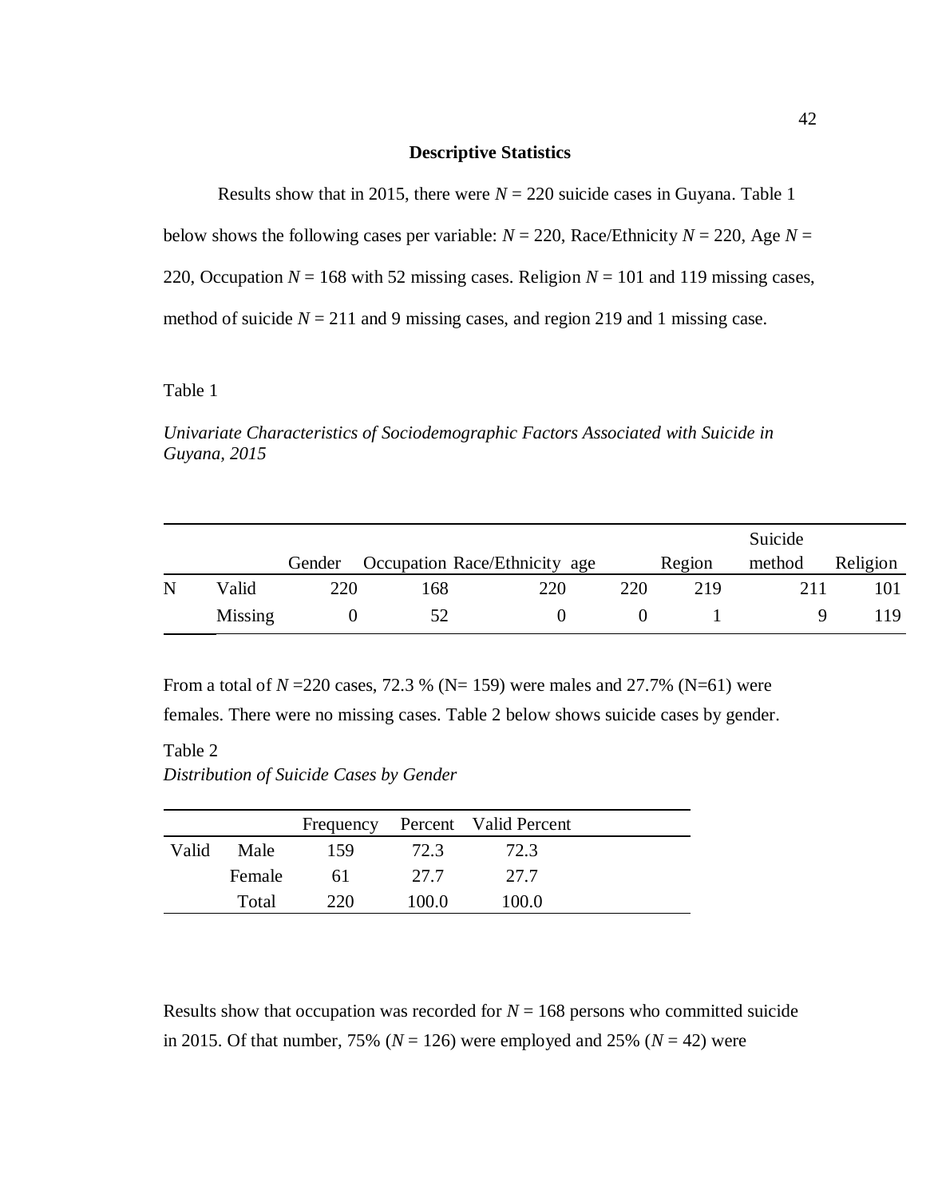**Descriptive Statistics**

Results show that in 2015, there were $N$ = 220 suicide cases in Guyana. Table 1 below shows the following cases per variable: $N$ = 220, Race/Ethnicity $N$ = 220, Age $N$ = 220, Occupation $N$ = 168 with 52 missing cases. Religion $N$ = 101 and 119 missing cases, method of suicide $N$ = 211 and 9 missing cases, and region 219 and 1 missing case.

Table 1

*Univariate Characteristics of Sociodemographic Factors Associated with Suicide in Guyana, 2015*

| | | Gender | Occupation | Race/Ethnicity | age | Region | Suicide method | Religion |
|---|---|---|---|---|---|---|---|---|
| N | Valid | 220 | 168 | 220 | 220 | 219 | 211 | 101 |
| | Missing | 0 | 52 | 0 | 0 | 1 | 9 | 119 |

From a total of $N$ =220 cases, 72.3 % (N= 159) were males and 27.7% (N=61) were females. There were no missing cases. Table 2 below shows suicide cases by gender.

Table 2

*Distribution of Suicide Cases by Gender*

| | | Frequency | Percent | Valid Percent |
|---|---|---|---|---|
| Valid | Male | 159 | 72.3 | 72.3 |
| | Female | 61 | 27.7 | 27.7 |
| | Total | 220 | 100.0 | 100.0 |

Results show that occupation was recorded for $N$ = 168 persons who committed suicide in 2015. Of that number, 75% ($N$ = 126) were employed and 25% ($N$ = 42) were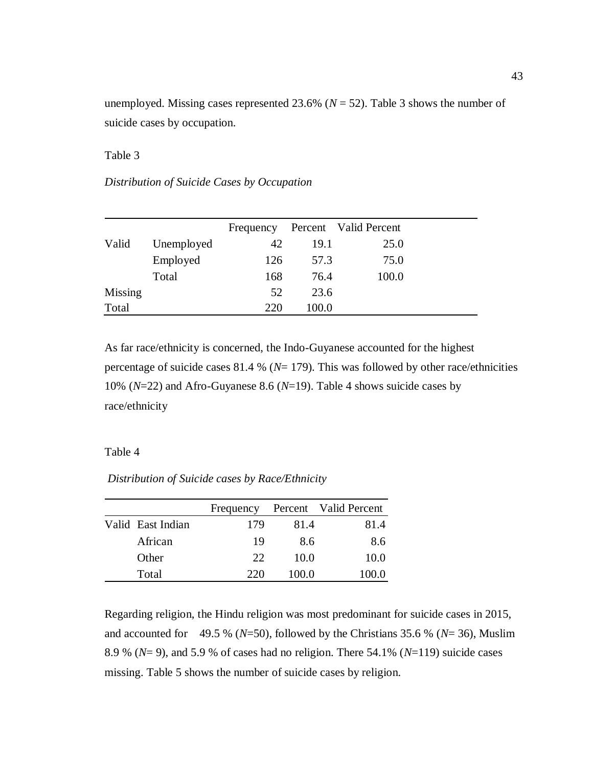unemployed. Missing cases represented 23.6% (*N* = 52). Table 3 shows the number of suicide cases by occupation.

Table 3

*Distribution of Suicide Cases by Occupation*

| | | Frequency | Percent | Valid Percent |
|---|---|---|---|---|
| Valid | Unemployed | 42 | 19.1 | 25.0 |
| | Employed | 126 | 57.3 | 75.0 |
| | Total | 168 | 76.4 | 100.0 |
| Missing | | 52 | 23.6 | |
| Total | | 220 | 100.0 | |

As far race/ethnicity is concerned, the Indo-Guyanese accounted for the highest percentage of suicide cases 81.4 % (*N*= 179). This was followed by other race/ethnicities 10% (*N*=22) and Afro-Guyanese 8.6 (*N*=19). Table 4 shows suicide cases by race/ethnicity

Table 4

*Distribution of Suicide cases by Race/Ethnicity*

| | | Frequency | Percent | Valid Percent |
|---|---|---|---|---|
| Valid | East Indian | 179 | 81.4 | 81.4 |
| | African | 19 | 8.6 | 8.6 |
| | Other | 22 | 10.0 | 10.0 |
| | Total | 220 | 100.0 | 100.0 |

Regarding religion, the Hindu religion was most predominant for suicide cases in 2015, and accounted for 49.5 % (*N*=50), followed by the Christians 35.6 % (*N*= 36), Muslim 8.9 % (*N*= 9), and 5.9 % of cases had no religion. There 54.1% (*N*=119) suicide cases missing. Table 5 shows the number of suicide cases by religion.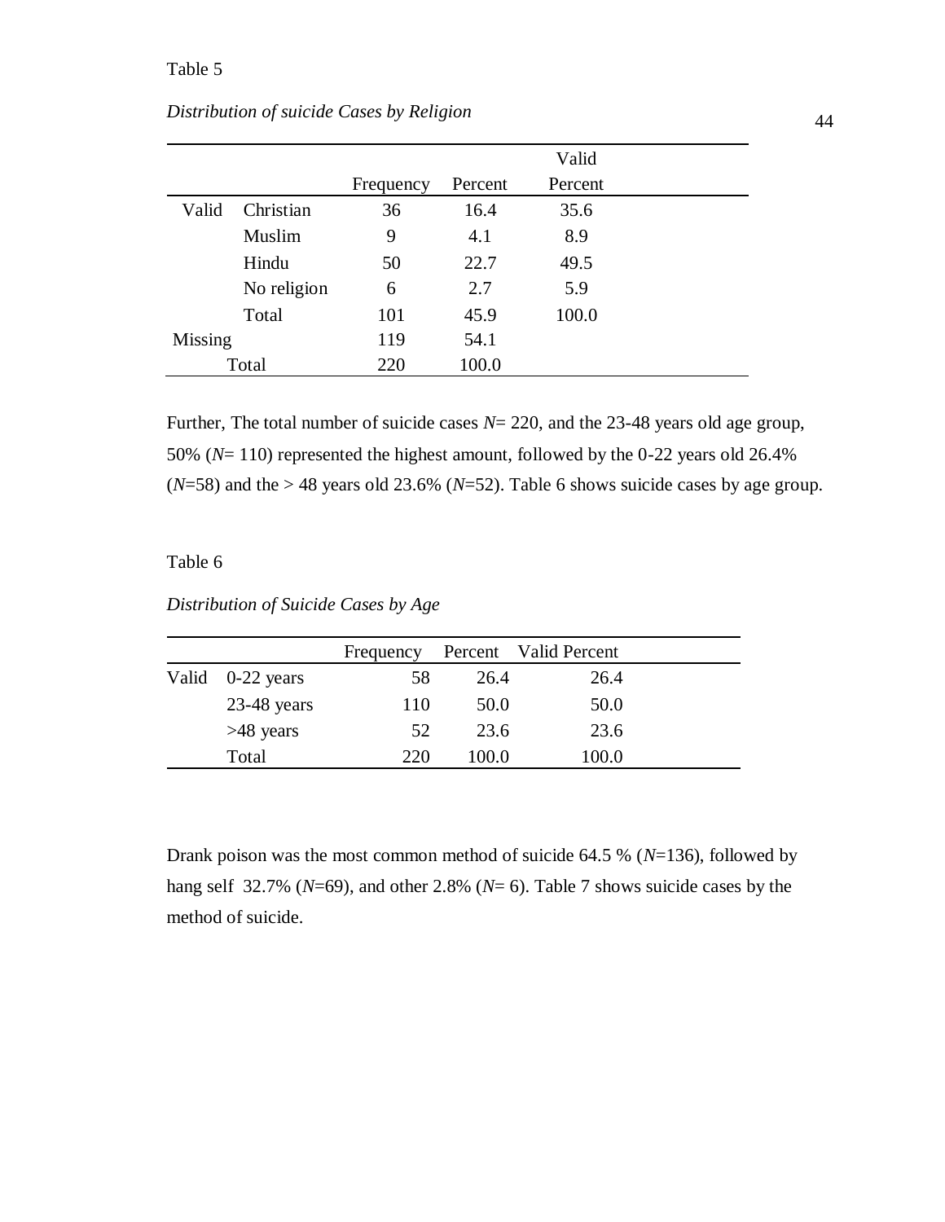Table 5

*Distribution of suicide Cases by Religion*

| | | Frequency | Percent | Valid Percent |
|---|---|---|---|---|
| Valid | Christian | 36 | 16.4 | 35.6 |
| | Muslim | 9 | 4.1 | 8.9 |
| | Hindu | 50 | 22.7 | 49.5 |
| | No religion | 6 | 2.7 | 5.9 |
| | Total | 101 | 45.9 | 100.0 |
| Missing | | 119 | 54.1 | |
| Total | | 220 | 100.0 | |

Further, The total number of suicide cases *N*= 220, and the 23-48 years old age group, 50% (*N*= 110) represented the highest amount, followed by the 0-22 years old 26.4% (*N*=58) and the > 48 years old 23.6% (*N*=52). Table 6 shows suicide cases by age group.

Table 6

*Distribution of Suicide Cases by Age*

| | | Frequency | Percent | Valid Percent |
|---|---|---|---|---|
| Valid | 0-22 years | 58 | 26.4 | 26.4 |
| | 23-48 years | 110 | 50.0 | 50.0 |
| | >48 years | 52 | 23.6 | 23.6 |
| | Total | 220 | 100.0 | 100.0 |

Drank poison was the most common method of suicide 64.5 % (*N*=136), followed by hang self 32.7% (*N*=69), and other 2.8% (*N*= 6). Table 7 shows suicide cases by the method of suicide.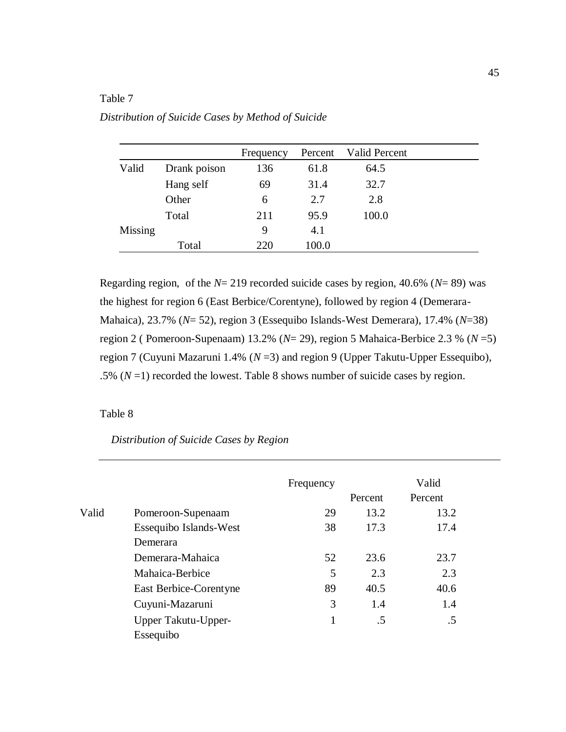Table 7

*Distribution of Suicide Cases by Method of Suicide*

| | | Frequency | Percent | Valid Percent |
|---|---|---|---|---|
| Valid | Drank poison | 136 | 61.8 | 64.5 |
| | Hang self | 69 | 31.4 | 32.7 |
| | Other | 6 | 2.7 | 2.8 |
| | Total | 211 | 95.9 | 100.0 |
| Missing | | 9 | 4.1 | |
| Total | | 220 | 100.0 | |

Regarding region, of the *N*= 219 recorded suicide cases by region, 40.6% (*N*= 89) was the highest for region 6 (East Berbice/Corentyne), followed by region 4 (Demerara-Mahaica), 23.7% (*N*= 52), region 3 (Essequibo Islands-West Demerara), 17.4% (*N*=38) region 2 ( Pomeroon-Supenaam) 13.2% (*N*= 29), region 5 Mahaica-Berbice 2.3 % (*N* =5) region 7 (Cuyuni Mazaruni 1.4% (*N* =3) and region 9 (Upper Takutu-Upper Essequibo), .5% (*N* =1) recorded the lowest. Table 8 shows number of suicide cases by region.

Table 8

*Distribution of Suicide Cases by Region*

| | | Frequency | Percent | Valid Percent |
|---|---|---|---|---|
| Valid | Pomeroon-Supenaam | 29 | 13.2 | 13.2 |
| | Essequibo Islands-West Demerara | 38 | 17.3 | 17.4 |
| | Demerara-Mahaica | 52 | 23.6 | 23.7 |
| | Mahaica-Berbice | 5 | 2.3 | 2.3 |
| | East Berbice-Corentyne | 89 | 40.5 | 40.6 |
| | Cuyuni-Mazaruni | 3 | 1.4 | 1.4 |
| | Upper Takutu-Upper-Essequibo | 1 | .5 | .5 |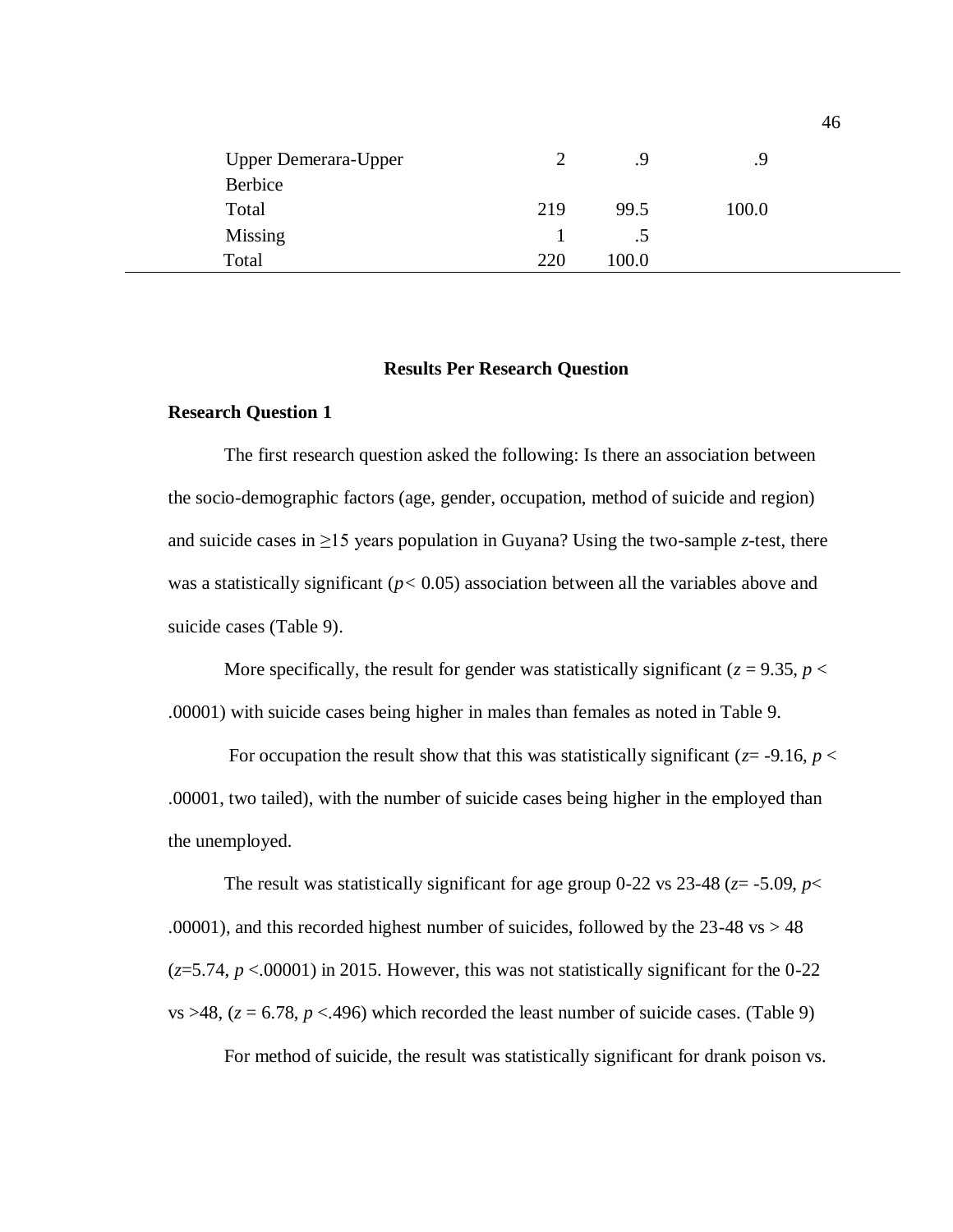| | | | |
|---|---|---|---|
| Upper Demerara-Upper Berbice | 2 | .9 | .9 |
| Total | 219 | 99.5 | 100.0 |
| Missing | 1 | .5 | |
| Total | 220 | 100.0 | |

## Results Per Research Question

### Research Question 1

The first research question asked the following: Is there an association between the socio-demographic factors (age, gender, occupation, method of suicide and region) and suicide cases in ≥15 years population in Guyana? Using the two-sample *z*-test, there was a statistically significant ($p < 0.05$) association between all the variables above and suicide cases (Table 9).

More specifically, the result for gender was statistically significant ($z = 9.35$, $p < .00001$) with suicide cases being higher in males than females as noted in Table 9.

For occupation the result show that this was statistically significant ($z = -9.16$, $p < .00001$, two tailed), with the number of suicide cases being higher in the employed than the unemployed.

The result was statistically significant for age group 0-22 vs 23-48 ($z = -5.09$, $p < .00001$), and this recorded highest number of suicides, followed by the 23-48 vs > 48 ($z = 5.74$, $p < .00001$) in 2015. However, this was not statistically significant for the 0-22 vs >48, ($z = 6.78$, $p < .496$) which recorded the least number of suicide cases. (Table 9)

For method of suicide, the result was statistically significant for drank poison vs.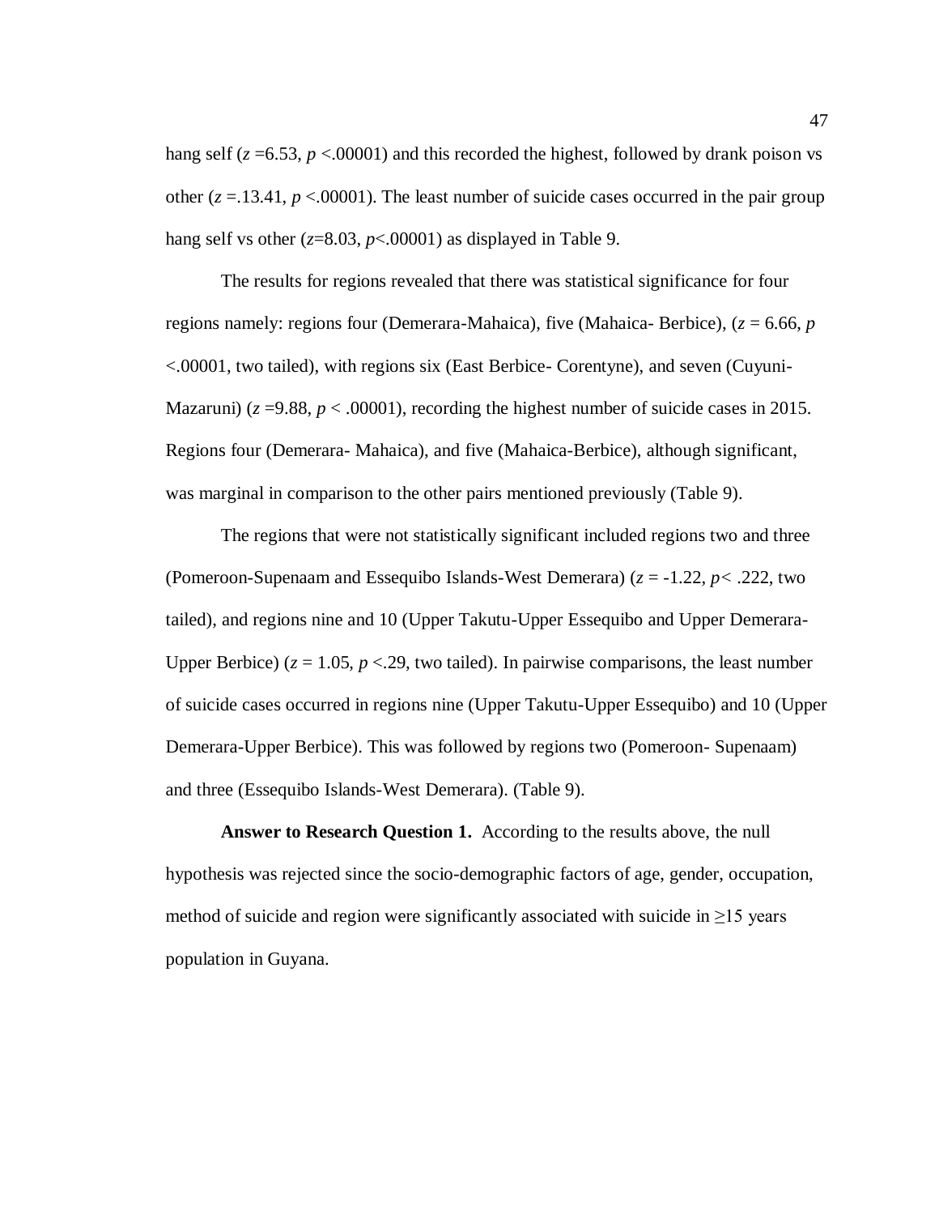hang self ($z$ =6.53, $p$ <.00001) and this recorded the highest, followed by drank poison vs other ($z$ =.13.41, $p$ <.00001). The least number of suicide cases occurred in the pair group hang self vs other ($z$=8.03, $p$<.00001) as displayed in Table 9.

The results for regions revealed that there was statistical significance for four regions namely: regions four (Demerara-Mahaica), five (Mahaica- Berbice), ($z$ = 6.66, $p$ <.00001, two tailed), with regions six (East Berbice- Corentyne), and seven (Cuyuni-Mazaruni) ($z$ =9.88, $p$ < .00001), recording the highest number of suicide cases in 2015. Regions four (Demerara- Mahaica), and five (Mahaica-Berbice), although significant, was marginal in comparison to the other pairs mentioned previously (Table 9).

The regions that were not statistically significant included regions two and three (Pomeroon-Supenaam and Essequibo Islands-West Demerara) ($z$ = -1.22, $p$< .222, two tailed), and regions nine and 10 (Upper Takutu-Upper Essequibo and Upper Demerara-Upper Berbice) ($z$ = 1.05, $p$ <.29, two tailed). In pairwise comparisons, the least number of suicide cases occurred in regions nine (Upper Takutu-Upper Essequibo) and 10 (Upper Demerara-Upper Berbice). This was followed by regions two (Pomeroon- Supenaam) and three (Essequibo Islands-West Demerara). (Table 9).

**Answer to Research Question 1.** According to the results above, the null hypothesis was rejected since the socio-demographic factors of age, gender, occupation, method of suicide and region were significantly associated with suicide in ≥15 years population in Guyana.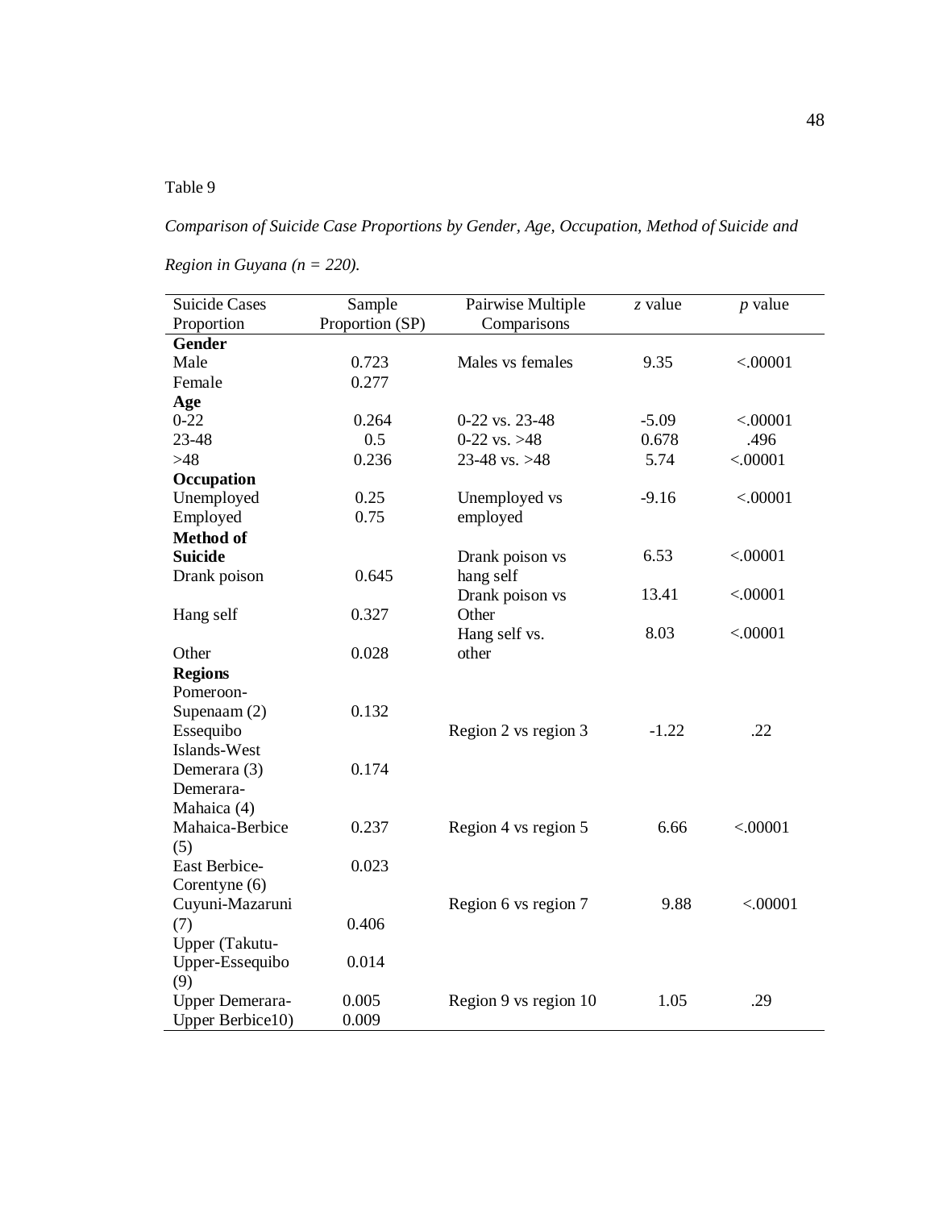Table 9

*Comparison of Suicide Case Proportions by Gender, Age, Occupation, Method of Suicide and Region in Guyana (n = 220).*

| Suicide Cases Proportion | Sample Proportion (SP) | Pairwise Multiple Comparisons | *z* value | *p* value |
|---|---|---|---|---|
| **Gender** | | | | |
| Male | 0.723 | Males vs females | 9.35 | <.00001 |
| Female | 0.277 | | | |
| **Age** | | | | |
| 0-22 | 0.264 | 0-22 vs. 23-48 | -5.09 | <.00001 |
| 23-48 | 0.5 | 0-22 vs. >48 | 0.678 | .496 |
| >48 | 0.236 | 23-48 vs. >48 | 5.74 | <.00001 |
| **Occupation** | | | | |
| Unemployed | 0.25 | Unemployed vs employed | -9.16 | <.00001 |
| Employed | 0.75 | | | |
| **Method of Suicide** | | Drank poison vs hang self | 6.53 | <.00001 |
| Drank poison | 0.645 | | | |
| | | Drank poison vs Other | 13.41 | <.00001 |
| Hang self | 0.327 | | | |
| | | Hang self vs. other | 8.03 | <.00001 |
| Other | 0.028 | | | |
| **Regions** | | | | |
| Pomeroon-Supenaam (2) | 0.132 | | | |
| Essequibo Islands-West Demerara (3) | 0.174 | Region 2 vs region 3 | -1.22 | .22 |
| Demerara-Mahaica (4) | | | | |
| Mahaica-Berbice (5) | 0.237 | Region 4 vs region 5 | 6.66 | <.00001 |
| East Berbice-Corentyne (6) | 0.023 | | | |
| Cuyuni-Mazaruni (7) | 0.406 | Region 6 vs region 7 | 9.88 | <.00001 |
| Upper (Takutu-Upper-Essequibo (9) | 0.014 | | | |
| Upper Demerara-Upper Berbice10) | 0.005<br>0.009 | Region 9 vs region 10 | 1.05 | .29 |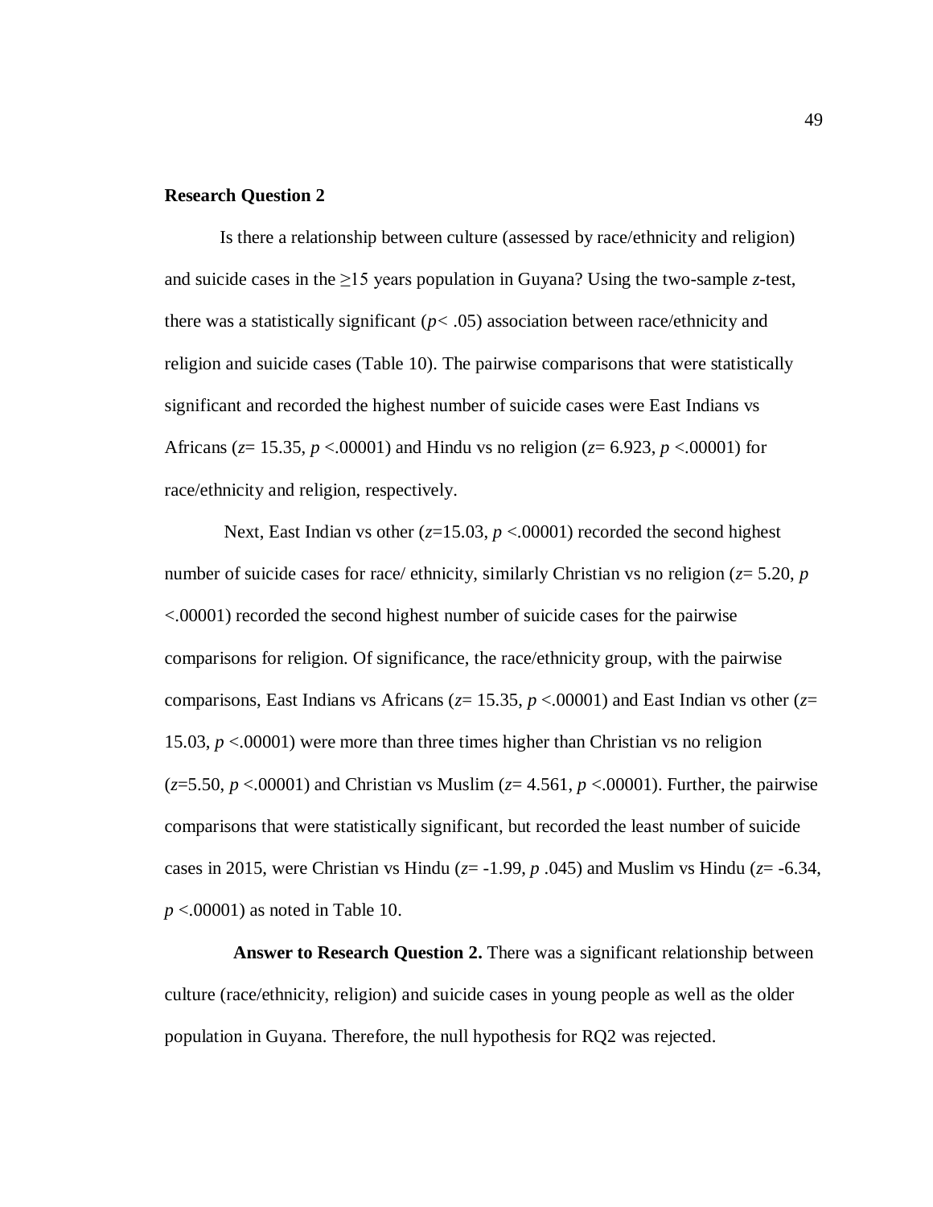**Research Question 2**

Is there a relationship between culture (assessed by race/ethnicity and religion) and suicide cases in the ≥15 years population in Guyana? Using the two-sample *z*-test, there was a statistically significant ($p < .05$) association between race/ethnicity and religion and suicide cases (Table 10). The pairwise comparisons that were statistically significant and recorded the highest number of suicide cases were East Indians vs Africans ($z = 15.35$, $p < .00001$) and Hindu vs no religion ($z = 6.923$, $p < .00001$) for race/ethnicity and religion, respectively.

Next, East Indian vs other ($z = 15.03$, $p < .00001$) recorded the second highest number of suicide cases for race/ ethnicity, similarly Christian vs no religion ($z = 5.20$, $p < .00001$) recorded the second highest number of suicide cases for the pairwise comparisons for religion. Of significance, the race/ethnicity group, with the pairwise comparisons, East Indians vs Africans ($z = 15.35$, $p < .00001$) and East Indian vs other ($z = 15.03$, $p < .00001$) were more than three times higher than Christian vs no religion ($z = 5.50$, $p < .00001$) and Christian vs Muslim ($z = 4.561$, $p < .00001$). Further, the pairwise comparisons that were statistically significant, but recorded the least number of suicide cases in 2015, were Christian vs Hindu ($z = -1.99$, $p$ .045) and Muslim vs Hindu ($z = -6.34$, $p < .00001$) as noted in Table 10.

**Answer to Research Question 2.** There was a significant relationship between culture (race/ethnicity, religion) and suicide cases in young people as well as the older population in Guyana. Therefore, the null hypothesis for RQ2 was rejected.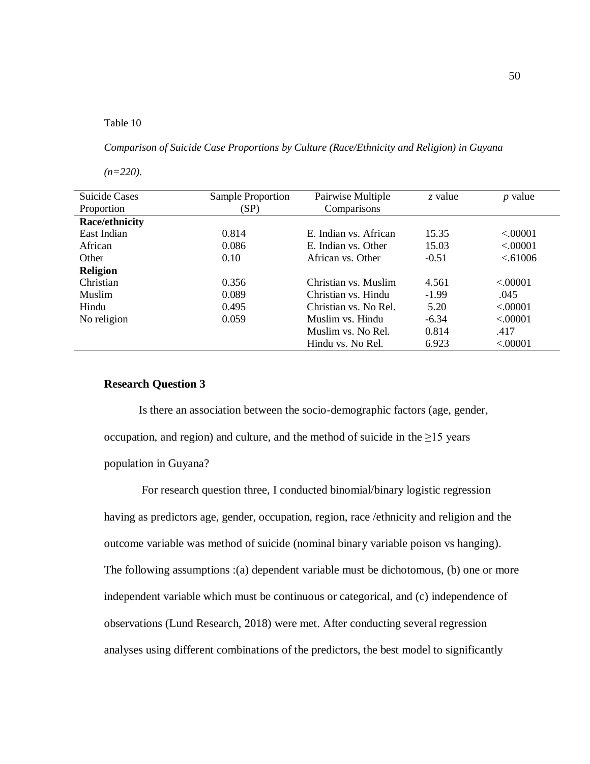Table 10

*Comparison of Suicide Case Proportions by Culture (Race/Ethnicity and Religion) in Guyana (n=220).*

| Suicide Cases Proportion | Sample Proportion (SP) | Pairwise Multiple Comparisons | *z* value | *p* value |
|---|---|---|---|---|
| **Race/ethnicity** | | | | |
| East Indian | 0.814 | E. Indian vs. African | 15.35 | <.00001 |
| African | 0.086 | E. Indian vs. Other | 15.03 | <.00001 |
| Other | 0.10 | African vs. Other | -0.51 | <.61006 |
| **Religion** | | | | |
| Christian | 0.356 | Christian vs. Muslim | 4.561 | <.00001 |
| Muslim | 0.089 | Christian vs. Hindu | -1.99 | .045 |
| Hindu | 0.495 | Christian vs. No Rel. | 5.20 | <.00001 |
| No religion | 0.059 | Muslim vs. Hindu | -6.34 | <.00001 |
| | | Muslim vs. No Rel. | 0.814 | .417 |
| | | Hindu vs. No Rel. | 6.923 | <.00001 |

### Research Question 3

Is there an association between the socio-demographic factors (age, gender, occupation, and region) and culture, and the method of suicide in the ≥15 years population in Guyana?

For research question three, I conducted binomial/binary logistic regression having as predictors age, gender, occupation, region, race /ethnicity and religion and the outcome variable was method of suicide (nominal binary variable poison vs hanging). The following assumptions :(a) dependent variable must be dichotomous, (b) one or more independent variable which must be continuous or categorical, and (c) independence of observations (Lund Research, 2018) were met. After conducting several regression analyses using different combinations of the predictors, the best model to significantly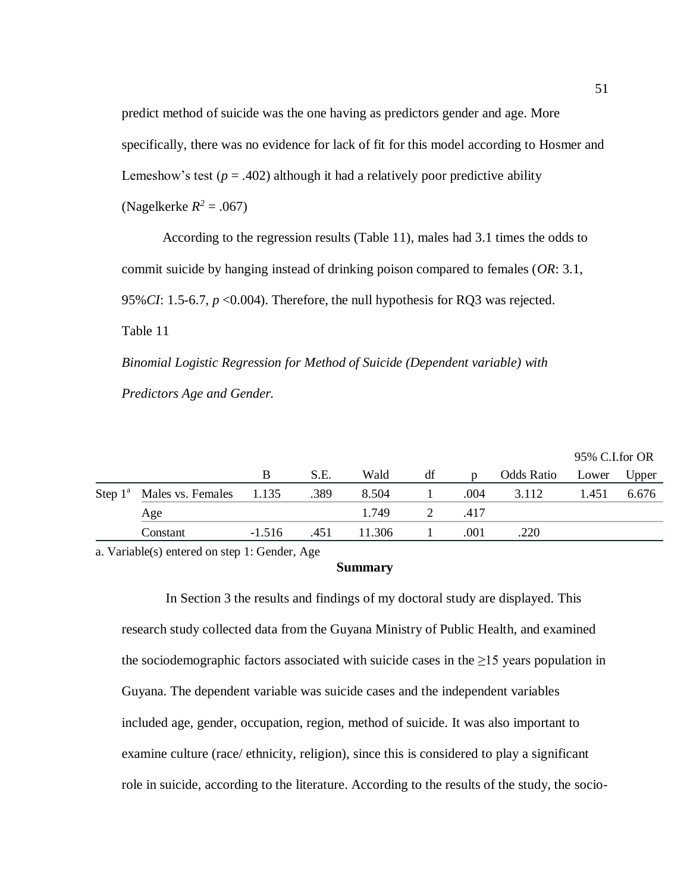predict method of suicide was the one having as predictors gender and age. More specifically, there was no evidence for lack of fit for this model according to Hosmer and Lemeshow's test (*p* = .402) although it had a relatively poor predictive ability (Nagelkerke $R^2$ = .067)

According to the regression results (Table 11), males had 3.1 times the odds to commit suicide by hanging instead of drinking poison compared to females (*OR*: 3.1, 95%*CI*: 1.5-6.7, *p* <0.004). Therefore, the null hypothesis for RQ3 was rejected.

Table 11

*Binomial Logistic Regression for Method of Suicide (Dependent variable) with Predictors Age and Gender.*

| | | B | S.E. | Wald | df | p | Odds Ratio | 95% C.I.for OR | |
|---|---|---|---|---|---|---|---|---|---|
| | | | | | | | | Lower | Upper |
| Step 1[a] | Males vs. Females | 1.135 | .389 | 8.504 | 1 | .004 | 3.112 | 1.451 | 6.676 |
| | Age | | | 1.749 | 2 | .417 | | | |
| | Constant | -1.516 | .451 | 11.306 | 1 | .001 | .220 | | |

a. Variable(s) entered on step 1: Gender, Age

**Summary**

In Section 3 the results and findings of my doctoral study are displayed. This research study collected data from the Guyana Ministry of Public Health, and examined the sociodemographic factors associated with suicide cases in the ≥15 years population in Guyana. The dependent variable was suicide cases and the independent variables included age, gender, occupation, region, method of suicide. It was also important to examine culture (race/ ethnicity, religion), since this is considered to play a significant role in suicide, according to the literature. According to the results of the study, the socio-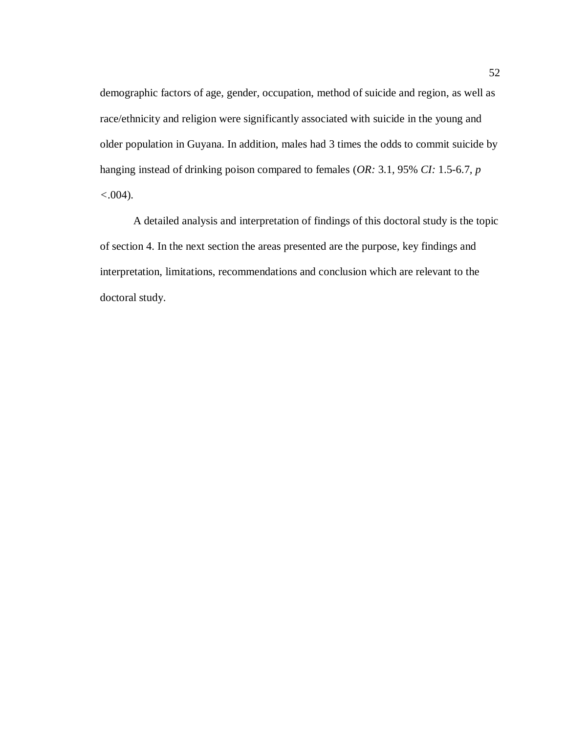demographic factors of age, gender, occupation, method of suicide and region, as well as race/ethnicity and religion were significantly associated with suicide in the young and older population in Guyana. In addition, males had 3 times the odds to commit suicide by hanging instead of drinking poison compared to females (*OR:* 3.1, 95% *CI:* 1.5-6.7, $p < .004$).

A detailed analysis and interpretation of findings of this doctoral study is the topic of section 4. In the next section the areas presented are the purpose, key findings and interpretation, limitations, recommendations and conclusion which are relevant to the doctoral study.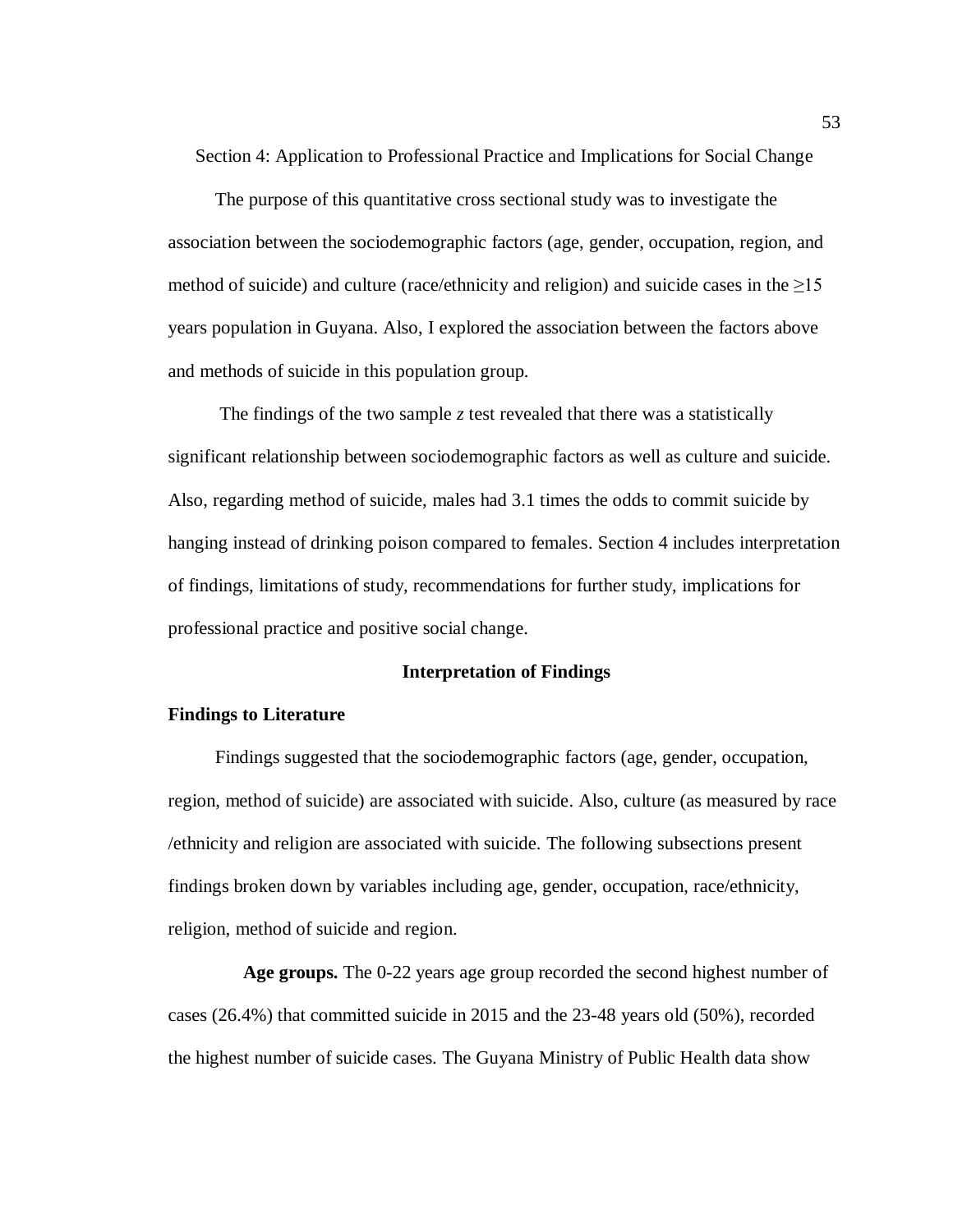# Section 4: Application to Professional Practice and Implications for Social Change

The purpose of this quantitative cross sectional study was to investigate the association between the sociodemographic factors (age, gender, occupation, region, and method of suicide) and culture (race/ethnicity and religion) and suicide cases in the ≥15 years population in Guyana. Also, I explored the association between the factors above and methods of suicide in this population group.

The findings of the two sample *z* test revealed that there was a statistically significant relationship between sociodemographic factors as well as culture and suicide. Also, regarding method of suicide, males had 3.1 times the odds to commit suicide by hanging instead of drinking poison compared to females. Section 4 includes interpretation of findings, limitations of study, recommendations for further study, implications for professional practice and positive social change.

## Interpretation of Findings

### Findings to Literature

Findings suggested that the sociodemographic factors (age, gender, occupation, region, method of suicide) are associated with suicide. Also, culture (as measured by race /ethnicity and religion are associated with suicide. The following subsections present findings broken down by variables including age, gender, occupation, race/ethnicity, religion, method of suicide and region.

**Age groups.** The 0-22 years age group recorded the second highest number of cases (26.4%) that committed suicide in 2015 and the 23-48 years old (50%), recorded the highest number of suicide cases. The Guyana Ministry of Public Health data show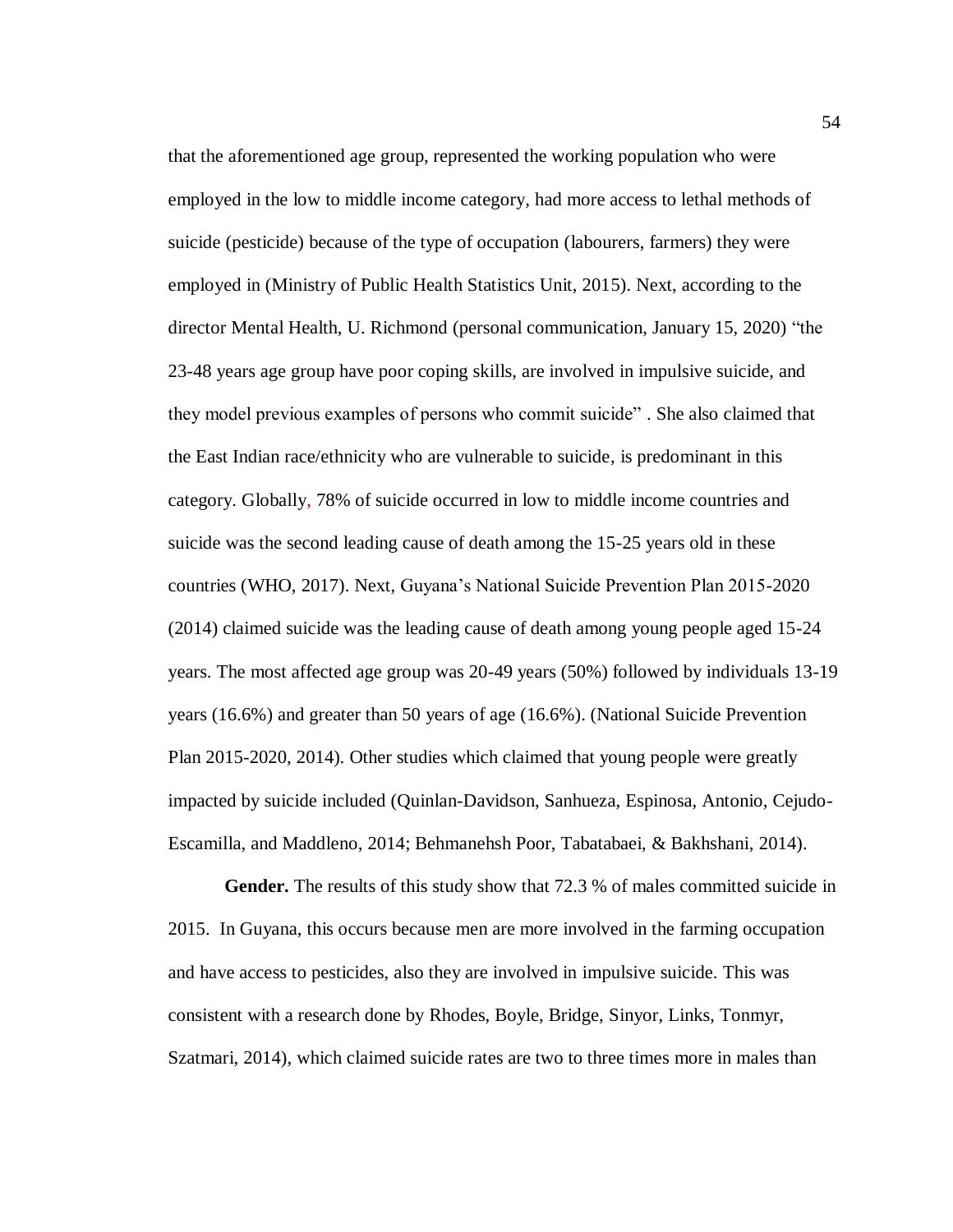that the aforementioned age group, represented the working population who were employed in the low to middle income category, had more access to lethal methods of suicide (pesticide) because of the type of occupation (labourers, farmers) they were employed in (Ministry of Public Health Statistics Unit, 2015). Next, according to the director Mental Health, U. Richmond (personal communication, January 15, 2020) "the 23-48 years age group have poor coping skills, are involved in impulsive suicide, and they model previous examples of persons who commit suicide" . She also claimed that the East Indian race/ethnicity who are vulnerable to suicide, is predominant in this category. Globally, 78% of suicide occurred in low to middle income countries and suicide was the second leading cause of death among the 15-25 years old in these countries (WHO, 2017). Next, Guyana's National Suicide Prevention Plan 2015-2020 (2014) claimed suicide was the leading cause of death among young people aged 15-24 years. The most affected age group was 20-49 years (50%) followed by individuals 13-19 years (16.6%) and greater than 50 years of age (16.6%). (National Suicide Prevention Plan 2015-2020, 2014). Other studies which claimed that young people were greatly impacted by suicide included (Quinlan-Davidson, Sanhueza, Espinosa, Antonio, Cejudo-Escamilla, and Maddleno, 2014; Behmanehsh Poor, Tabatabaei, & Bakhshani, 2014).

**Gender.** The results of this study show that 72.3 % of males committed suicide in 2015. In Guyana, this occurs because men are more involved in the farming occupation and have access to pesticides, also they are involved in impulsive suicide. This was consistent with a research done by Rhodes, Boyle, Bridge, Sinyor, Links, Tonmyr, Szatmari, 2014), which claimed suicide rates are two to three times more in males than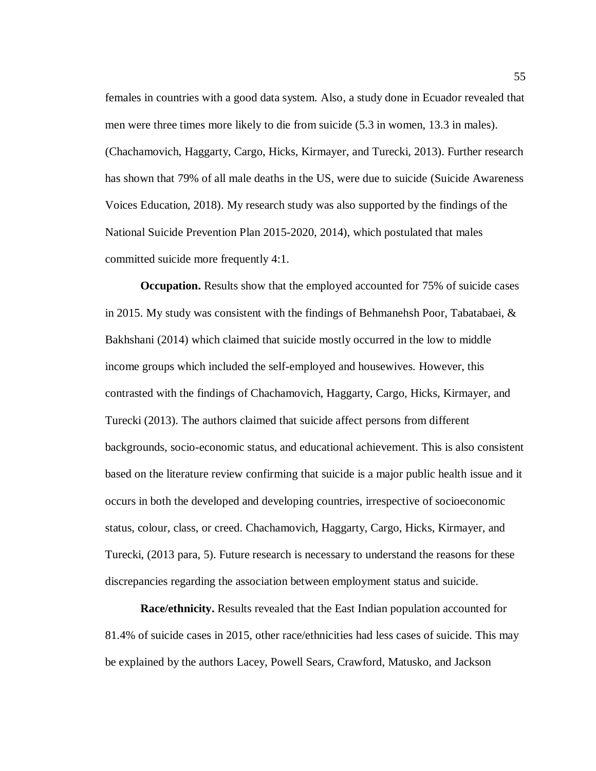females in countries with a good data system. Also, a study done in Ecuador revealed that men were three times more likely to die from suicide (5.3 in women, 13.3 in males). (Chachamovich, Haggarty, Cargo, Hicks, Kirmayer, and Turecki, 2013). Further research has shown that 79% of all male deaths in the US, were due to suicide (Suicide Awareness Voices Education, 2018). My research study was also supported by the findings of the National Suicide Prevention Plan 2015-2020, 2014), which postulated that males committed suicide more frequently 4:1.

**Occupation.** Results show that the employed accounted for 75% of suicide cases in 2015. My study was consistent with the findings of Behmanehsh Poor, Tabatabaei, & Bakhshani (2014) which claimed that suicide mostly occurred in the low to middle income groups which included the self-employed and housewives. However, this contrasted with the findings of Chachamovich, Haggarty, Cargo, Hicks, Kirmayer, and Turecki (2013). The authors claimed that suicide affect persons from different backgrounds, socio-economic status, and educational achievement. This is also consistent based on the literature review confirming that suicide is a major public health issue and it occurs in both the developed and developing countries, irrespective of socioeconomic status, colour, class, or creed. Chachamovich, Haggarty, Cargo, Hicks, Kirmayer, and Turecki, (2013 para, 5). Future research is necessary to understand the reasons for these discrepancies regarding the association between employment status and suicide.

**Race/ethnicity.** Results revealed that the East Indian population accounted for 81.4% of suicide cases in 2015, other race/ethnicities had less cases of suicide. This may be explained by the authors Lacey, Powell Sears, Crawford, Matusko, and Jackson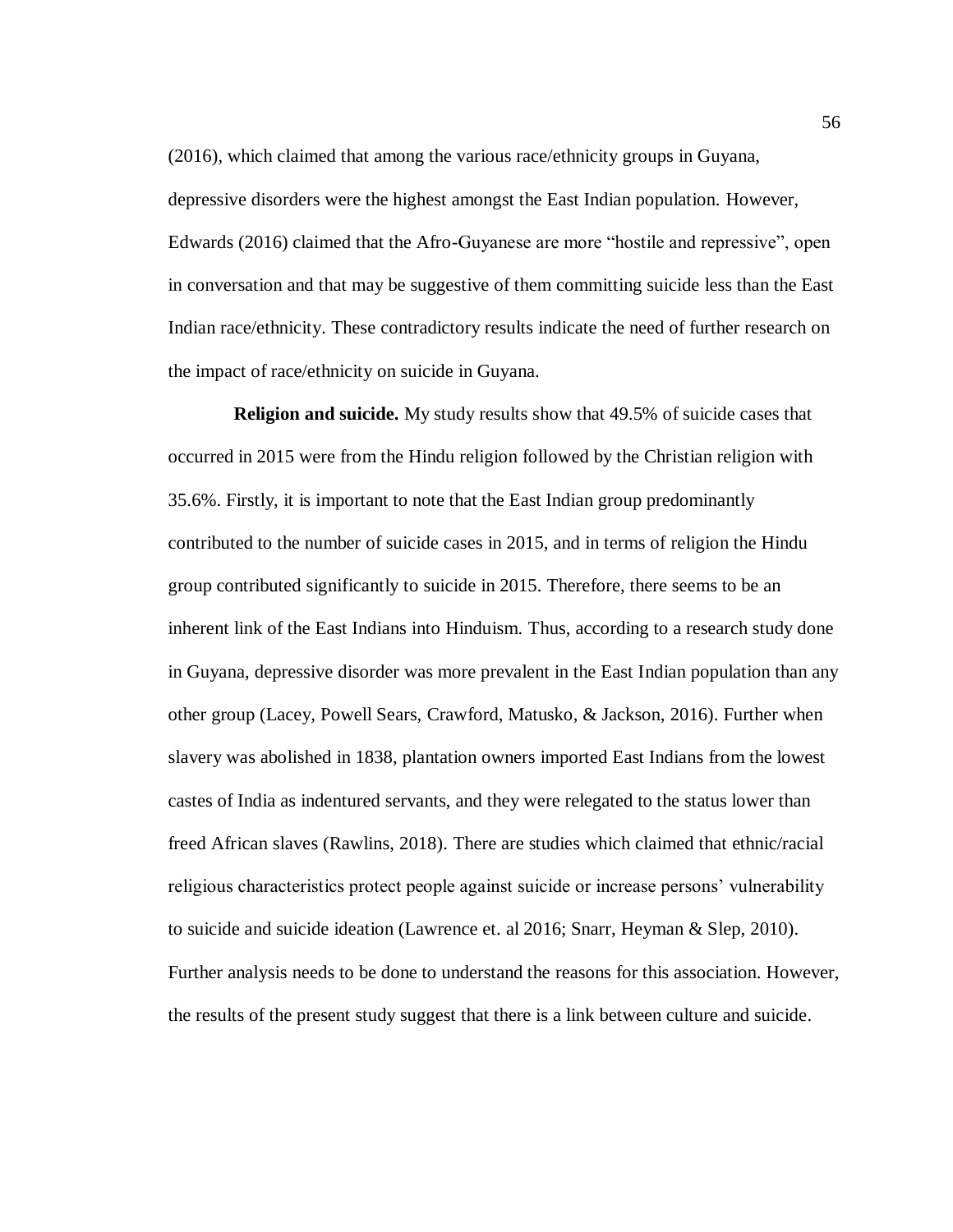(2016), which claimed that among the various race/ethnicity groups in Guyana, depressive disorders were the highest amongst the East Indian population. However, Edwards (2016) claimed that the Afro-Guyanese are more "hostile and repressive", open in conversation and that may be suggestive of them committing suicide less than the East Indian race/ethnicity. These contradictory results indicate the need of further research on the impact of race/ethnicity on suicide in Guyana.

**Religion and suicide.** My study results show that 49.5% of suicide cases that occurred in 2015 were from the Hindu religion followed by the Christian religion with 35.6%. Firstly, it is important to note that the East Indian group predominantly contributed to the number of suicide cases in 2015, and in terms of religion the Hindu group contributed significantly to suicide in 2015. Therefore, there seems to be an inherent link of the East Indians into Hinduism. Thus, according to a research study done in Guyana, depressive disorder was more prevalent in the East Indian population than any other group (Lacey, Powell Sears, Crawford, Matusko, & Jackson, 2016). Further when slavery was abolished in 1838, plantation owners imported East Indians from the lowest castes of India as indentured servants, and they were relegated to the status lower than freed African slaves (Rawlins, 2018). There are studies which claimed that ethnic/racial religious characteristics protect people against suicide or increase persons' vulnerability to suicide and suicide ideation (Lawrence et. al 2016; Snarr, Heyman & Slep, 2010). Further analysis needs to be done to understand the reasons for this association. However, the results of the present study suggest that there is a link between culture and suicide.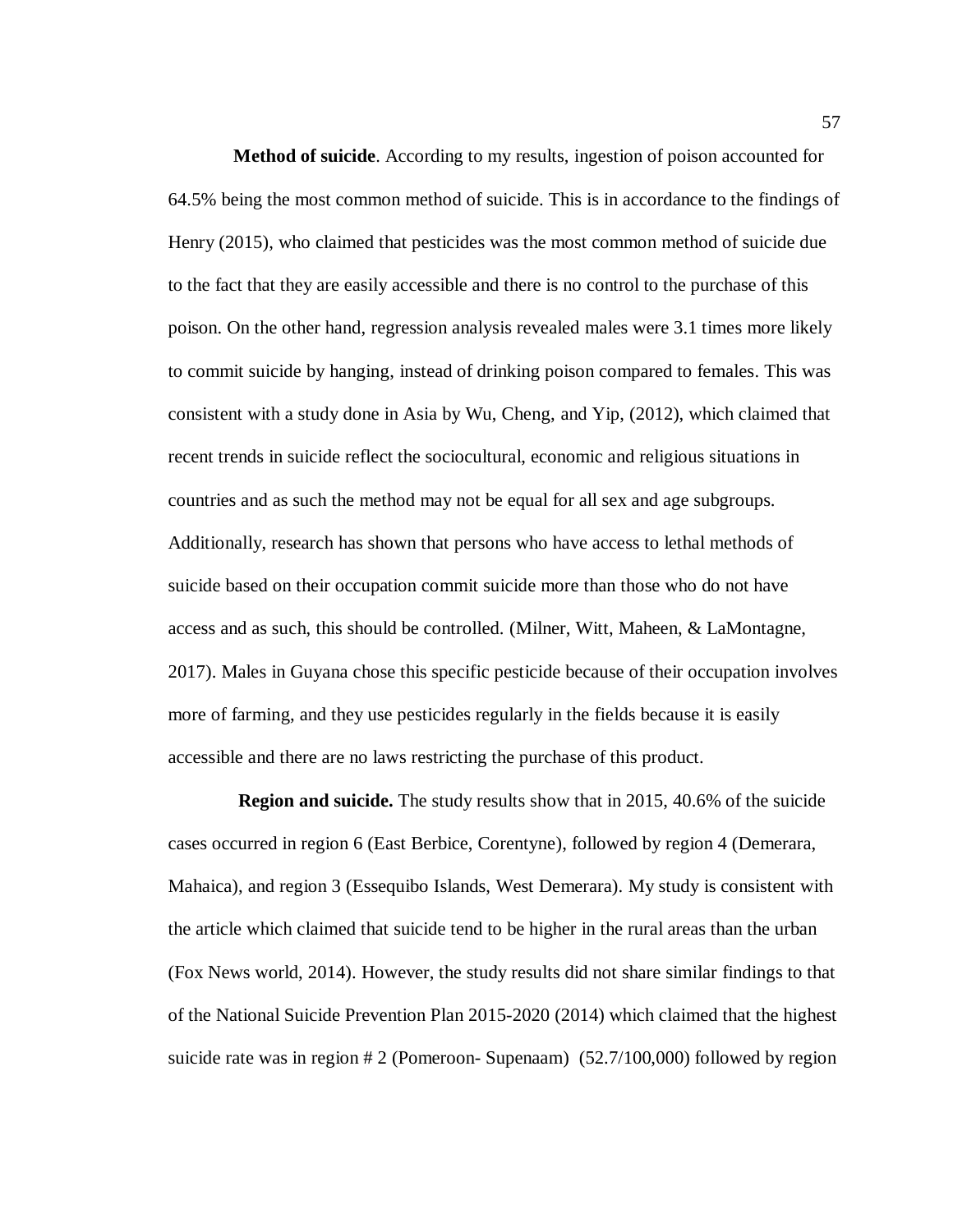**Method of suicide**. According to my results, ingestion of poison accounted for 64.5% being the most common method of suicide. This is in accordance to the findings of Henry (2015), who claimed that pesticides was the most common method of suicide due to the fact that they are easily accessible and there is no control to the purchase of this poison. On the other hand, regression analysis revealed males were 3.1 times more likely to commit suicide by hanging, instead of drinking poison compared to females. This was consistent with a study done in Asia by Wu, Cheng, and Yip, (2012), which claimed that recent trends in suicide reflect the sociocultural, economic and religious situations in countries and as such the method may not be equal for all sex and age subgroups. Additionally, research has shown that persons who have access to lethal methods of suicide based on their occupation commit suicide more than those who do not have access and as such, this should be controlled. (Milner, Witt, Maheen, & LaMontagne, 2017). Males in Guyana chose this specific pesticide because of their occupation involves more of farming, and they use pesticides regularly in the fields because it is easily accessible and there are no laws restricting the purchase of this product.

**Region and suicide.** The study results show that in 2015, 40.6% of the suicide cases occurred in region 6 (East Berbice, Corentyne), followed by region 4 (Demerara, Mahaica), and region 3 (Essequibo Islands, West Demerara). My study is consistent with the article which claimed that suicide tend to be higher in the rural areas than the urban (Fox News world, 2014). However, the study results did not share similar findings to that of the National Suicide Prevention Plan 2015-2020 (2014) which claimed that the highest suicide rate was in region # 2 (Pomeroon- Supenaam) (52.7/100,000) followed by region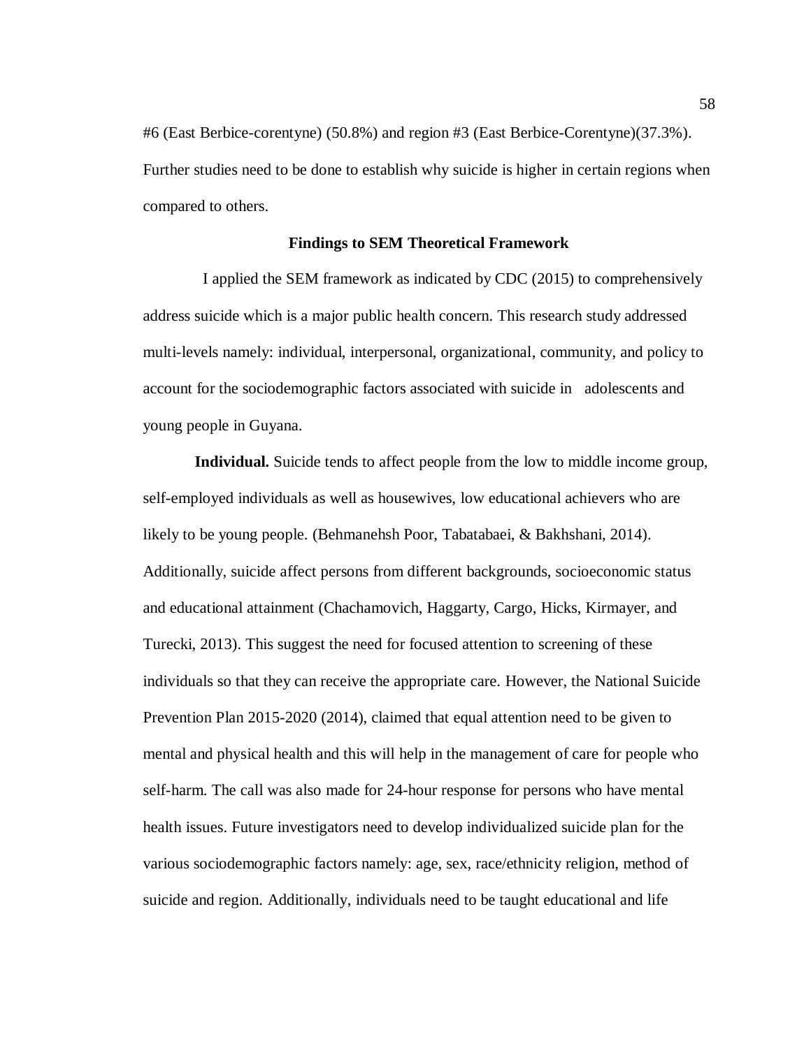#6 (East Berbice-corentyne) (50.8%) and region #3 (East Berbice-Corentyne)(37.3%). Further studies need to be done to establish why suicide is higher in certain regions when compared to others.

### Findings to SEM Theoretical Framework

I applied the SEM framework as indicated by CDC (2015) to comprehensively address suicide which is a major public health concern. This research study addressed multi-levels namely: individual, interpersonal, organizational, community, and policy to account for the sociodemographic factors associated with suicide in adolescents and young people in Guyana.

**Individual.** Suicide tends to affect people from the low to middle income group, self-employed individuals as well as housewives, low educational achievers who are likely to be young people. (Behmanehsh Poor, Tabatabaei, & Bakhshani, 2014). Additionally, suicide affect persons from different backgrounds, socioeconomic status and educational attainment (Chachamovich, Haggarty, Cargo, Hicks, Kirmayer, and Turecki, 2013). This suggest the need for focused attention to screening of these individuals so that they can receive the appropriate care. However, the National Suicide Prevention Plan 2015-2020 (2014), claimed that equal attention need to be given to mental and physical health and this will help in the management of care for people who self-harm. The call was also made for 24-hour response for persons who have mental health issues. Future investigators need to develop individualized suicide plan for the various sociodemographic factors namely: age, sex, race/ethnicity religion, method of suicide and region. Additionally, individuals need to be taught educational and life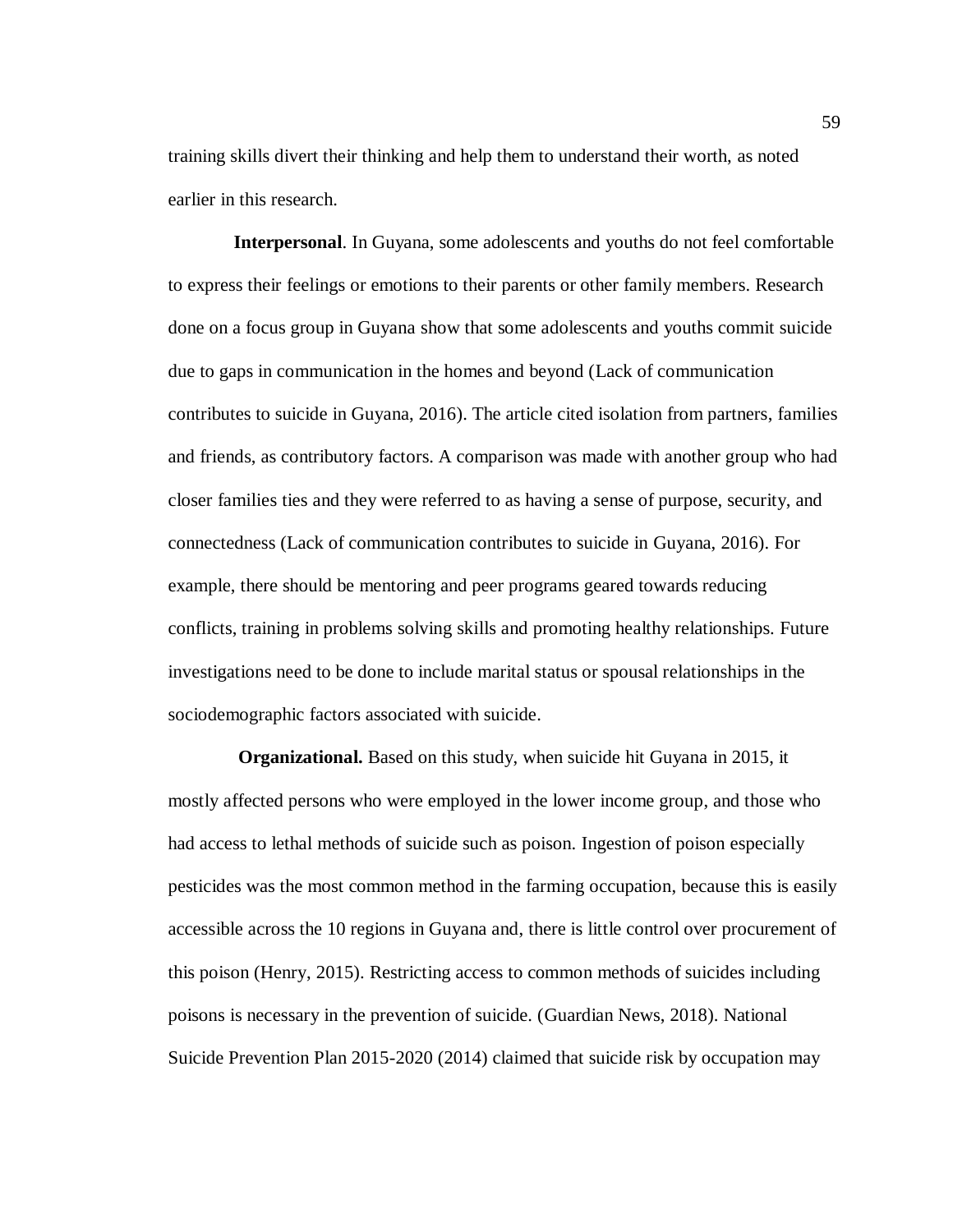training skills divert their thinking and help them to understand their worth, as noted earlier in this research.

**Interpersonal**. In Guyana, some adolescents and youths do not feel comfortable to express their feelings or emotions to their parents or other family members. Research done on a focus group in Guyana show that some adolescents and youths commit suicide due to gaps in communication in the homes and beyond (Lack of communication contributes to suicide in Guyana, 2016). The article cited isolation from partners, families and friends, as contributory factors. A comparison was made with another group who had closer families ties and they were referred to as having a sense of purpose, security, and connectedness (Lack of communication contributes to suicide in Guyana, 2016). For example, there should be mentoring and peer programs geared towards reducing conflicts, training in problems solving skills and promoting healthy relationships. Future investigations need to be done to include marital status or spousal relationships in the sociodemographic factors associated with suicide.

**Organizational.** Based on this study, when suicide hit Guyana in 2015, it mostly affected persons who were employed in the lower income group, and those who had access to lethal methods of suicide such as poison. Ingestion of poison especially pesticides was the most common method in the farming occupation, because this is easily accessible across the 10 regions in Guyana and, there is little control over procurement of this poison (Henry, 2015). Restricting access to common methods of suicides including poisons is necessary in the prevention of suicide. (Guardian News, 2018). National Suicide Prevention Plan 2015-2020 (2014) claimed that suicide risk by occupation may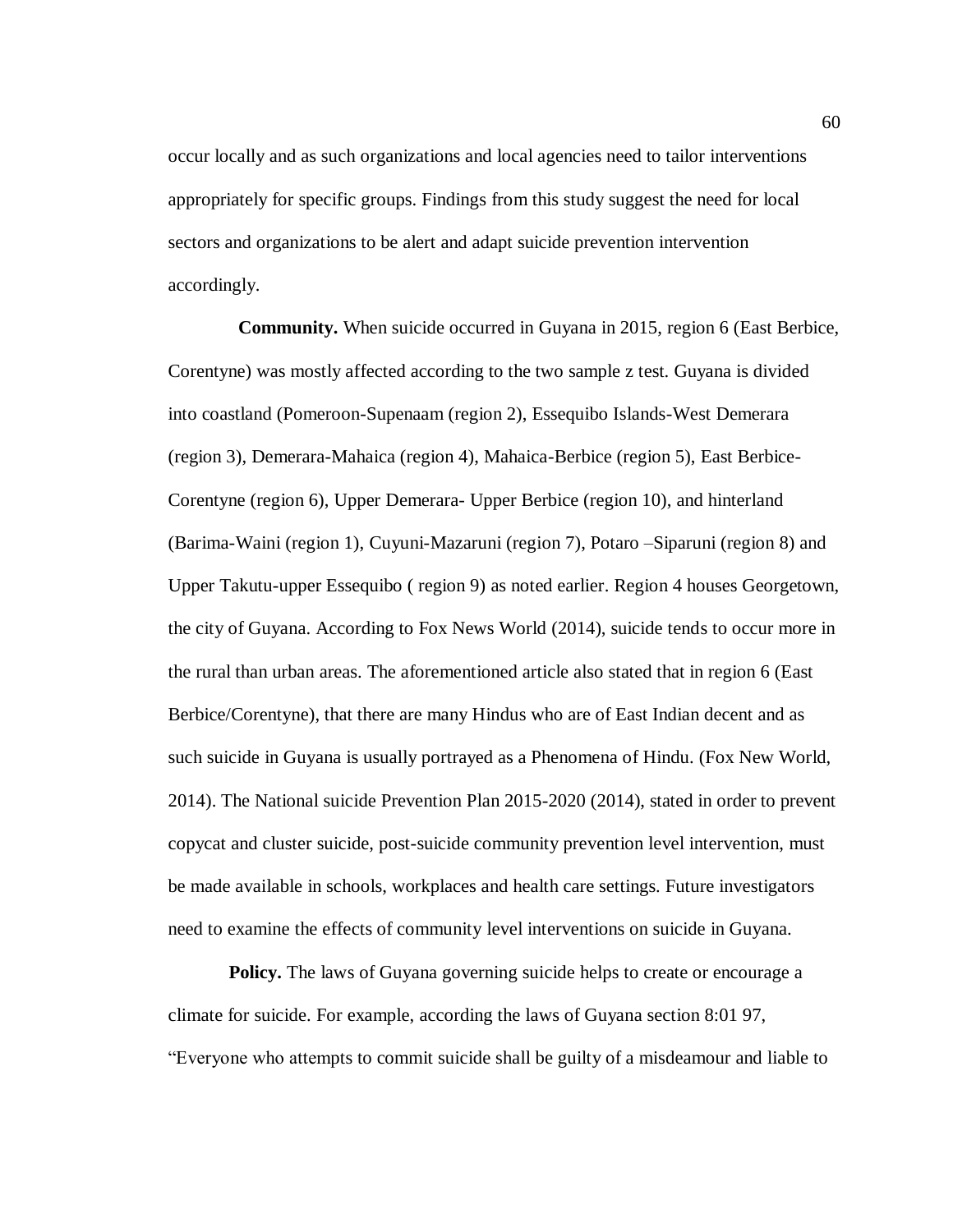occur locally and as such organizations and local agencies need to tailor interventions appropriately for specific groups. Findings from this study suggest the need for local sectors and organizations to be alert and adapt suicide prevention intervention accordingly.

**Community.** When suicide occurred in Guyana in 2015, region 6 (East Berbice, Corentyne) was mostly affected according to the two sample z test. Guyana is divided into coastland (Pomeroon-Supenaam (region 2), Essequibo Islands-West Demerara (region 3), Demerara-Mahaica (region 4), Mahaica-Berbice (region 5), East Berbice-Corentyne (region 6), Upper Demerara- Upper Berbice (region 10), and hinterland (Barima-Waini (region 1), Cuyuni-Mazaruni (region 7), Potaro –Siparuni (region 8) and Upper Takutu-upper Essequibo ( region 9) as noted earlier. Region 4 houses Georgetown, the city of Guyana. According to Fox News World (2014), suicide tends to occur more in the rural than urban areas. The aforementioned article also stated that in region 6 (East Berbice/Corentyne), that there are many Hindus who are of East Indian decent and as such suicide in Guyana is usually portrayed as a Phenomena of Hindu. (Fox New World, 2014). The National suicide Prevention Plan 2015-2020 (2014), stated in order to prevent copycat and cluster suicide, post-suicide community prevention level intervention, must be made available in schools, workplaces and health care settings. Future investigators need to examine the effects of community level interventions on suicide in Guyana.

**Policy.** The laws of Guyana governing suicide helps to create or encourage a climate for suicide. For example, according the laws of Guyana section 8:01 97, "Everyone who attempts to commit suicide shall be guilty of a misdeamour and liable to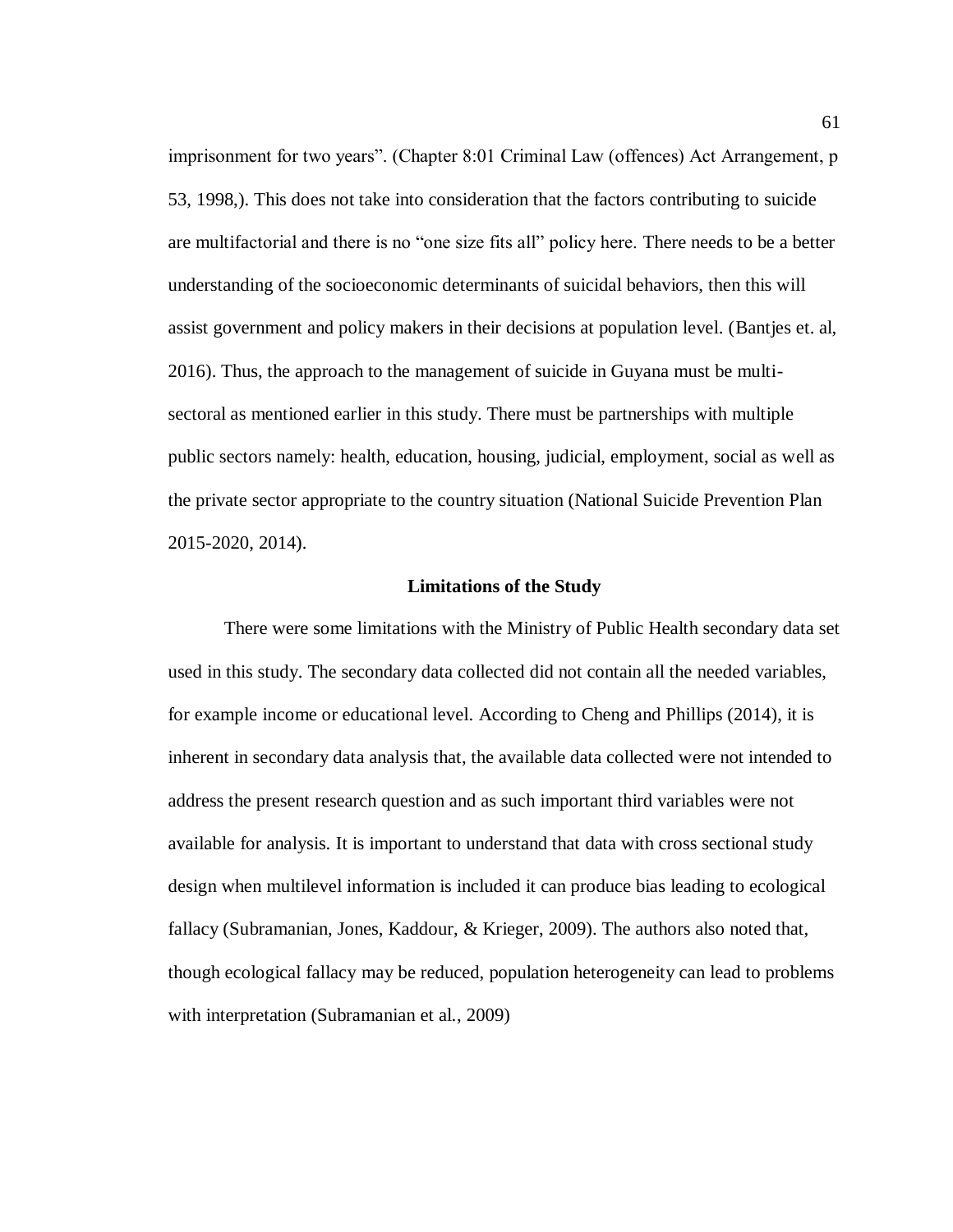imprisonment for two years". (Chapter 8:01 Criminal Law (offences) Act Arrangement, p 53, 1998,). This does not take into consideration that the factors contributing to suicide are multifactorial and there is no "one size fits all" policy here. There needs to be a better understanding of the socioeconomic determinants of suicidal behaviors, then this will assist government and policy makers in their decisions at population level. (Bantjes et. al, 2016). Thus, the approach to the management of suicide in Guyana must be multi-sectoral as mentioned earlier in this study. There must be partnerships with multiple public sectors namely: health, education, housing, judicial, employment, social as well as the private sector appropriate to the country situation (National Suicide Prevention Plan 2015-2020, 2014).

## Limitations of the Study

There were some limitations with the Ministry of Public Health secondary data set used in this study. The secondary data collected did not contain all the needed variables, for example income or educational level. According to Cheng and Phillips (2014), it is inherent in secondary data analysis that, the available data collected were not intended to address the present research question and as such important third variables were not available for analysis. It is important to understand that data with cross sectional study design when multilevel information is included it can produce bias leading to ecological fallacy (Subramanian, Jones, Kaddour, & Krieger, 2009). The authors also noted that, though ecological fallacy may be reduced, population heterogeneity can lead to problems with interpretation (Subramanian et al., 2009)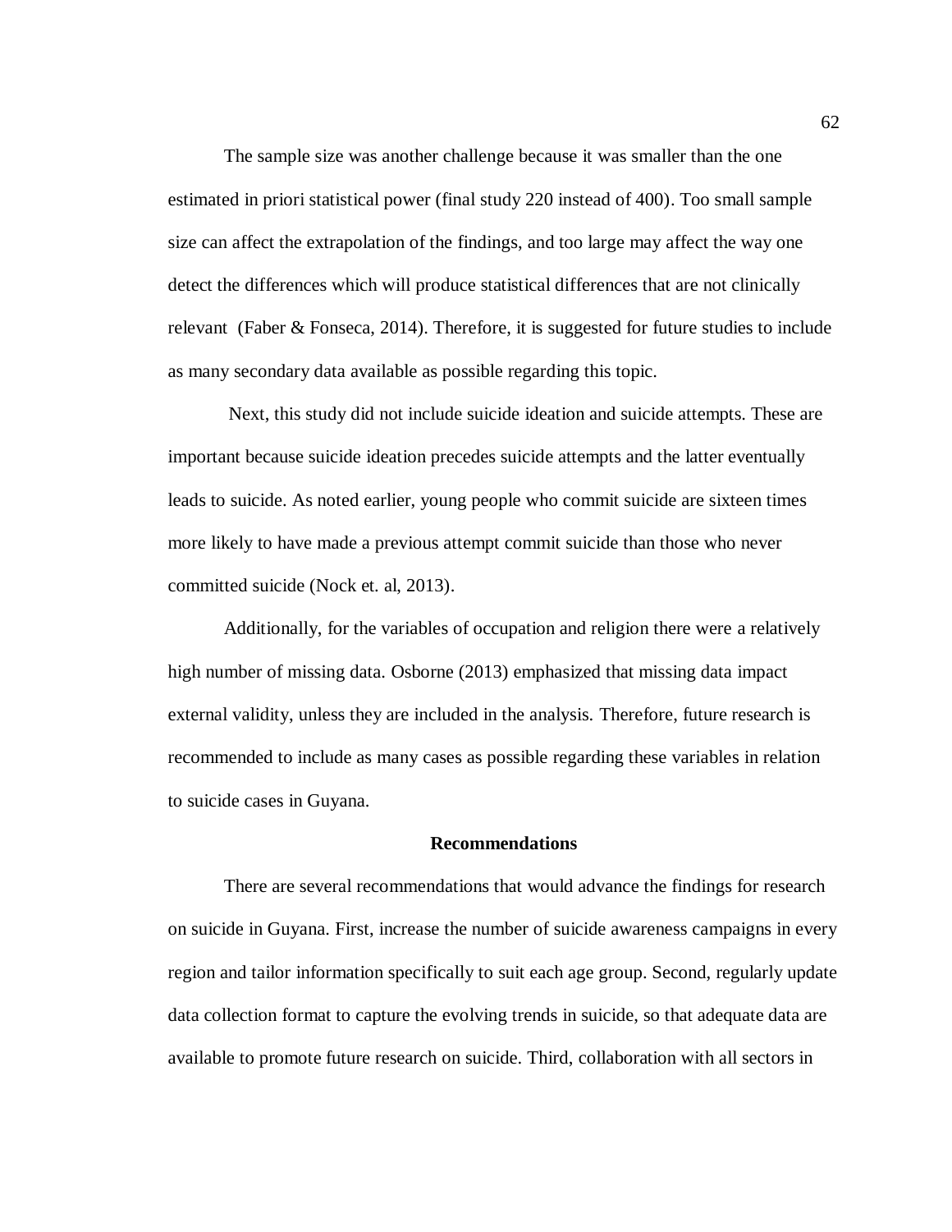The sample size was another challenge because it was smaller than the one estimated in priori statistical power (final study 220 instead of 400). Too small sample size can affect the extrapolation of the findings, and too large may affect the way one detect the differences which will produce statistical differences that are not clinically relevant (Faber & Fonseca, 2014). Therefore, it is suggested for future studies to include as many secondary data available as possible regarding this topic.

Next, this study did not include suicide ideation and suicide attempts. These are important because suicide ideation precedes suicide attempts and the latter eventually leads to suicide. As noted earlier, young people who commit suicide are sixteen times more likely to have made a previous attempt commit suicide than those who never committed suicide (Nock et. al, 2013).

Additionally, for the variables of occupation and religion there were a relatively high number of missing data. Osborne (2013) emphasized that missing data impact external validity, unless they are included in the analysis. Therefore, future research is recommended to include as many cases as possible regarding these variables in relation to suicide cases in Guyana.

## Recommendations

There are several recommendations that would advance the findings for research on suicide in Guyana. First, increase the number of suicide awareness campaigns in every region and tailor information specifically to suit each age group. Second, regularly update data collection format to capture the evolving trends in suicide, so that adequate data are available to promote future research on suicide. Third, collaboration with all sectors in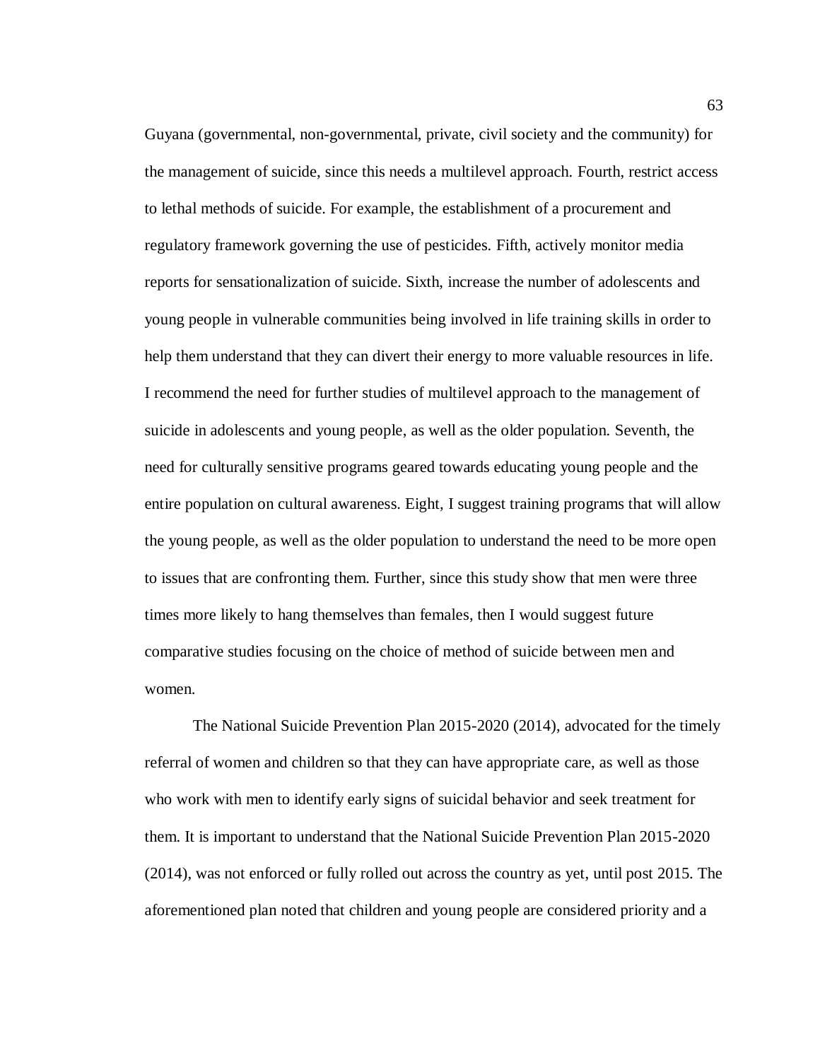Guyana (governmental, non-governmental, private, civil society and the community) for the management of suicide, since this needs a multilevel approach. Fourth, restrict access to lethal methods of suicide. For example, the establishment of a procurement and regulatory framework governing the use of pesticides. Fifth, actively monitor media reports for sensationalization of suicide. Sixth, increase the number of adolescents and young people in vulnerable communities being involved in life training skills in order to help them understand that they can divert their energy to more valuable resources in life. I recommend the need for further studies of multilevel approach to the management of suicide in adolescents and young people, as well as the older population. Seventh, the need for culturally sensitive programs geared towards educating young people and the entire population on cultural awareness. Eight, I suggest training programs that will allow the young people, as well as the older population to understand the need to be more open to issues that are confronting them. Further, since this study show that men were three times more likely to hang themselves than females, then I would suggest future comparative studies focusing on the choice of method of suicide between men and women.

The National Suicide Prevention Plan 2015-2020 (2014), advocated for the timely referral of women and children so that they can have appropriate care, as well as those who work with men to identify early signs of suicidal behavior and seek treatment for them. It is important to understand that the National Suicide Prevention Plan 2015-2020 (2014), was not enforced or fully rolled out across the country as yet, until post 2015. The aforementioned plan noted that children and young people are considered priority and a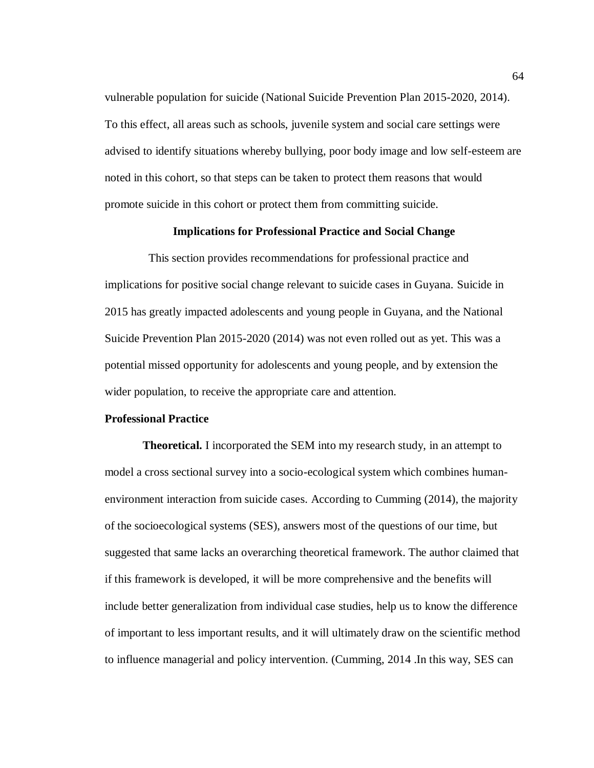vulnerable population for suicide (National Suicide Prevention Plan 2015-2020, 2014). To this effect, all areas such as schools, juvenile system and social care settings were advised to identify situations whereby bullying, poor body image and low self-esteem are noted in this cohort, so that steps can be taken to protect them reasons that would promote suicide in this cohort or protect them from committing suicide.

## Implications for Professional Practice and Social Change

This section provides recommendations for professional practice and implications for positive social change relevant to suicide cases in Guyana. Suicide in 2015 has greatly impacted adolescents and young people in Guyana, and the National Suicide Prevention Plan 2015-2020 (2014) was not even rolled out as yet. This was a potential missed opportunity for adolescents and young people, and by extension the wider population, to receive the appropriate care and attention.

### Professional Practice

**Theoretical.** I incorporated the SEM into my research study, in an attempt to model a cross sectional survey into a socio-ecological system which combines human-environment interaction from suicide cases. According to Cumming (2014), the majority of the socioecological systems (SES), answers most of the questions of our time, but suggested that same lacks an overarching theoretical framework. The author claimed that if this framework is developed, it will be more comprehensive and the benefits will include better generalization from individual case studies, help us to know the difference of important to less important results, and it will ultimately draw on the scientific method to influence managerial and policy intervention. (Cumming, 2014 .In this way, SES can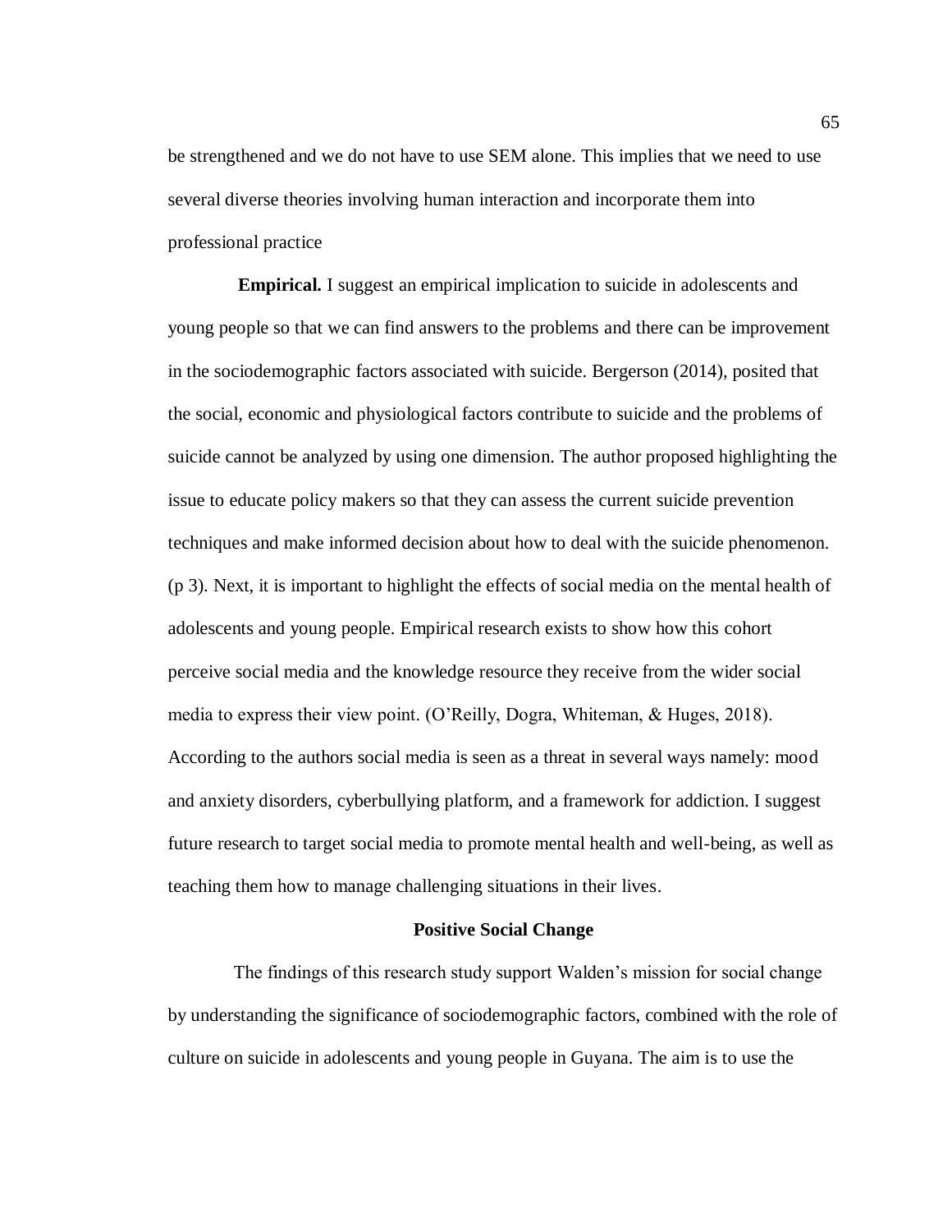be strengthened and we do not have to use SEM alone. This implies that we need to use several diverse theories involving human interaction and incorporate them into professional practice

**Empirical.** I suggest an empirical implication to suicide in adolescents and young people so that we can find answers to the problems and there can be improvement in the sociodemographic factors associated with suicide. Bergerson (2014), posited that the social, economic and physiological factors contribute to suicide and the problems of suicide cannot be analyzed by using one dimension. The author proposed highlighting the issue to educate policy makers so that they can assess the current suicide prevention techniques and make informed decision about how to deal with the suicide phenomenon. (p 3). Next, it is important to highlight the effects of social media on the mental health of adolescents and young people. Empirical research exists to show how this cohort perceive social media and the knowledge resource they receive from the wider social media to express their view point. (O'Reilly, Dogra, Whiteman, & Huges, 2018). According to the authors social media is seen as a threat in several ways namely: mood and anxiety disorders, cyberbullying platform, and a framework for addiction. I suggest future research to target social media to promote mental health and well-being, as well as teaching them how to manage challenging situations in their lives.

## Positive Social Change

The findings of this research study support Walden's mission for social change by understanding the significance of sociodemographic factors, combined with the role of culture on suicide in adolescents and young people in Guyana. The aim is to use the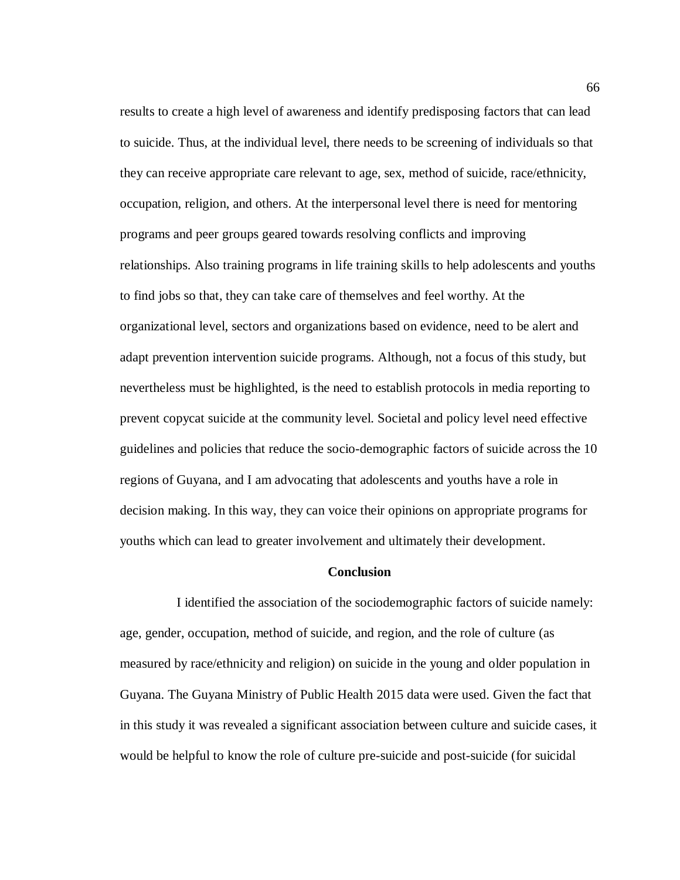results to create a high level of awareness and identify predisposing factors that can lead to suicide. Thus, at the individual level, there needs to be screening of individuals so that they can receive appropriate care relevant to age, sex, method of suicide, race/ethnicity, occupation, religion, and others. At the interpersonal level there is need for mentoring programs and peer groups geared towards resolving conflicts and improving relationships. Also training programs in life training skills to help adolescents and youths to find jobs so that, they can take care of themselves and feel worthy. At the organizational level, sectors and organizations based on evidence, need to be alert and adapt prevention intervention suicide programs. Although, not a focus of this study, but nevertheless must be highlighted, is the need to establish protocols in media reporting to prevent copycat suicide at the community level. Societal and policy level need effective guidelines and policies that reduce the socio-demographic factors of suicide across the 10 regions of Guyana, and I am advocating that adolescents and youths have a role in decision making. In this way, they can voice their opinions on appropriate programs for youths which can lead to greater involvement and ultimately their development.

## Conclusion

I identified the association of the sociodemographic factors of suicide namely: age, gender, occupation, method of suicide, and region, and the role of culture (as measured by race/ethnicity and religion) on suicide in the young and older population in Guyana. The Guyana Ministry of Public Health 2015 data were used. Given the fact that in this study it was revealed a significant association between culture and suicide cases, it would be helpful to know the role of culture pre-suicide and post-suicide (for suicidal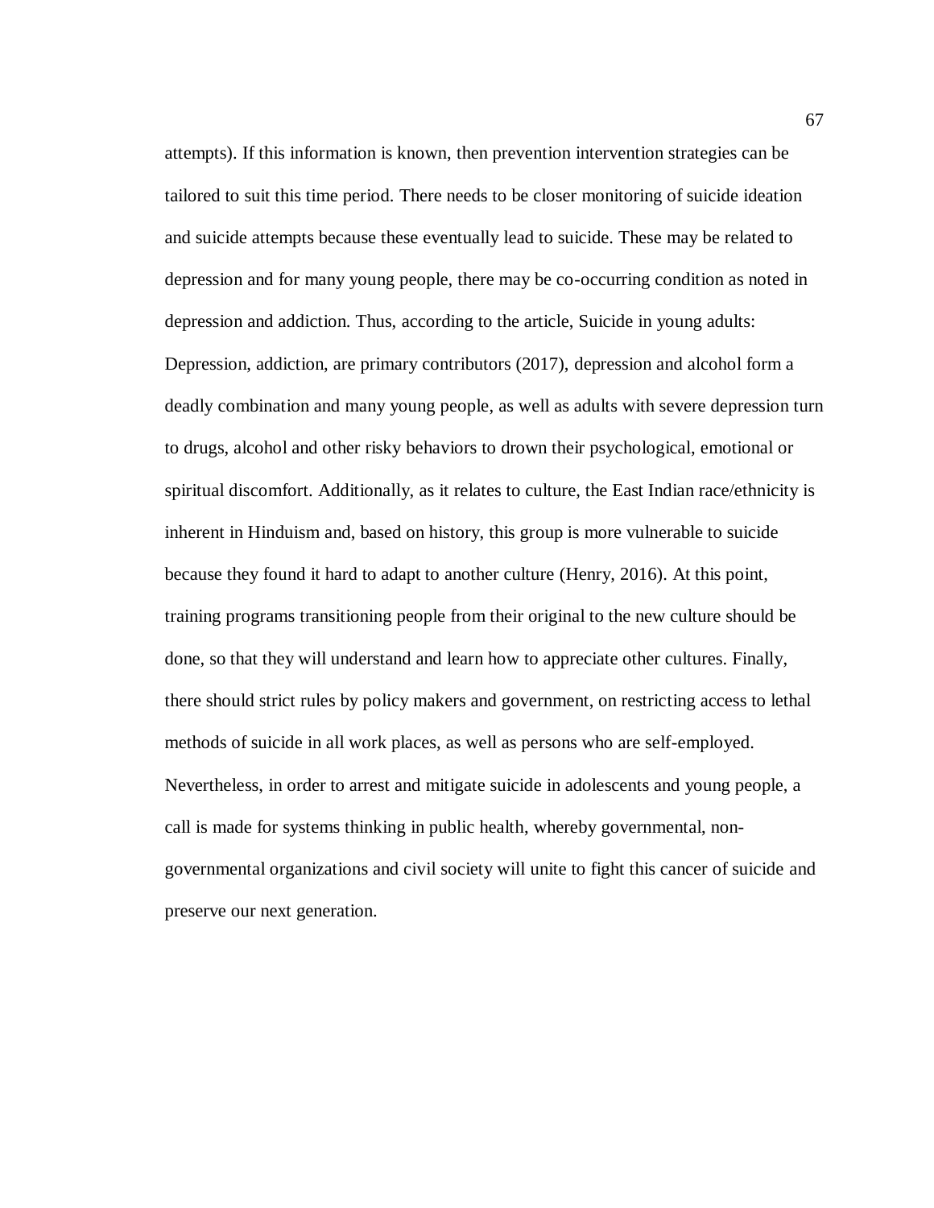attempts). If this information is known, then prevention intervention strategies can be tailored to suit this time period. There needs to be closer monitoring of suicide ideation and suicide attempts because these eventually lead to suicide. These may be related to depression and for many young people, there may be co-occurring condition as noted in depression and addiction. Thus, according to the article, Suicide in young adults: Depression, addiction, are primary contributors (2017), depression and alcohol form a deadly combination and many young people, as well as adults with severe depression turn to drugs, alcohol and other risky behaviors to drown their psychological, emotional or spiritual discomfort. Additionally, as it relates to culture, the East Indian race/ethnicity is inherent in Hinduism and, based on history, this group is more vulnerable to suicide because they found it hard to adapt to another culture (Henry, 2016). At this point, training programs transitioning people from their original to the new culture should be done, so that they will understand and learn how to appreciate other cultures. Finally, there should strict rules by policy makers and government, on restricting access to lethal methods of suicide in all work places, as well as persons who are self-employed. Nevertheless, in order to arrest and mitigate suicide in adolescents and young people, a call is made for systems thinking in public health, whereby governmental, non-governmental organizations and civil society will unite to fight this cancer of suicide and preserve our next generation.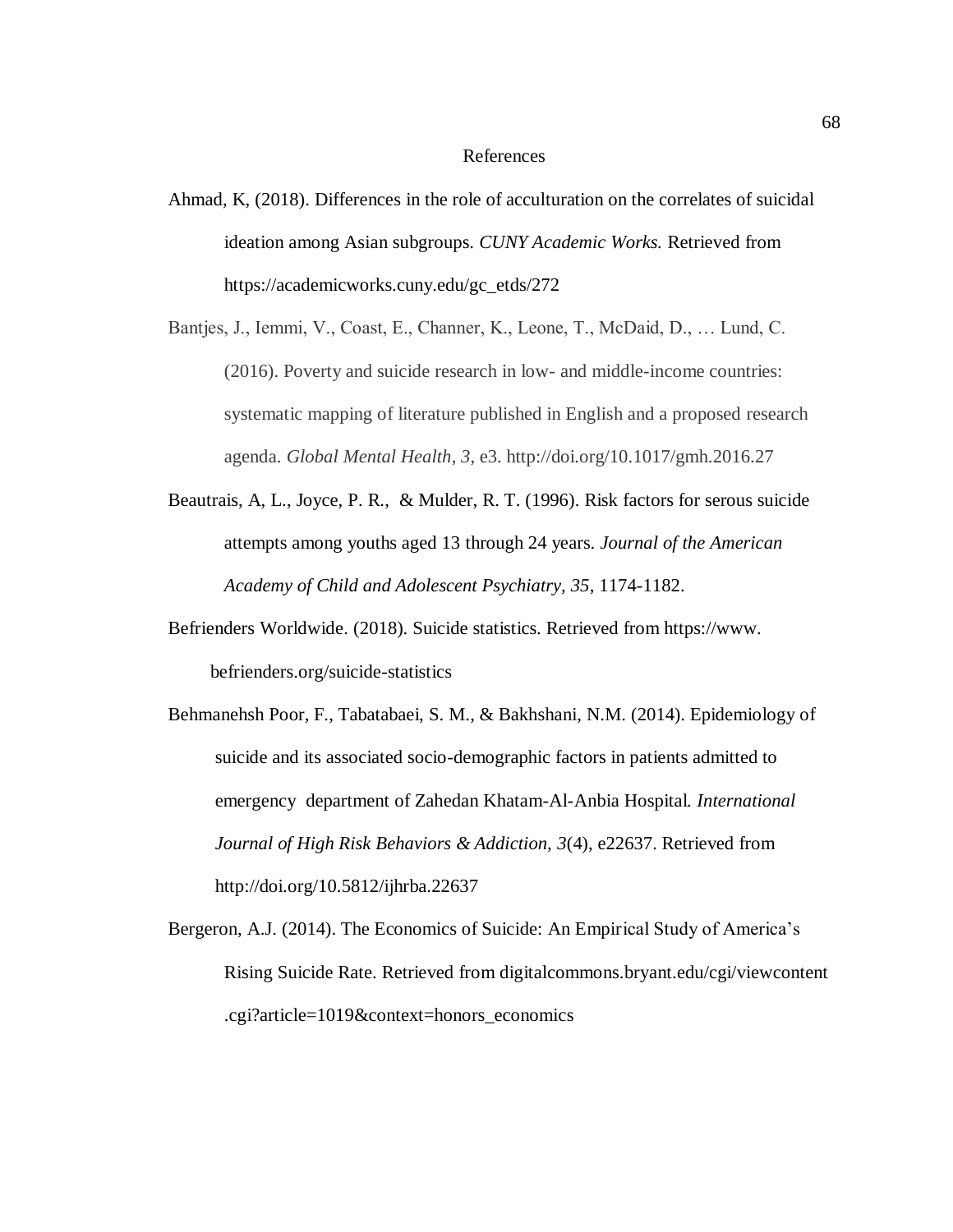# References

Ahmad, K, (2018). Differences in the role of acculturation on the correlates of suicidal ideation among Asian subgroups. *CUNY Academic Works.* Retrieved from https://academicworks.cuny.edu/gc_etds/272

Bantjes, J., Iemmi, V., Coast, E., Channer, K., Leone, T., McDaid, D., … Lund, C. (2016). Poverty and suicide research in low- and middle-income countries: systematic mapping of literature published in English and a proposed research agenda. *Global Mental Health*, *3*, e3. http://doi.org/10.1017/gmh.2016.27

Beautrais, A, L., Joyce, P. R., & Mulder, R. T. (1996). Risk factors for serous suicide attempts among youths aged 13 through 24 years. *Journal of the American Academy of Child and Adolescent Psychiatry, 35*, 1174-1182.

Befrienders Worldwide. (2018). Suicide statistics. Retrieved from https://www.befrienders.org/suicide-statistics

Behmanehsh Poor, F., Tabatabaei, S. M., & Bakhshani, N.M. (2014). Epidemiology of suicide and its associated socio-demographic factors in patients admitted to emergency department of Zahedan Khatam-Al-Anbia Hospital. *International Journal of High Risk Behaviors & Addiction, 3*(4), e22637. Retrieved from http://doi.org/10.5812/ijhrba.22637

Bergeron, A.J. (2014). The Economics of Suicide: An Empirical Study of America's Rising Suicide Rate. Retrieved from digitalcommons.bryant.edu/cgi/viewcontent.cgi?article=1019&context=honors_economics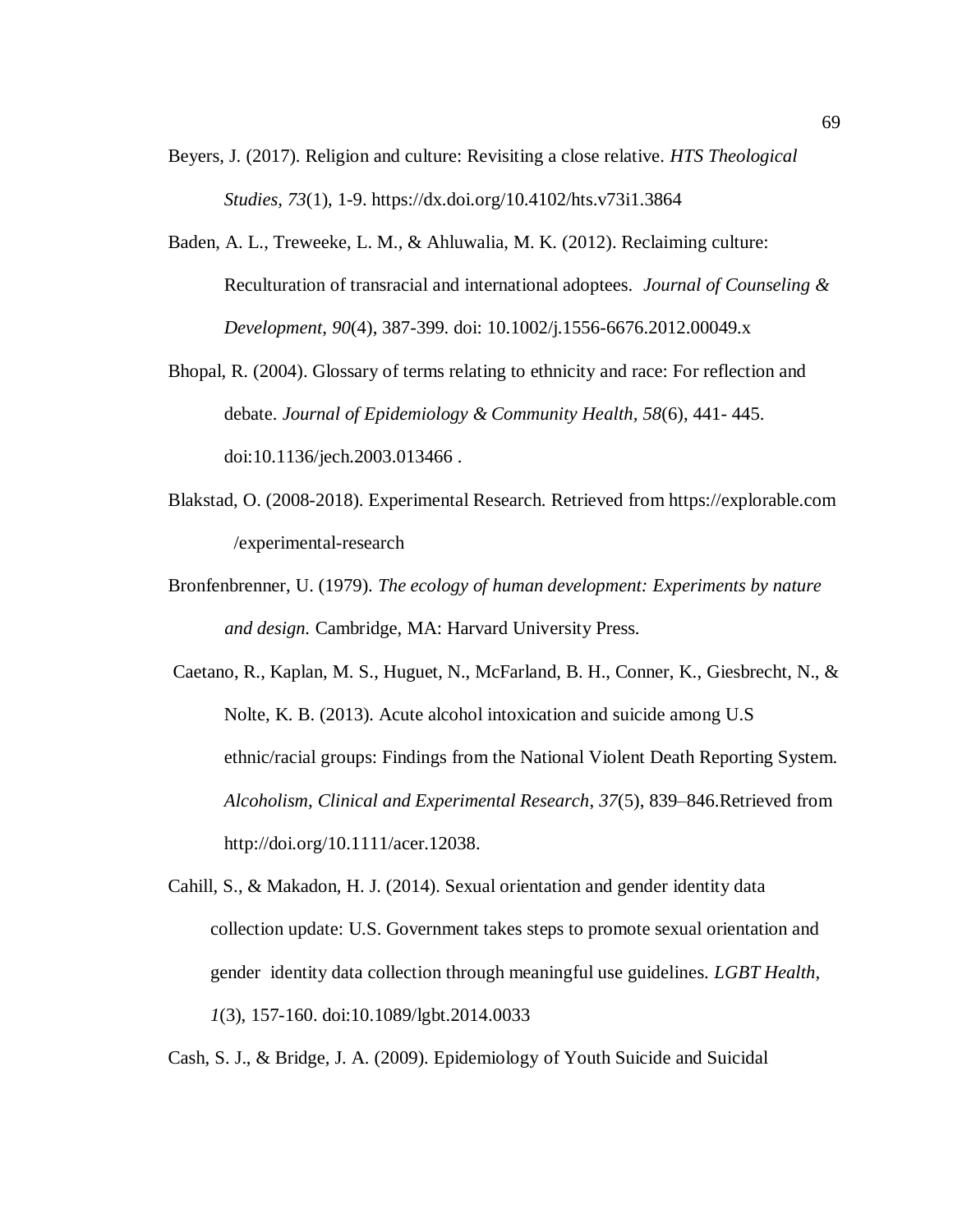Beyers, J. (2017). Religion and culture: Revisiting a close relative. *HTS Theological Studies*, *73*(1), 1-9. https://dx.doi.org/10.4102/hts.v73i1.3864

Baden, A. L., Treweeke, L. M., & Ahluwalia, M. K. (2012). Reclaiming culture: Reculturation of transracial and international adoptees. *Journal of Counseling & Development, 90*(4), 387-399. doi: 10.1002/j.1556-6676.2012.00049.x

Bhopal, R. (2004). Glossary of terms relating to ethnicity and race: For reflection and debate. *Journal of Epidemiology & Community Health*, *58*(6), 441- 445. doi:10.1136/jech.2003.013466 .

Blakstad, O. (2008-2018). Experimental Research. Retrieved from https://explorable.com /experimental-research

Bronfenbrenner, U. (1979). *The ecology of human development: Experiments by nature and design.* Cambridge, MA: Harvard University Press.

Caetano, R., Kaplan, M. S., Huguet, N., McFarland, B. H., Conner, K., Giesbrecht, N., & Nolte, K. B. (2013). Acute alcohol intoxication and suicide among U.S ethnic/racial groups: Findings from the National Violent Death Reporting System. *Alcoholism, Clinical and Experimental Research*, *37*(5), 839–846.Retrieved from http://doi.org/10.1111/acer.12038.

Cahill, S., & Makadon, H. J. (2014). Sexual orientation and gender identity data collection update: U.S. Government takes steps to promote sexual orientation and gender identity data collection through meaningful use guidelines. *LGBT Health*, *1*(3), 157-160. doi:10.1089/lgbt.2014.0033

Cash, S. J., & Bridge, J. A. (2009). Epidemiology of Youth Suicide and Suicidal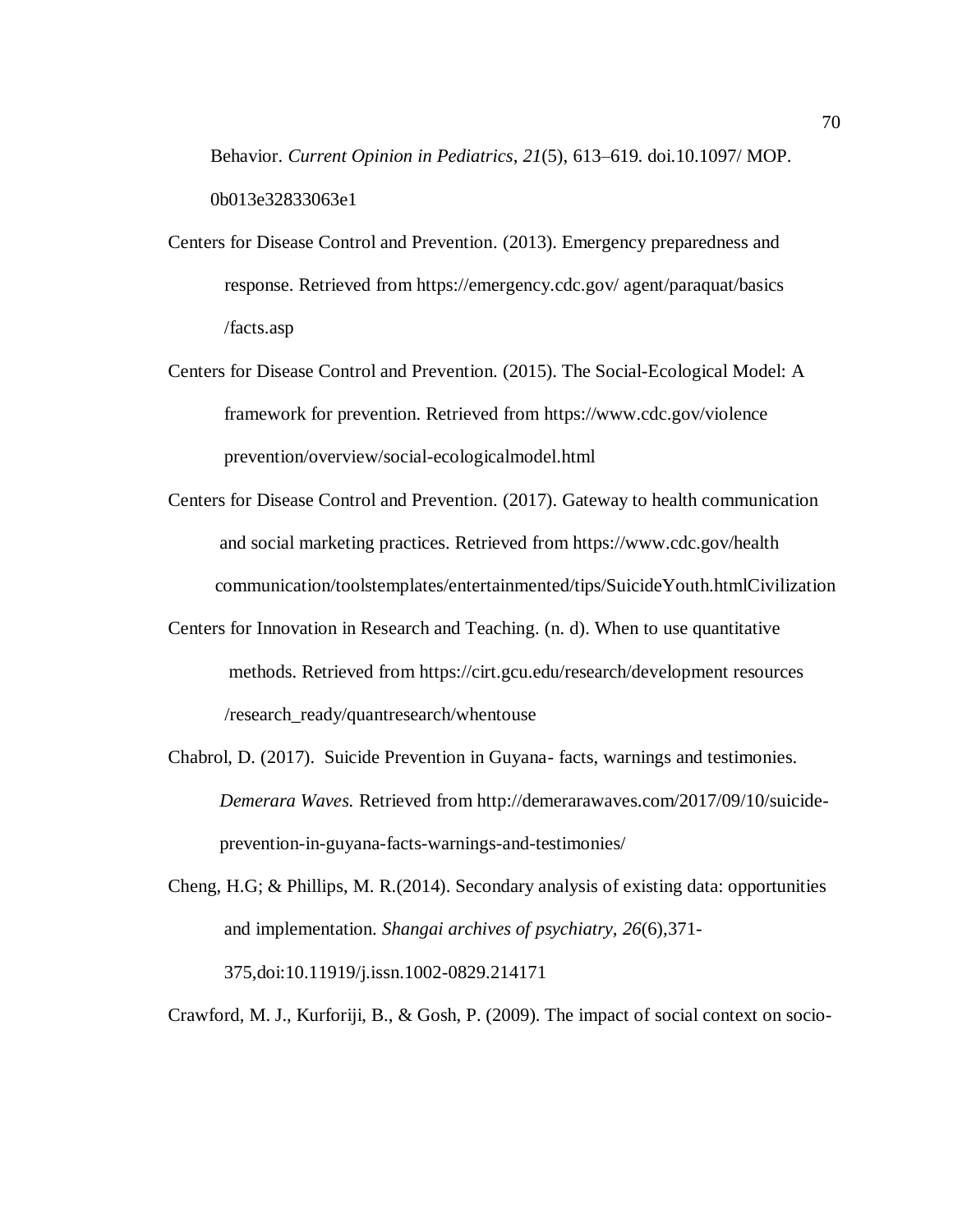Behavior. *Current Opinion in Pediatrics*, *21*(5), 613–619. doi.10.1097/ MOP. 0b013e32833063e1

Centers for Disease Control and Prevention. (2013). Emergency preparedness and response. Retrieved from https://emergency.cdc.gov/ agent/paraquat/basics /facts.asp

Centers for Disease Control and Prevention. (2015). The Social-Ecological Model: A framework for prevention. Retrieved from https://www.cdc.gov/violence prevention/overview/social-ecologicalmodel.html

Centers for Disease Control and Prevention. (2017). Gateway to health communication and social marketing practices. Retrieved from https://www.cdc.gov/health communication/toolstemplates/entertainmented/tips/SuicideYouth.htmlCivilization

Centers for Innovation in Research and Teaching. (n. d). When to use quantitative methods. Retrieved from https://cirt.gcu.edu/research/development resources /research_ready/quantresearch/whentouse

Chabrol, D. (2017). Suicide Prevention in Guyana- facts, warnings and testimonies. *Demerara Waves.* Retrieved from http://demerarawaves.com/2017/09/10/suicide-prevention-in-guyana-facts-warnings-and-testimonies/

Cheng, H.G; & Phillips, M. R.(2014). Secondary analysis of existing data: opportunities and implementation. *Shangai archives of psychiatry, 26*(6),371-375,doi:10.11919/j.issn.1002-0829.214171

Crawford, M. J., Kurforiji, B., & Gosh, P. (2009). The impact of social context on socio-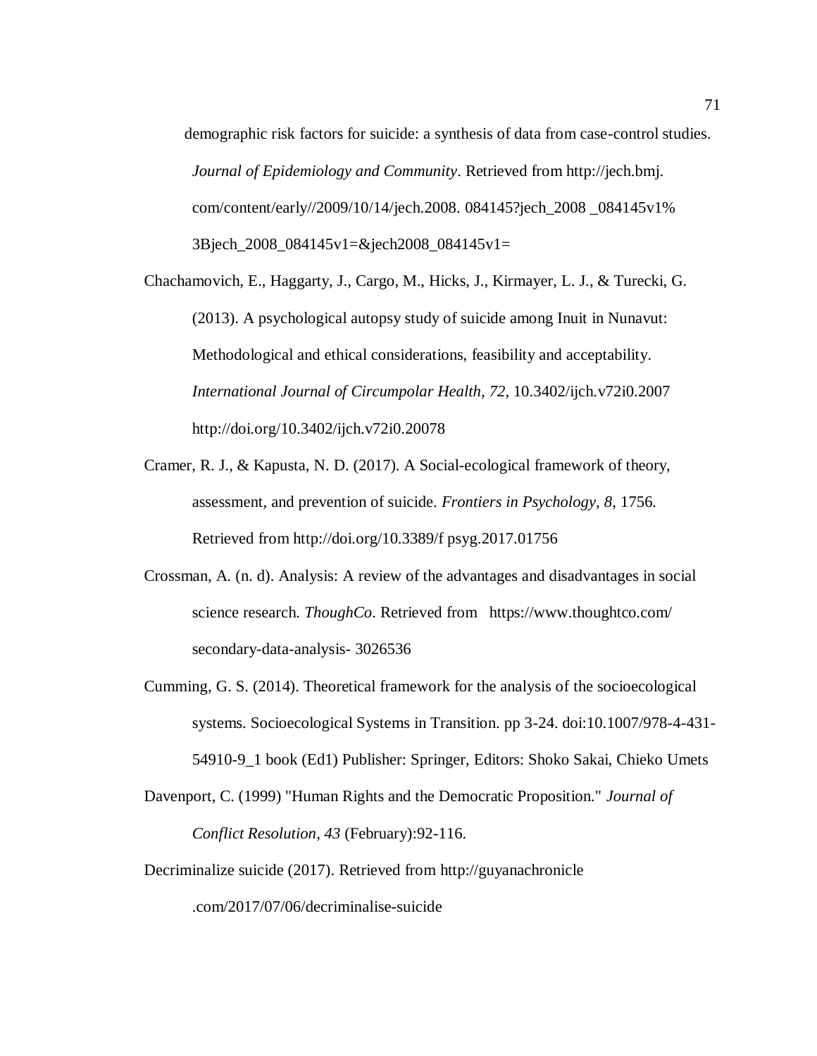demographic risk factors for suicide: a synthesis of data from case-control studies. *Journal of Epidemiology and Community*. Retrieved from http://jech.bmj. com/content/early//2009/10/14/jech.2008. 084145?jech_2008 _084145v1% 3Bjech_2008_084145v1=&jech2008_084145v1=

Chachamovich, E., Haggarty, J., Cargo, M., Hicks, J., Kirmayer, L. J., & Turecki, G. (2013). A psychological autopsy study of suicide among Inuit in Nunavut: Methodological and ethical considerations, feasibility and acceptability. *International Journal of Circumpolar Health, 72*, 10.3402/ijch.v72i0.2007 http://doi.org/10.3402/ijch.v72i0.20078

Cramer, R. J., & Kapusta, N. D. (2017). A Social-ecological framework of theory, assessment, and prevention of suicide. *Frontiers in Psychology, 8*, 1756. Retrieved from http://doi.org/10.3389/f psyg.2017.01756

Crossman, A. (n. d). Analysis: A review of the advantages and disadvantages in social science research. *ThoughCo*. Retrieved from https://www.thoughtco.com/ secondary-data-analysis- 3026536

Cumming, G. S. (2014). Theoretical framework for the analysis of the socioecological systems. Socioecological Systems in Transition. pp 3-24. doi:10.1007/978-4-431-54910-9_1 book (Ed1) Publisher: Springer, Editors: Shoko Sakai, Chieko Umets

Davenport, C. (1999) "Human Rights and the Democratic Proposition." *Journal of Conflict Resolution, 43* (February):92-116.

Decriminalize suicide (2017). Retrieved from http://guyanachronicle .com/2017/07/06/decriminalise-suicide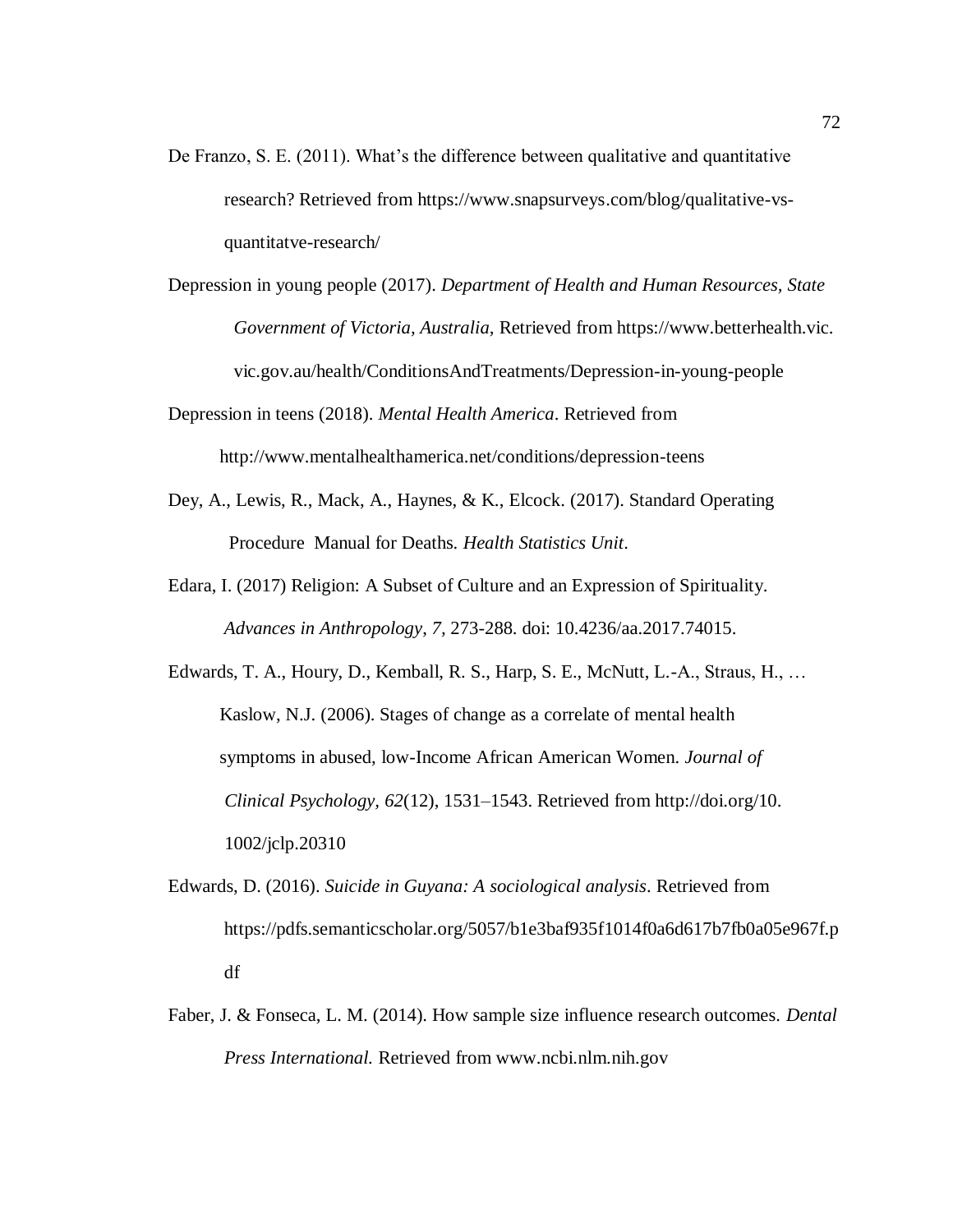De Franzo, S. E. (2011). What's the difference between qualitative and quantitative research? Retrieved from https://www.snapsurveys.com/blog/qualitative-vs-quantitatve-research/

Depression in young people (2017). *Department of Health and Human Resources, State Government of Victoria, Australia,* Retrieved from https://www.betterhealth.vic. vic.gov.au/health/ConditionsAndTreatments/Depression-in-young-people

Depression in teens (2018). *Mental Health America*. Retrieved from http://www.mentalhealthamerica.net/conditions/depression-teens

Dey, A., Lewis, R., Mack, A., Haynes, & K., Elcock. (2017). Standard Operating Procedure Manual for Deaths. *Health Statistics Unit*.

Edara, I. (2017) Religion: A Subset of Culture and an Expression of Spirituality. *Advances in Anthropology, 7,* 273-288. doi: 10.4236/aa.2017.74015.

Edwards, T. A., Houry, D., Kemball, R. S., Harp, S. E., McNutt, L.-A., Straus, H., … Kaslow, N.J. (2006). Stages of change as a correlate of mental health symptoms in abused, low-Income African American Women. *Journal of Clinical Psychology, 62*(12), 1531–1543. Retrieved from http://doi.org/10. 1002/jclp.20310

Edwards, D. (2016). *Suicide in Guyana: A sociological analysis*. Retrieved from https://pdfs.semanticscholar.org/5057/b1e3baf935f1014f0a6d617b7fb0a05e967f.pdf

Faber, J. & Fonseca, L. M. (2014). How sample size influence research outcomes. *Dental Press International.* Retrieved from www.ncbi.nlm.nih.gov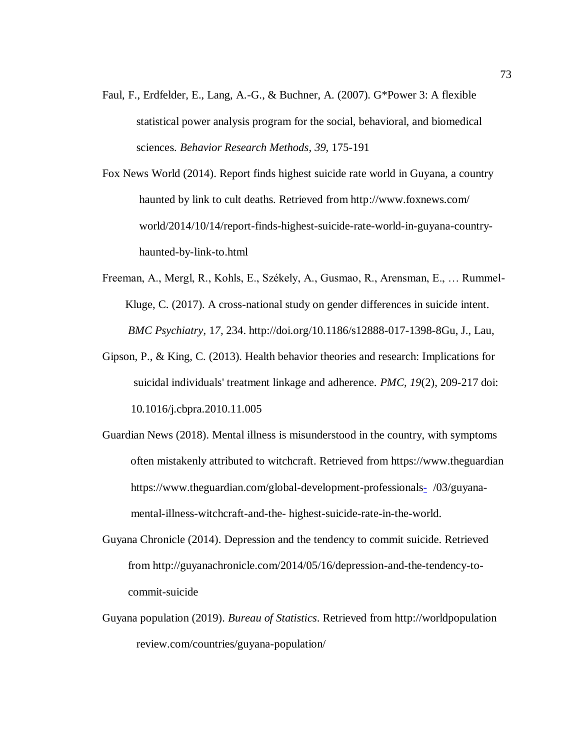Faul, F., Erdfelder, E., Lang, A.-G., & Buchner, A. (2007). G*Power 3: A flexible statistical power analysis program for the social, behavioral, and biomedical sciences. *Behavior Research Methods*, *39*, 175-191

Fox News World (2014). Report finds highest suicide rate world in Guyana, a country haunted by link to cult deaths. Retrieved from http://www.foxnews.com/ world/2014/10/14/report-finds-highest-suicide-rate-world-in-guyana-country-haunted-by-link-to.html

Freeman, A., Mergl, R., Kohls, E., Székely, A., Gusmao, R., Arensman, E., … Rummel-Kluge, C. (2017). A cross-national study on gender differences in suicide intent. *BMC Psychiatry*, 1*7*, 234. http://doi.org/10.1186/s12888-017-1398-8Gu, J., Lau,

Gipson, P., & King, C. (2013). Health behavior theories and research: Implications for suicidal individuals' treatment linkage and adherence. *PMC, 19*(2), 209-217 doi: 10.1016/j.cbpra.2010.11.005

Guardian News (2018). Mental illness is misunderstood in the country, with symptoms often mistakenly attributed to witchcraft. Retrieved from https://www.theguardian https://www.theguardian.com/global-development-professionals- /03/guyana-mental-illness-witchcraft-and-the- highest-suicide-rate-in-the-world.

Guyana Chronicle (2014). Depression and the tendency to commit suicide. Retrieved from http://guyanachronicle.com/2014/05/16/depression-and-the-tendency-to-commit-suicide

Guyana population (2019). *Bureau of Statistics*. Retrieved from http://worldpopulation review.com/countries/guyana-population/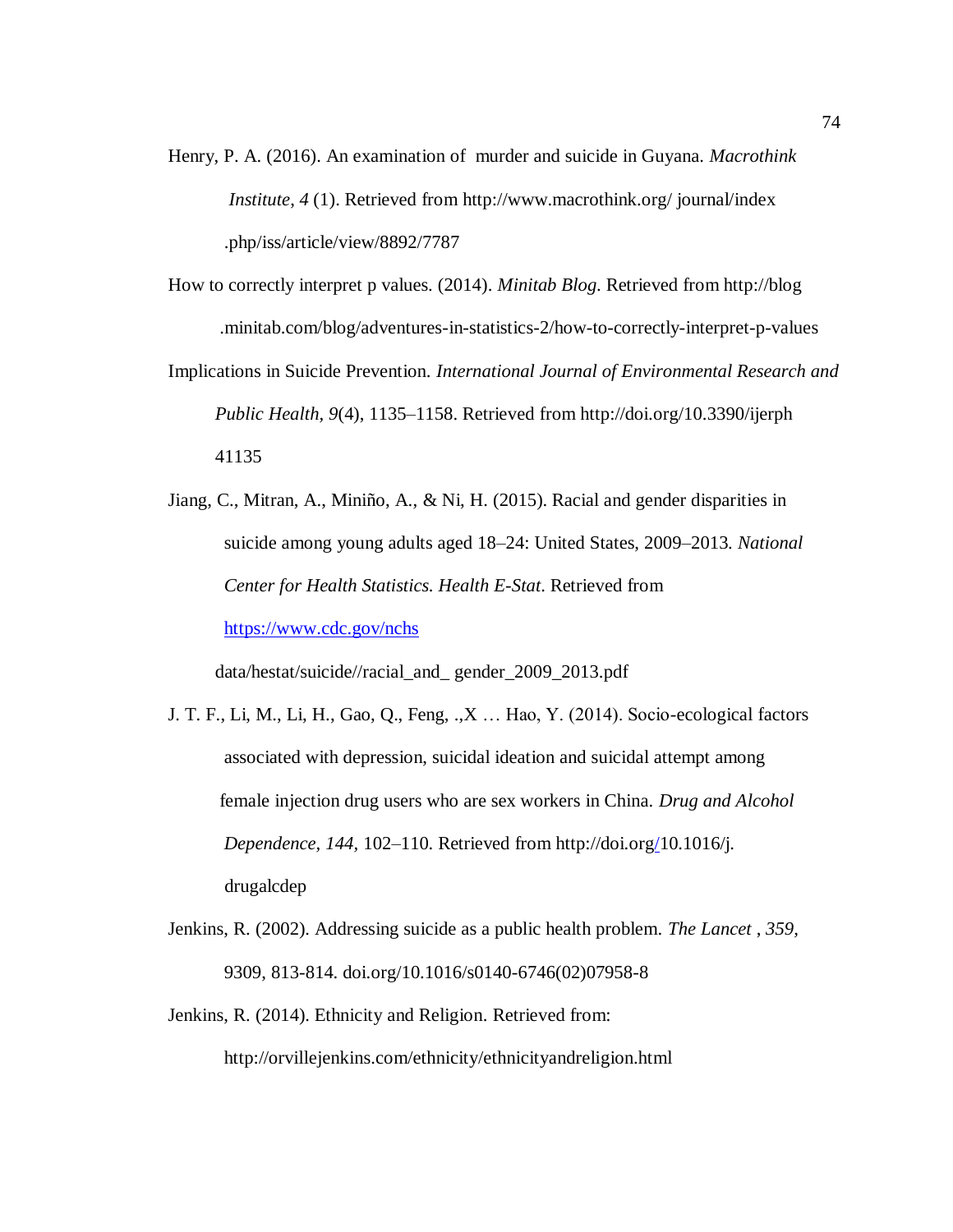Henry, P. A. (2016). An examination of murder and suicide in Guyana. *Macrothink Institute*, *4* (1). Retrieved from http://www.macrothink.org/ journal/index .php/iss/article/view/8892/7787

How to correctly interpret p values. (2014). *Minitab Blog.* Retrieved from http://blog .minitab.com/blog/adventures-in-statistics-2/how-to-correctly-interpret-p-values

Implications in Suicide Prevention. *International Journal of Environmental Research and Public Health*, *9*(4), 1135–1158. Retrieved from http://doi.org/10.3390/ijerph 41135

Jiang, C., Mitran, A., Miniño, A., & Ni, H. (2015). Racial and gender disparities in suicide among young adults aged 18–24: United States, 2009–2013. *National Center for Health Statistics. Health E-Stat*. Retrieved from https://www.cdc.gov/nchs data/hestat/suicide//racial_and_ gender_2009_2013.pdf

J. T. F., Li, M., Li, H., Gao, Q., Feng, .,X … Hao, Y. (2014). Socio-ecological factors associated with depression, suicidal ideation and suicidal attempt among female injection drug users who are sex workers in China. *Drug and Alcohol Dependence, 144,* 102–110. Retrieved from http://doi.org/10.1016/j. drugalcdep

Jenkins, R. (2002). Addressing suicide as a public health problem. *The Lancet* , *359,* 9309, 813-814. doi.org/10.1016/s0140-6746(02)07958-8

Jenkins, R. (2014). Ethnicity and Religion. Retrieved from: http://orvillejenkins.com/ethnicity/ethnicityandreligion.html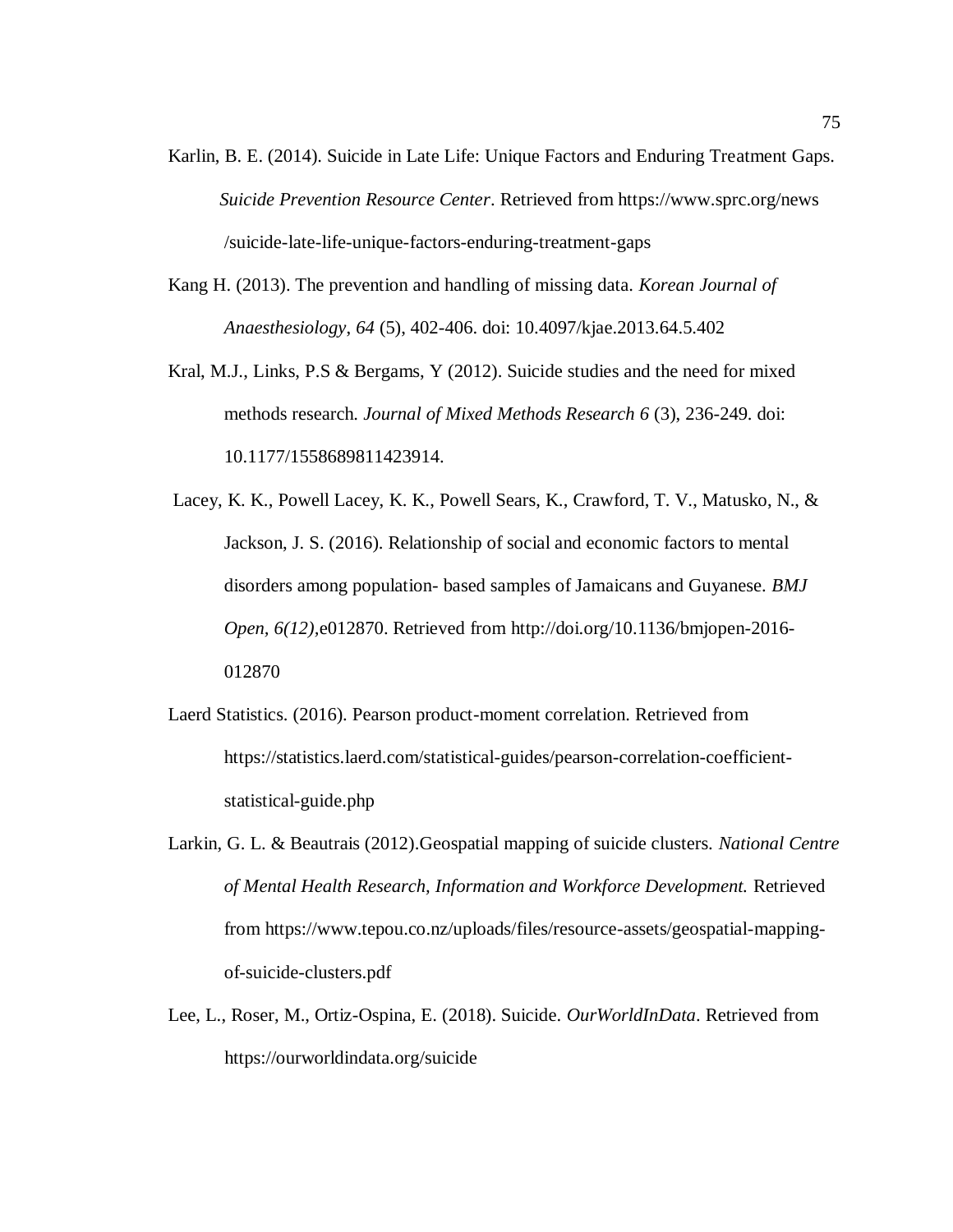Karlin, B. E. (2014). Suicide in Late Life: Unique Factors and Enduring Treatment Gaps. *Suicide Prevention Resource Center*. Retrieved from https://www.sprc.org/news /suicide-late-life-unique-factors-enduring-treatment-gaps

Kang H. (2013). The prevention and handling of missing data. *Korean Journal of Anaesthesiology*, *64* (5), 402-406. doi: 10.4097/kjae.2013.64.5.402

Kral, M.J., Links, P.S & Bergams, Y (2012). Suicide studies and the need for mixed methods research. *Journal of Mixed Methods Research 6* (3), 236-249. doi: 10.1177/1558689811423914.

Lacey, K. K., Powell Lacey, K. K., Powell Sears, K., Crawford, T. V., Matusko, N., & Jackson, J. S. (2016). Relationship of social and economic factors to mental disorders among population- based samples of Jamaicans and Guyanese. *BMJ Open, 6(12),*e012870. Retrieved from http://doi.org/10.1136/bmjopen-2016-012870

Laerd Statistics. (2016). Pearson product-moment correlation. Retrieved from https://statistics.laerd.com/statistical-guides/pearson-correlation-coefficient-statistical-guide.php

Larkin, G. L. & Beautrais (2012).Geospatial mapping of suicide clusters. *National Centre of Mental Health Research, Information and Workforce Development.* Retrieved from https://www.tepou.co.nz/uploads/files/resource-assets/geospatial-mapping-of-suicide-clusters.pdf

Lee, L., Roser, M., Ortiz-Ospina, E. (2018). Suicide. *OurWorldInData*. Retrieved from https://ourworldindata.org/suicide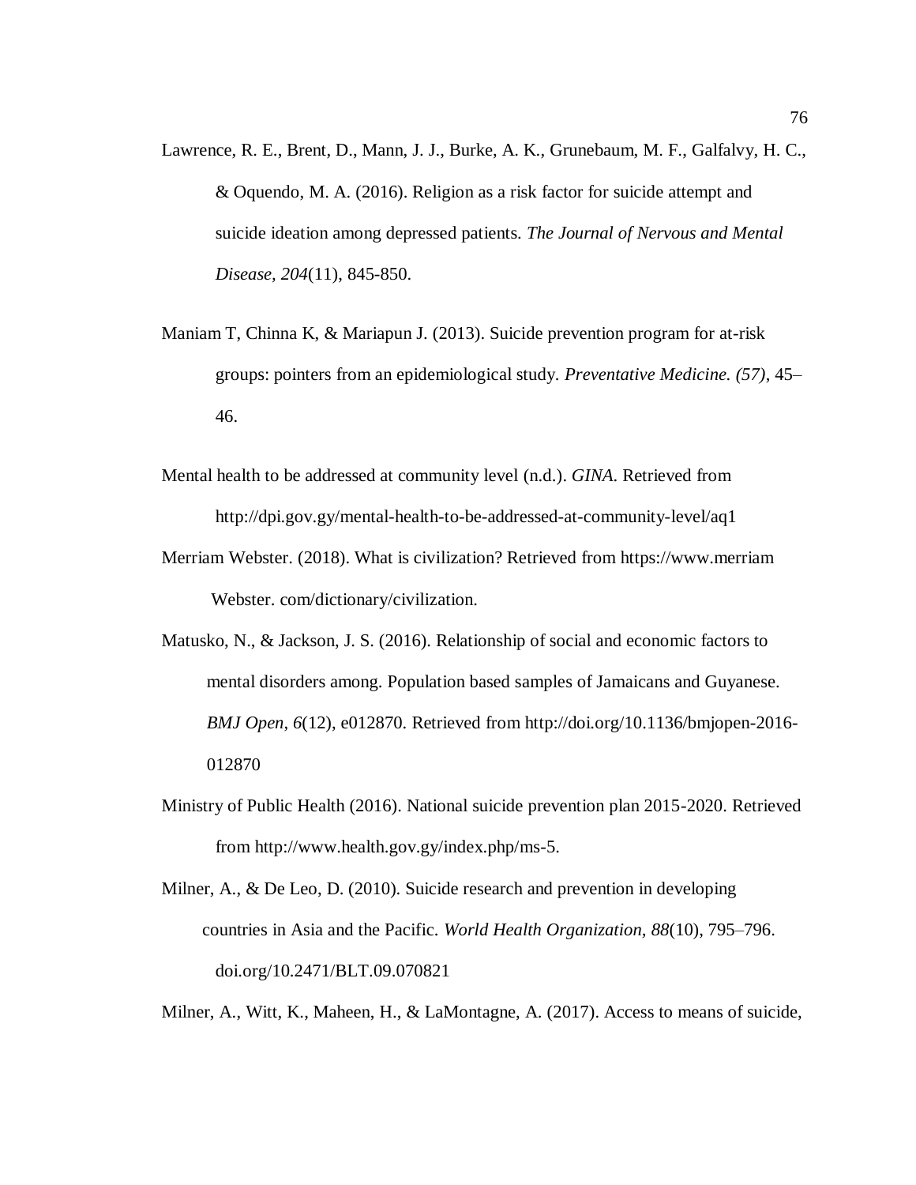Lawrence, R. E., Brent, D., Mann, J. J., Burke, A. K., Grunebaum, M. F., Galfalvy, H. C., & Oquendo, M. A. (2016). Religion as a risk factor for suicide attempt and suicide ideation among depressed patients. *The Journal of Nervous and Mental Disease, 204*(11), 845-850.

Maniam T, Chinna K, & Mariapun J. (2013). Suicide prevention program for at-risk groups: pointers from an epidemiological study. *Preventative Medicine. (57)*, 45–46.

Mental health to be addressed at community level (n.d.). *GINA*. Retrieved from http://dpi.gov.gy/mental-health-to-be-addressed-at-community-level/aq1

Merriam Webster. (2018). What is civilization? Retrieved from https://www.merriam Webster. com/dictionary/civilization.

Matusko, N., & Jackson, J. S. (2016). Relationship of social and economic factors to mental disorders among. Population based samples of Jamaicans and Guyanese. *BMJ Open*, *6*(12), e012870. Retrieved from http://doi.org/10.1136/bmjopen-2016-012870

Ministry of Public Health (2016). National suicide prevention plan 2015-2020. Retrieved from http://www.health.gov.gy/index.php/ms-5.

Milner, A., & De Leo, D. (2010). Suicide research and prevention in developing countries in Asia and the Pacific. *World Health Organization, 88*(10), 795–796. doi.org/10.2471/BLT.09.070821

Milner, A., Witt, K., Maheen, H., & LaMontagne, A. (2017). Access to means of suicide,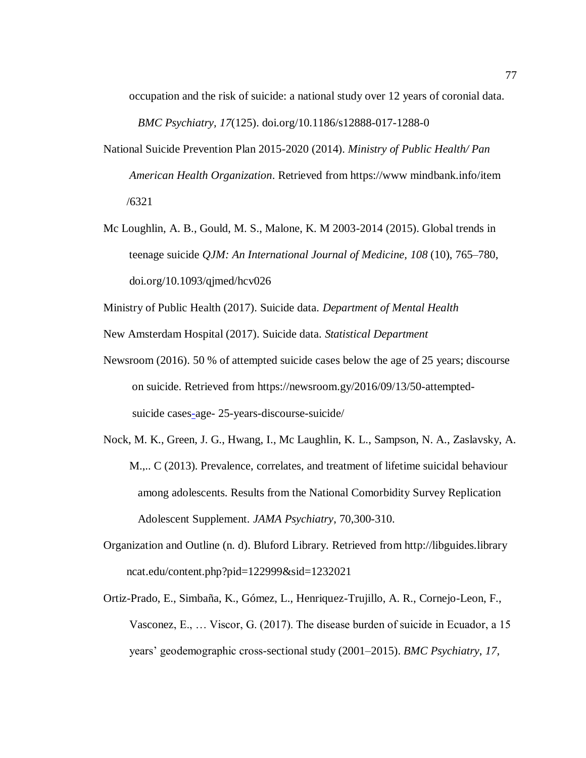occupation and the risk of suicide: a national study over 12 years of coronial data. *BMC Psychiatry, 17*(125). doi.org/10.1186/s12888-017-1288-0

National Suicide Prevention Plan 2015-2020 (2014). *Ministry of Public Health/ Pan American Health Organization*. Retrieved from https://www mindbank.info/item /6321

Mc Loughlin, A. B., Gould, M. S., Malone, K. M 2003-2014 (2015). Global trends in teenage suicide *QJM: An International Journal of Medicine, 108* (10), 765–780, doi.org/10.1093/qjmed/hcv026

Ministry of Public Health (2017). Suicide data. *Department of Mental Health*

New Amsterdam Hospital (2017). Suicide data. *Statistical Department*

Newsroom (2016). 50 % of attempted suicide cases below the age of 25 years; discourse on suicide. Retrieved from https://newsroom.gy/2016/09/13/50-attempted-suicide cases-age- 25-years-discourse-suicide/

Nock, M. K., Green, J. G., Hwang, I., Mc Laughlin, K. L., Sampson, N. A., Zaslavsky, A. M.,.. C (2013). Prevalence, correlates, and treatment of lifetime suicidal behaviour among adolescents. Results from the National Comorbidity Survey Replication Adolescent Supplement. *JAMA Psychiatry*, 70,300-310.

Organization and Outline (n. d). Bluford Library. Retrieved from http://libguides.library ncat.edu/content.php?pid=122999&sid=1232021

Ortiz-Prado, E., Simbaña, K., Gómez, L., Henriquez-Trujillo, A. R., Cornejo-Leon, F., Vasconez, E., … Viscor, G. (2017). The disease burden of suicide in Ecuador, a 15 years' geodemographic cross-sectional study (2001–2015). *BMC Psychiatry*, *17*,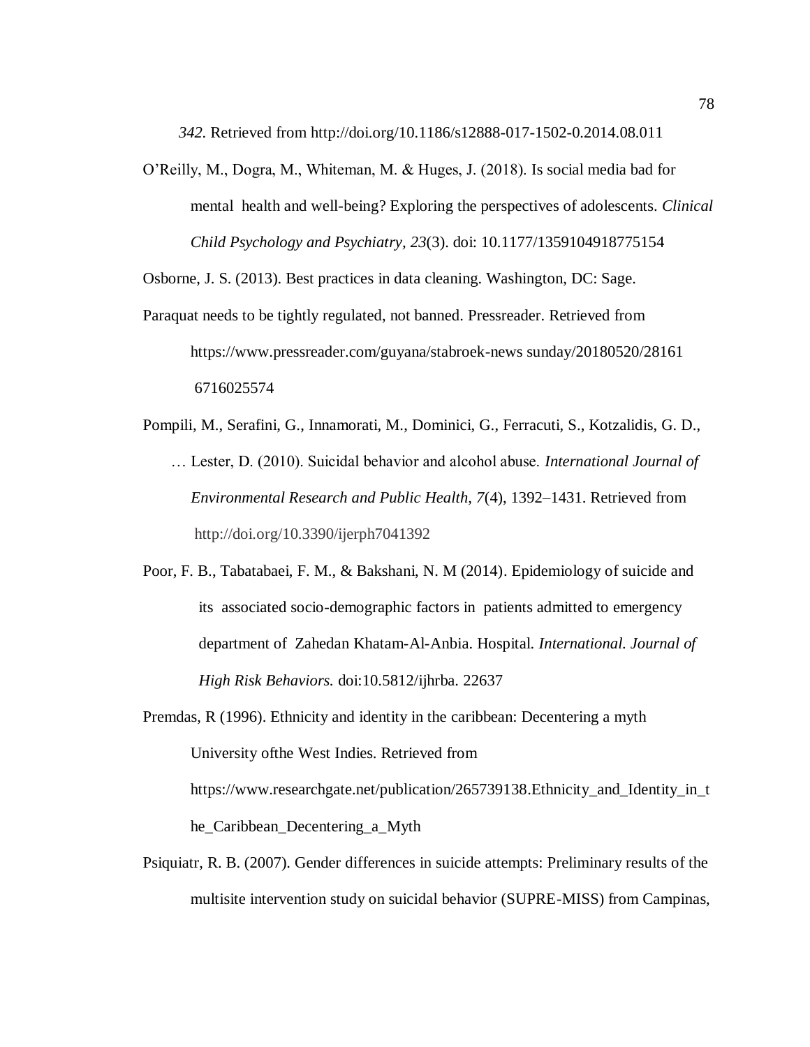*342.* Retrieved from http://doi.org/10.1186/s12888-017-1502-0.2014.08.011

O'Reilly, M., Dogra, M., Whiteman, M. & Huges, J. (2018). Is social media bad for mental health and well-being? Exploring the perspectives of adolescents. *Clinical Child Psychology and Psychiatry, 23*(3). doi: 10.1177/1359104918775154

Osborne, J. S. (2013). Best practices in data cleaning. Washington, DC: Sage.

Paraquat needs to be tightly regulated, not banned. Pressreader. Retrieved from https://www.pressreader.com/guyana/stabroek-news sunday/20180520/28161 6716025574

Pompili, M., Serafini, G., Innamorati, M., Dominici, G., Ferracuti, S., Kotzalidis, G. D., … Lester, D. (2010). Suicidal behavior and alcohol abuse. *International Journal of Environmental Research and Public Health, 7*(4), 1392–1431. Retrieved from http://doi.org/10.3390/ijerph7041392

Poor, F. B., Tabatabaei, F. M., & Bakshani, N. M (2014). Epidemiology of suicide and its associated socio-demographic factors in patients admitted to emergency department of Zahedan Khatam-Al-Anbia. Hospital. *International. Journal of High Risk Behaviors.* doi:10.5812/ijhrba. 22637

Premdas, R (1996). Ethnicity and identity in the caribbean: Decentering a myth University ofthe West Indies. Retrieved from https://www.researchgate.net/publication/265739138.Ethnicity_and_Identity_in_the_Caribbean_Decentering_a_Myth

Psiquiatr, R. B. (2007). Gender differences in suicide attempts: Preliminary results of the multisite intervention study on suicidal behavior (SUPRE-MISS) from Campinas,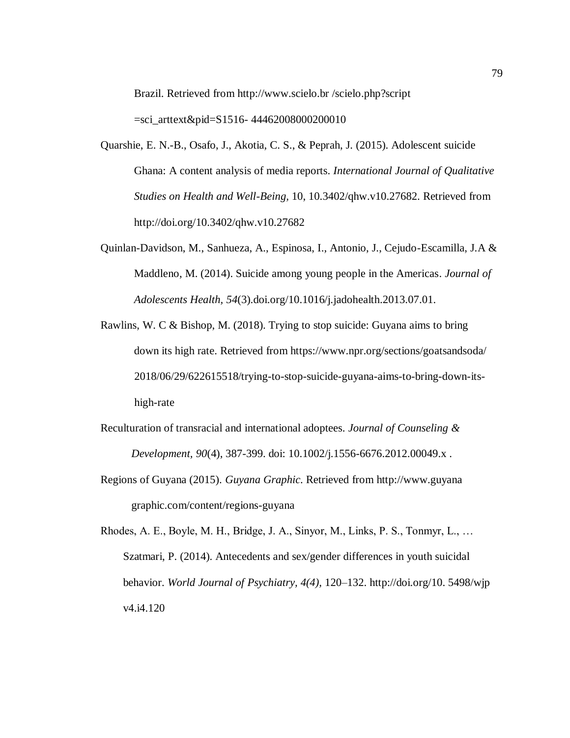Brazil. Retrieved from http://www.scielo.br /scielo.php?script =sci_arttext&pid=S1516- 44462008000200010

Quarshie, E. N.-B., Osafo, J., Akotia, C. S., & Peprah, J. (2015). Adolescent suicide Ghana: A content analysis of media reports. *International Journal of Qualitative Studies on Health and Well-Being,* 10, 10.3402/qhw.v10.27682. Retrieved from http://doi.org/10.3402/qhw.v10.27682

Quinlan-Davidson, M., Sanhueza, A., Espinosa, I., Antonio, J., Cejudo-Escamilla, J.A & Maddleno, M. (2014). Suicide among young people in the Americas. *Journal of Adolescents Health, 54*(3).doi.org/10.1016/j.jadohealth.2013.07.01.

Rawlins, W. C & Bishop, M. (2018). Trying to stop suicide: Guyana aims to bring down its high rate. Retrieved from https://www.npr.org/sections/goatsandsoda/ 2018/06/29/622615518/trying-to-stop-suicide-guyana-aims-to-bring-down-its-high-rate

Reculturation of transracial and international adoptees. *Journal of Counseling & Development, 90*(4), 387-399. doi: 10.1002/j.1556-6676.2012.00049.x .

Regions of Guyana (2015). *Guyana Graphic.* Retrieved from http://www.guyana graphic.com/content/regions-guyana

Rhodes, A. E., Boyle, M. H., Bridge, J. A., Sinyor, M., Links, P. S., Tonmyr, L., … Szatmari, P. (2014). Antecedents and sex/gender differences in youth suicidal behavior. *World Journal of Psychiatry, 4(4),* 120–132. http://doi.org/10. 5498/wjp v4.i4.120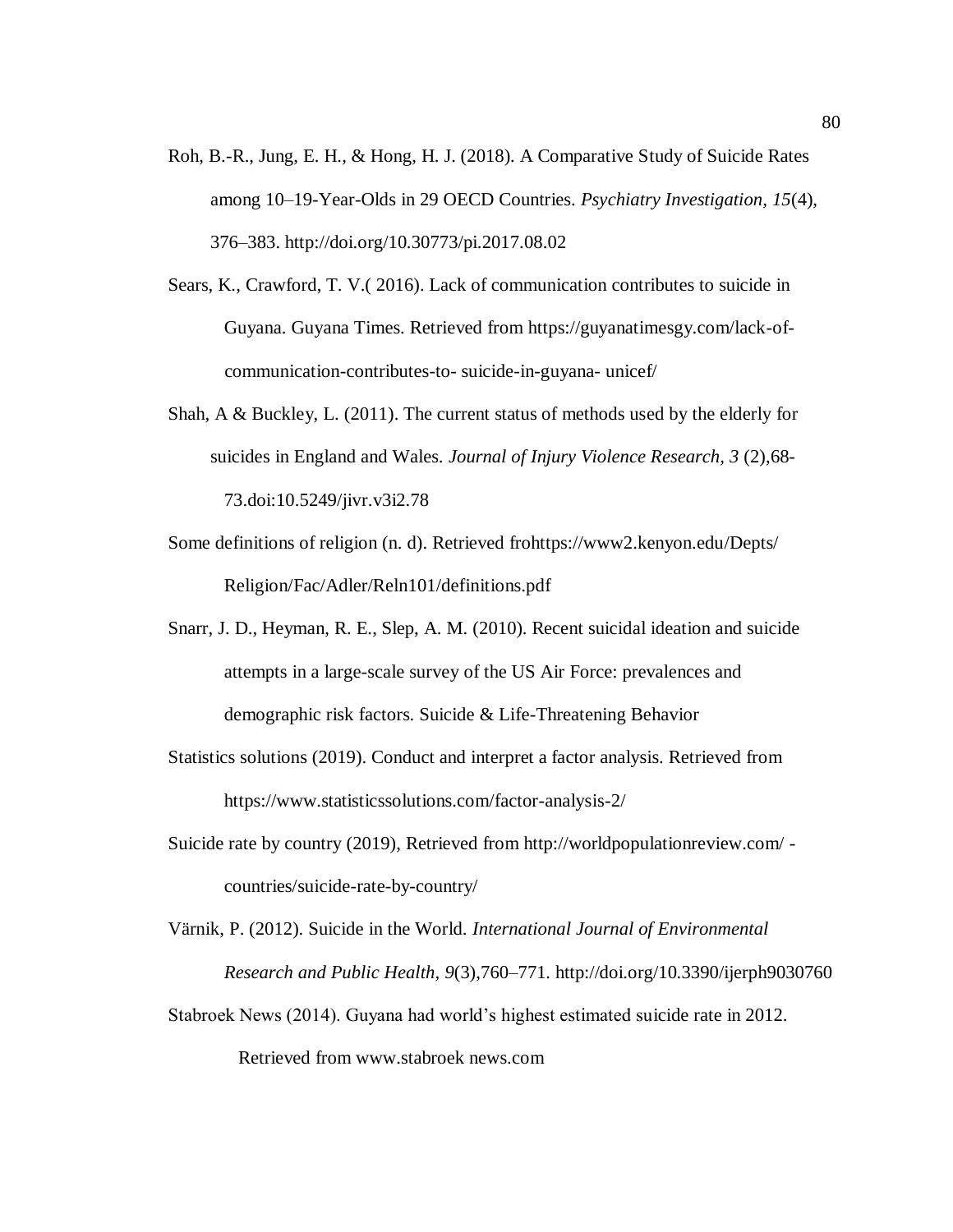Roh, B.-R., Jung, E. H., & Hong, H. J. (2018). A Comparative Study of Suicide Rates among 10–19-Year-Olds in 29 OECD Countries. *Psychiatry Investigation*, *15*(4), 376–383. http://doi.org/10.30773/pi.2017.08.02

Sears, K., Crawford, T. V.( 2016). Lack of communication contributes to suicide in Guyana. Guyana Times. Retrieved from https://guyanatimesgy.com/lack-of-communication-contributes-to- suicide-in-guyana- unicef/

Shah, A & Buckley, L. (2011). The current status of methods used by the elderly for suicides in England and Wales. *Journal of Injury Violence Research, 3* (2),68-73.doi:10.5249/jivr.v3i2.78

Some definitions of religion (n. d). Retrieved frohttps://www2.kenyon.edu/Depts/Religion/Fac/Adler/Reln101/definitions.pdf

Snarr, J. D., Heyman, R. E., Slep, A. M. (2010). Recent suicidal ideation and suicide attempts in a large-scale survey of the US Air Force: prevalences and demographic risk factors. Suicide & Life-Threatening Behavior

Statistics solutions (2019). Conduct and interpret a factor analysis. Retrieved from https://www.statisticssolutions.com/factor-analysis-2/

Suicide rate by country (2019), Retrieved from http://worldpopulationreview.com/ -countries/suicide-rate-by-country/

Värnik, P. (2012). Suicide in the World. *International Journal of Environmental Research and Public Health, 9*(3),760–771. http://doi.org/10.3390/ijerph9030760

Stabroek News (2014). Guyana had world's highest estimated suicide rate in 2012. Retrieved from www.stabroek news.com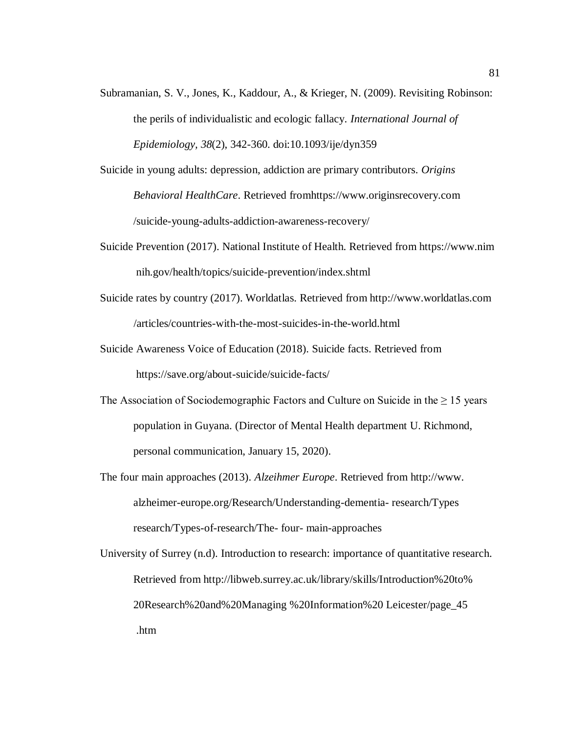Subramanian, S. V., Jones, K., Kaddour, A., & Krieger, N. (2009). Revisiting Robinson: the perils of individualistic and ecologic fallacy. *International Journal of Epidemiology*, *38*(2), 342-360. doi:10.1093/ije/dyn359

Suicide in young adults: depression, addiction are primary contributors. *Origins Behavioral HealthCare*. Retrieved fromhttps://www.originsrecovery.com /suicide-young-adults-addiction-awareness-recovery/

Suicide Prevention (2017). National Institute of Health. Retrieved from https://www.nim nih.gov/health/topics/suicide-prevention/index.shtml

Suicide rates by country (2017). Worldatlas. Retrieved from http://www.worldatlas.com /articles/countries-with-the-most-suicides-in-the-world.html

Suicide Awareness Voice of Education (2018). Suicide facts. Retrieved from https://save.org/about-suicide/suicide-facts/

The Association of Sociodemographic Factors and Culture on Suicide in the ≥ 15 years population in Guyana. (Director of Mental Health department U. Richmond, personal communication, January 15, 2020).

The four main approaches (2013). *Alzeihmer Europe*. Retrieved from http://www. alzheimer-europe.org/Research/Understanding-dementia- research/Types research/Types-of-research/The- four- main-approaches

University of Surrey (n.d). Introduction to research: importance of quantitative research. Retrieved from http://libweb.surrey.ac.uk/library/skills/Introduction%20to% 20Research%20and%20Managing %20Information%20 Leicester/page_45 .htm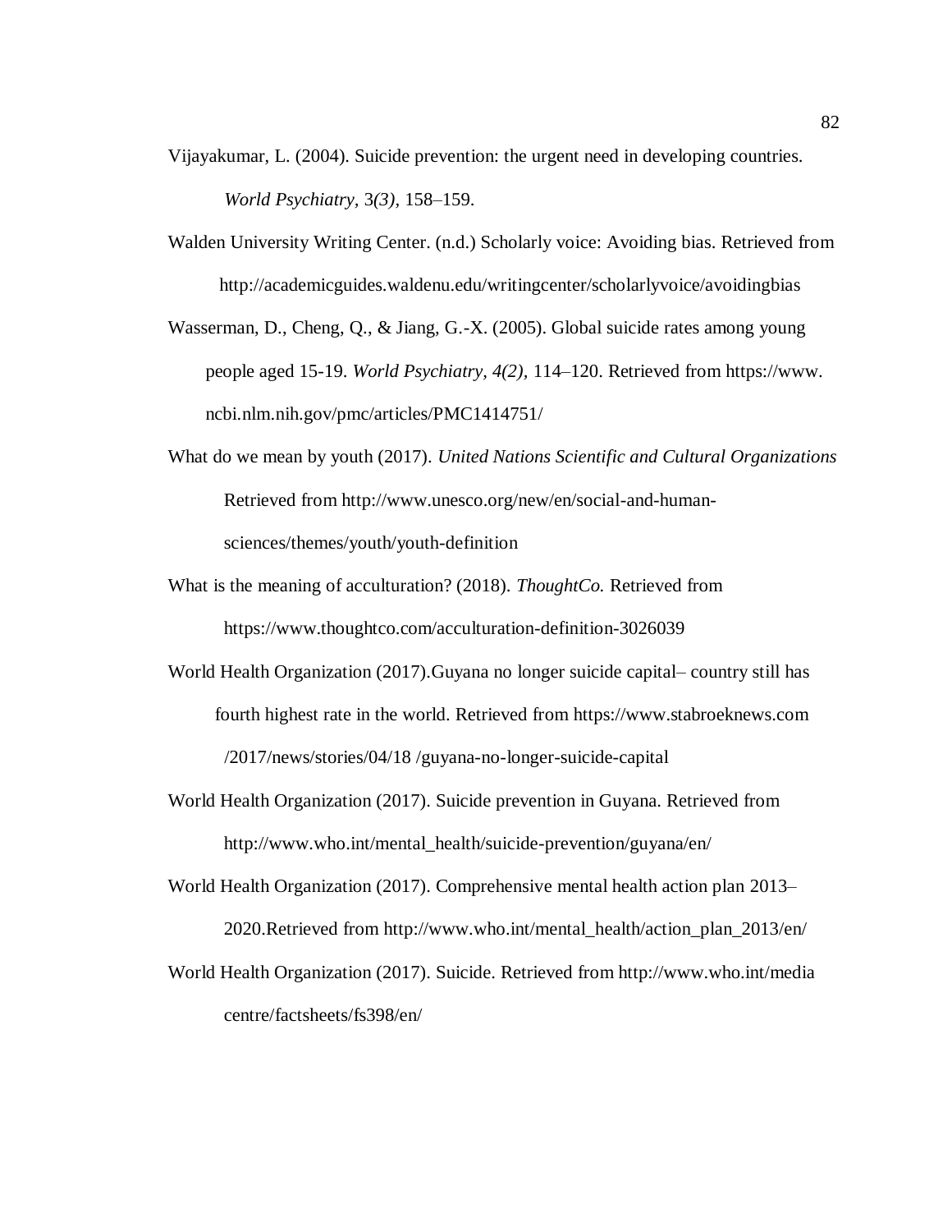Vijayakumar, L. (2004). Suicide prevention: the urgent need in developing countries. *World Psychiatry,* 3*(3),* 158–159.

Walden University Writing Center. (n.d.) Scholarly voice: Avoiding bias. Retrieved from http://academicguides.waldenu.edu/writingcenter/scholarlyvoice/avoidingbias

Wasserman, D., Cheng, Q., & Jiang, G.-X. (2005). Global suicide rates among young people aged 15-19. *World Psychiatry, 4(2),* 114–120. Retrieved from https://www.ncbi.nlm.nih.gov/pmc/articles/PMC1414751/

What do we mean by youth (2017). *United Nations Scientific and Cultural Organizations* Retrieved from http://www.unesco.org/new/en/social-and-human-sciences/themes/youth/youth-definition

What is the meaning of acculturation? (2018). *ThoughtCo.* Retrieved from https://www.thoughtco.com/acculturation-definition-3026039

World Health Organization (2017).Guyana no longer suicide capital– country still has fourth highest rate in the world. Retrieved from https://www.stabroeknews.com /2017/news/stories/04/18 /guyana-no-longer-suicide-capital

World Health Organization (2017). Suicide prevention in Guyana. Retrieved from http://www.who.int/mental_health/suicide-prevention/guyana/en/

World Health Organization (2017). Comprehensive mental health action plan 2013–2020.Retrieved from http://www.who.int/mental_health/action_plan_2013/en/

World Health Organization (2017). Suicide. Retrieved from http://www.who.int/media centre/factsheets/fs398/en/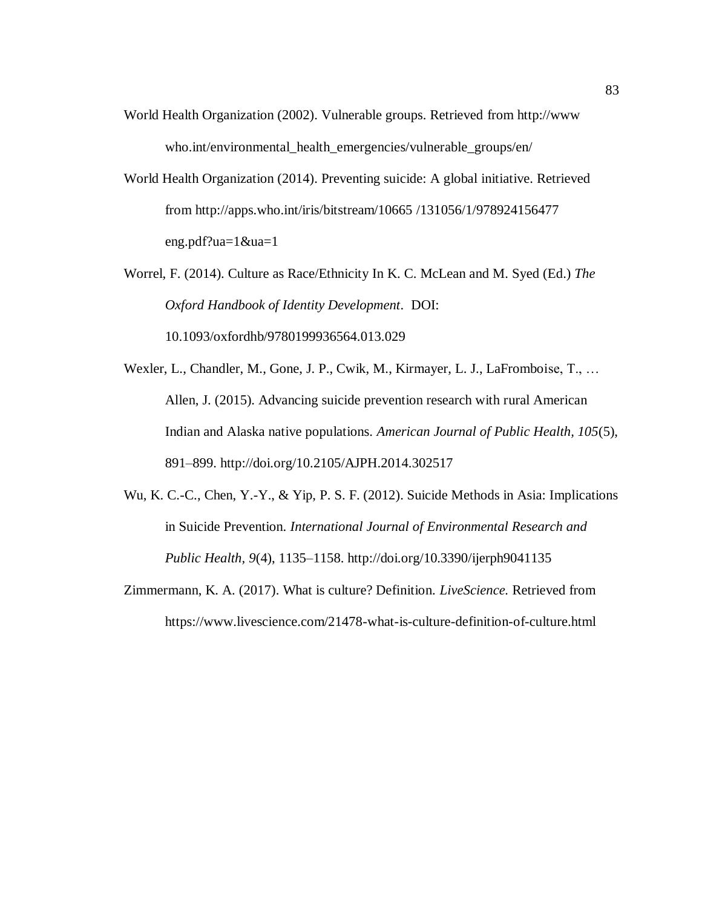World Health Organization (2002). Vulnerable groups. Retrieved from http://www who.int/environmental_health_emergencies/vulnerable_groups/en/

World Health Organization (2014). Preventing suicide: A global initiative. Retrieved from http://apps.who.int/iris/bitstream/10665 /131056/1/978924156477 eng.pdf?ua=1&ua=1

Worrel, F. (2014). Culture as Race/Ethnicity In K. C. McLean and M. Syed (Ed.) *The Oxford Handbook of Identity Development*. DOI: 10.1093/oxfordhb/9780199936564.013.029

Wexler, L., Chandler, M., Gone, J. P., Cwik, M., Kirmayer, L. J., LaFromboise, T., … Allen, J. (2015). Advancing suicide prevention research with rural American Indian and Alaska native populations. *American Journal of Public Health, 105*(5), 891–899. http://doi.org/10.2105/AJPH.2014.302517

Wu, K. C.-C., Chen, Y.-Y., & Yip, P. S. F. (2012). Suicide Methods in Asia: Implications in Suicide Prevention. *International Journal of Environmental Research and Public Health*, *9*(4), 1135–1158. http://doi.org/10.3390/ijerph9041135

Zimmermann, K. A. (2017). What is culture? Definition. *LiveScience.* Retrieved from https://www.livescience.com/21478-what-is-culture-definition-of-culture.html